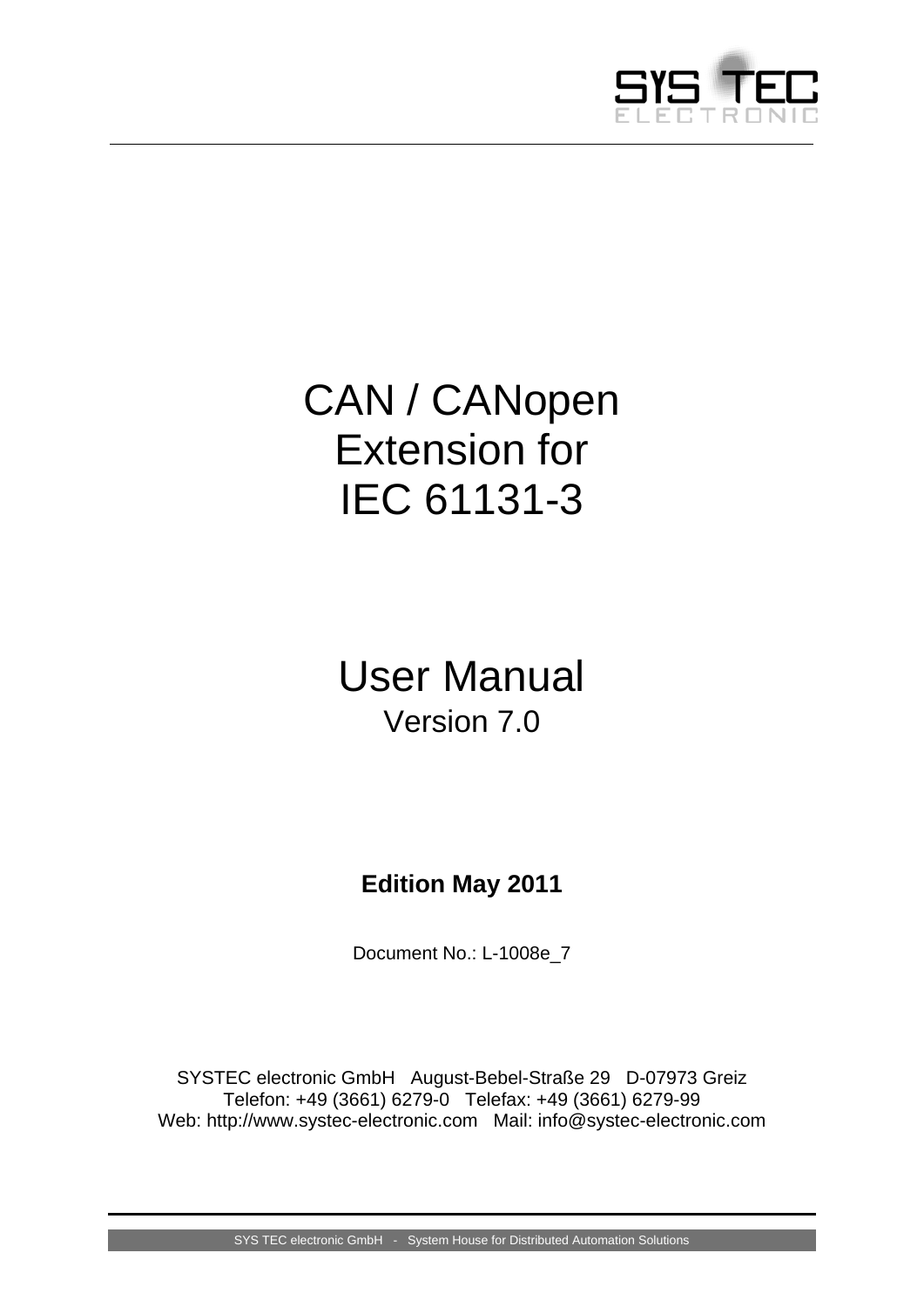# CAN / CANopen Extension for IEC 61131-3

# User Manual

Version 7.0

**Edition May 2011**

Document No.: L-1008e_7

SYSTEC electronic GmbH August-Bebel-Straße 29 D-07973 Greiz
Telefon: +49 (3661) 6279-0 Telefax: +49 (3661) 6279-99
Web: http://www.systec-electronic.com Mail: info@systec-electronic.com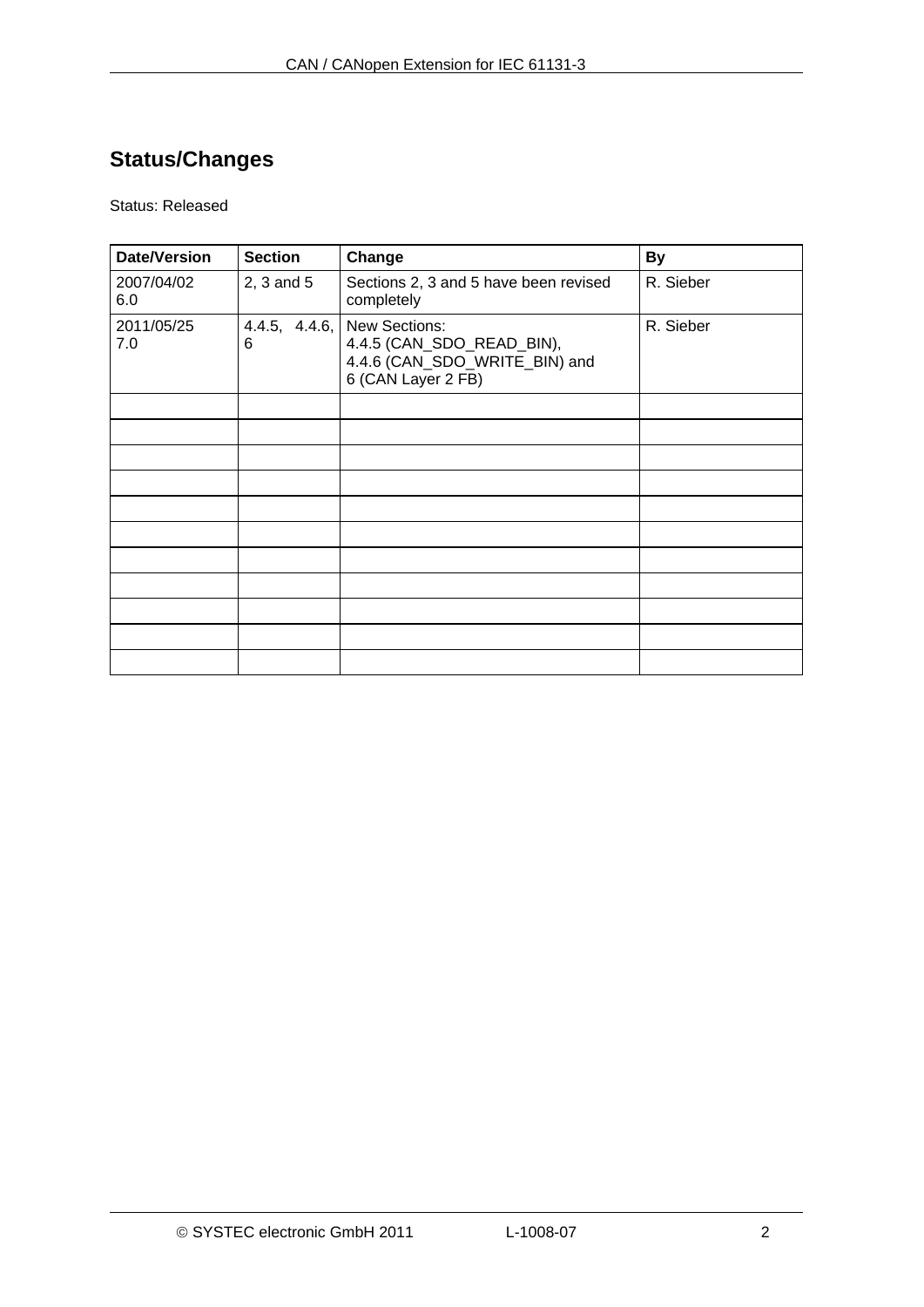## Status/Changes

Status: Released

| Date/Version | Section | Change | By |
|---|---|---|---|
| 2007/04/02 6.0 | 2, 3 and 5 | Sections 2, 3 and 5 have been revised completely | R. Sieber |
| 2011/05/25 7.0 | 4.4.5, 4.4.6, 6 | New Sections: 4.4.5 (CAN_SDO_READ_BIN), 4.4.6 (CAN_SDO_WRITE_BIN) and 6 (CAN Layer 2 FB) | R. Sieber |
| | | | |
| | | | |
| | | | |
| | | | |
| | | | |
| | | | |
| | | | |
| | | | |
| | | | |
| | | | |
| | | | |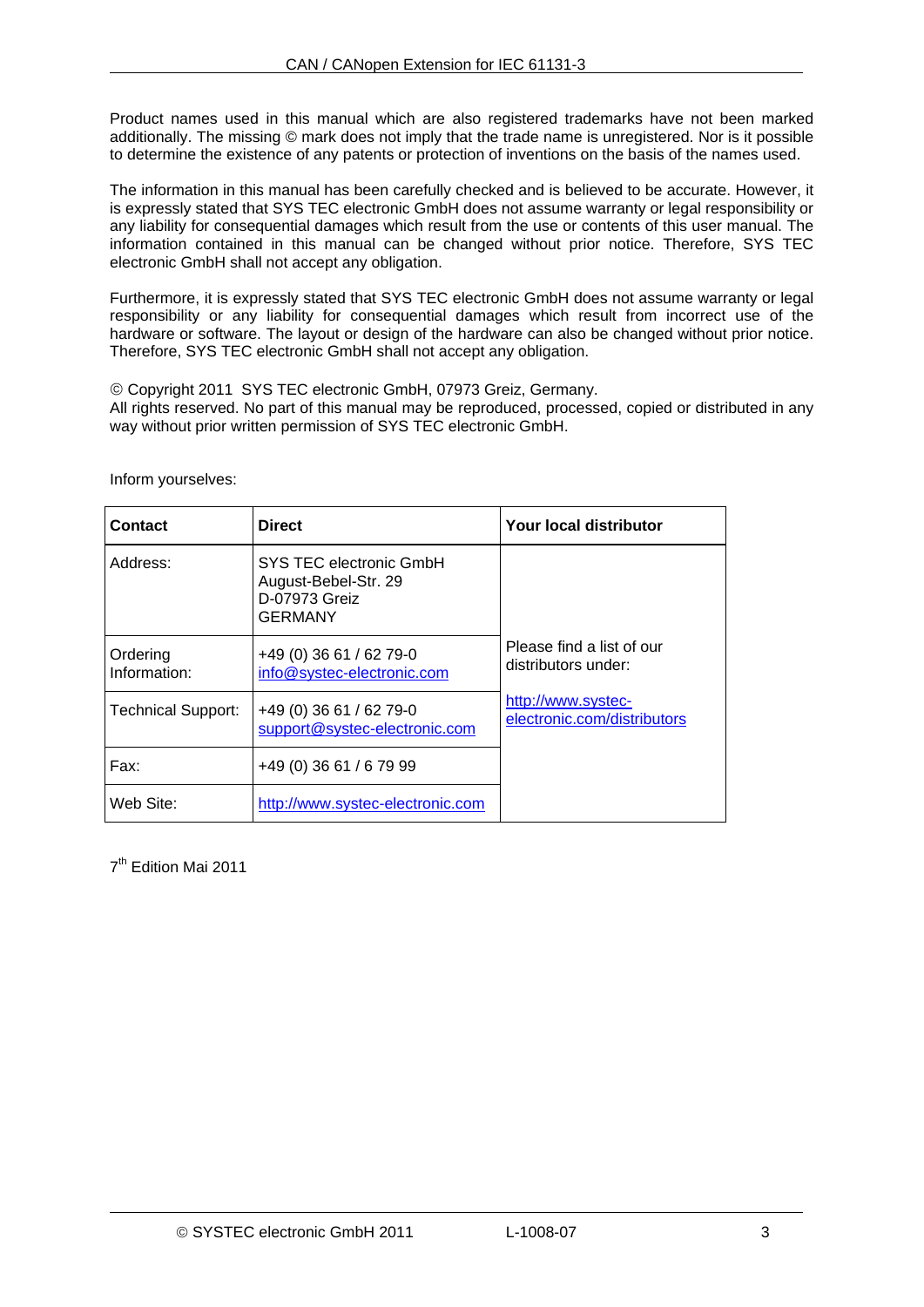Product names used in this manual which are also registered trademarks have not been marked additionally. The missing © mark does not imply that the trade name is unregistered. Nor is it possible to determine the existence of any patents or protection of inventions on the basis of the names used.

The information in this manual has been carefully checked and is believed to be accurate. However, it is expressly stated that SYS TEC electronic GmbH does not assume warranty or legal responsibility or any liability for consequential damages which result from the use or contents of this user manual. The information contained in this manual can be changed without prior notice. Therefore, SYS TEC electronic GmbH shall not accept any obligation.

Furthermore, it is expressly stated that SYS TEC electronic GmbH does not assume warranty or legal responsibility or any liability for consequential damages which result from incorrect use of the hardware or software. The layout or design of the hardware can also be changed without prior notice. Therefore, SYS TEC electronic GmbH shall not accept any obligation.

© Copyright 2011 SYS TEC electronic GmbH, 07973 Greiz, Germany.
All rights reserved. No part of this manual may be reproduced, processed, copied or distributed in any way without prior written permission of SYS TEC electronic GmbH.

Inform yourselves:

| **Contact** | **Direct** | **Your local distributor** |
|---|---|---|
| Address: | SYS TEC electronic GmbH<br>August-Bebel-Str. 29<br>D-07973 Greiz<br>GERMANY | Please find a list of our distributors under:<br><br>http://www.systec-electronic.com/distributors |
| Ordering Information: | +49 (0) 36 61 / 62 79-0<br>info@systec-electronic.com | |
| Technical Support: | +49 (0) 36 61 / 62 79-0<br>support@systec-electronic.com | |
| Fax: | +49 (0) 36 61 / 6 79 99 | |
| Web Site: | http://www.systec-electronic.com | |

7th Edition Mai 2011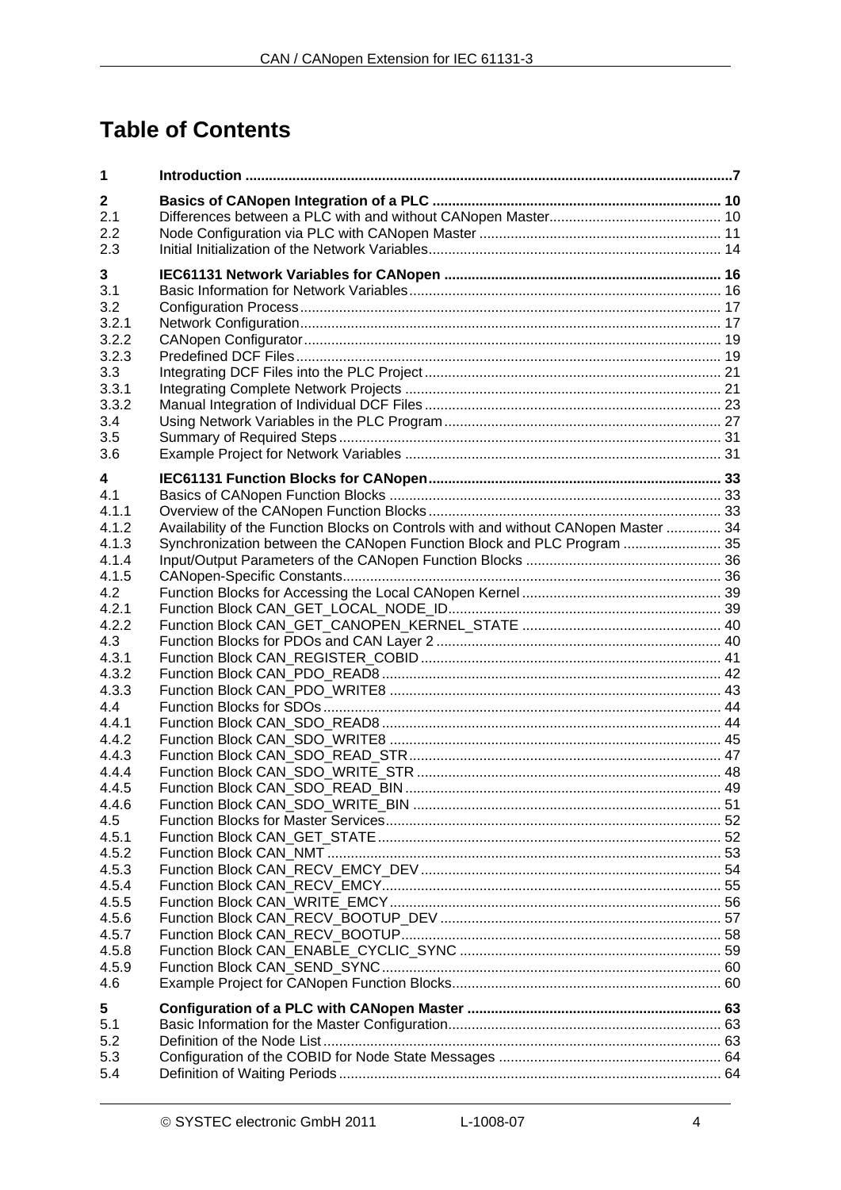# Table of Contents

| | | |
|---|---|---|
| **1** | **Introduction** | **7** |
| **2** | **Basics of CANopen Integration of a PLC** | **10** |
| 2.1 | Differences between a PLC with and without CANopen Master | 10 |
| 2.2 | Node Configuration via PLC with CANopen Master | 11 |
| 2.3 | Initial Initialization of the Network Variables | 14 |
| **3** | **IEC61131 Network Variables for CANopen** | **16** |
| 3.1 | Basic Information for Network Variables | 16 |
| 3.2 | Configuration Process | 17 |
| 3.2.1 | Network Configuration | 17 |
| 3.2.2 | CANopen Configurator | 19 |
| 3.2.3 | Predefined DCF Files | 19 |
| 3.3 | Integrating DCF Files into the PLC Project | 21 |
| 3.3.1 | Integrating Complete Network Projects | 21 |
| 3.3.2 | Manual Integration of Individual DCF Files | 23 |
| 3.4 | Using Network Variables in the PLC Program | 27 |
| 3.5 | Summary of Required Steps | 31 |
| 3.6 | Example Project for Network Variables | 31 |
| **4** | **IEC61131 Function Blocks for CANopen** | **33** |
| 4.1 | Basics of CANopen Function Blocks | 33 |
| 4.1.1 | Overview of the CANopen Function Blocks | 33 |
| 4.1.2 | Availability of the Function Blocks on Controls with and without CANopen Master | 34 |
| 4.1.3 | Synchronization between the CANopen Function Block and PLC Program | 35 |
| 4.1.4 | Input/Output Parameters of the CANopen Function Blocks | 36 |
| 4.1.5 | CANopen-Specific Constants | 36 |
| 4.2 | Function Blocks for Accessing the Local CANopen Kernel | 39 |
| 4.2.1 | Function Block CAN_GET_LOCAL_NODE_ID | 39 |
| 4.2.2 | Function Block CAN_GET_CANOPEN_KERNEL_STATE | 40 |
| 4.3 | Function Blocks for PDOs and CAN Layer 2 | 40 |
| 4.3.1 | Function Block CAN_REGISTER_COBID | 41 |
| 4.3.2 | Function Block CAN_PDO_READ8 | 42 |
| 4.3.3 | Function Block CAN_PDO_WRITE8 | 43 |
| 4.4 | Function Blocks for SDOs | 44 |
| 4.4.1 | Function Block CAN_SDO_READ8 | 44 |
| 4.4.2 | Function Block CAN_SDO_WRITE8 | 45 |
| 4.4.3 | Function Block CAN_SDO_READ_STR | 47 |
| 4.4.4 | Function Block CAN_SDO_WRITE_STR | 48 |
| 4.4.5 | Function Block CAN_SDO_READ_BIN | 49 |
| 4.4.6 | Function Block CAN_SDO_WRITE_BIN | 51 |
| 4.5 | Function Blocks for Master Services | 52 |
| 4.5.1 | Function Block CAN_GET_STATE | 52 |
| 4.5.2 | Function Block CAN_NMT | 53 |
| 4.5.3 | Function Block CAN_RECV_EMCY_DEV | 54 |
| 4.5.4 | Function Block CAN_RECV_EMCY | 55 |
| 4.5.5 | Function Block CAN_WRITE_EMCY | 56 |
| 4.5.6 | Function Block CAN_RECV_BOOTUP_DEV | 57 |
| 4.5.7 | Function Block CAN_RECV_BOOTUP | 58 |
| 4.5.8 | Function Block CAN_ENABLE_CYCLIC_SYNC | 59 |
| 4.5.9 | Function Block CAN_SEND_SYNC | 60 |
| 4.6 | Example Project for CANopen Function Blocks | 60 |
| **5** | **Configuration of a PLC with CANopen Master** | **63** |
| 5.1 | Basic Information for the Master Configuration | 63 |
| 5.2 | Definition of the Node List | 63 |
| 5.3 | Configuration of the COBID for Node State Messages | 64 |
| 5.4 | Definition of Waiting Periods | 64 |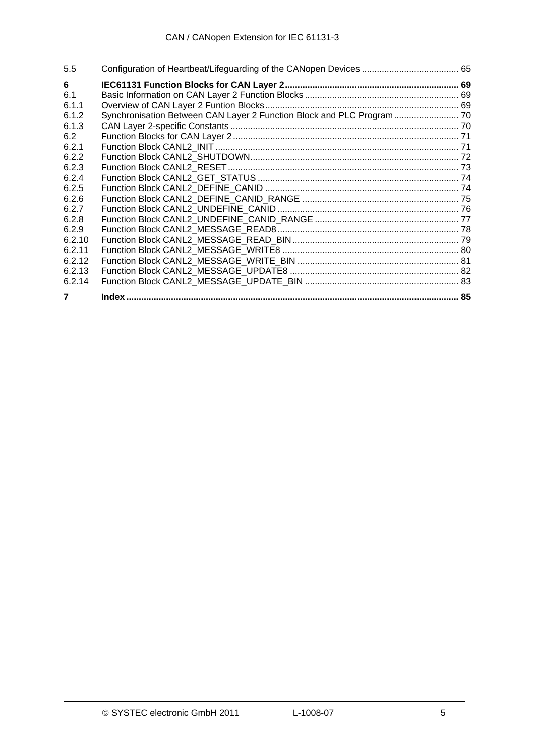| | | |
|---|---|---|
| 5.5 | Configuration of Heartbeat/Lifeguarding of the CANopen Devices | 65 |
| **6** | **IEC61131 Function Blocks for CAN Layer 2** | **69** |
| 6.1 | Basic Information on CAN Layer 2 Function Blocks | 69 |
| 6.1.1 | Overview of CAN Layer 2 Funtion Blocks | 69 |
| 6.1.2 | Synchronisation Between CAN Layer 2 Function Block and PLC Program | 70 |
| 6.1.3 | CAN Layer 2-specific Constants | 70 |
| 6.2 | Function Blocks for CAN Layer 2 | 71 |
| 6.2.1 | Function Block CANL2_INIT | 71 |
| 6.2.2 | Function Block CANL2_SHUTDOWN | 72 |
| 6.2.3 | Function Block CANL2_RESET | 73 |
| 6.2.4 | Function Block CANL2_GET_STATUS | 74 |
| 6.2.5 | Function Block CANL2_DEFINE_CANID | 74 |
| 6.2.6 | Function Block CANL2_DEFINE_CANID_RANGE | 75 |
| 6.2.7 | Function Block CANL2_UNDEFINE_CANID | 76 |
| 6.2.8 | Function Block CANL2_UNDEFINE_CANID_RANGE | 77 |
| 6.2.9 | Function Block CANL2_MESSAGE_READ8 | 78 |
| 6.2.10 | Function Block CANL2_MESSAGE_READ_BIN | 79 |
| 6.2.11 | Function Block CANL2_MESSAGE_WRITE8 | 80 |
| 6.2.12 | Function Block CANL2_MESSAGE_WRITE_BIN | 81 |
| 6.2.13 | Function Block CANL2_MESSAGE_UPDATE8 | 82 |
| 6.2.14 | Function Block CANL2_MESSAGE_UPDATE_BIN | 83 |
| **7** | **Index** | **85** |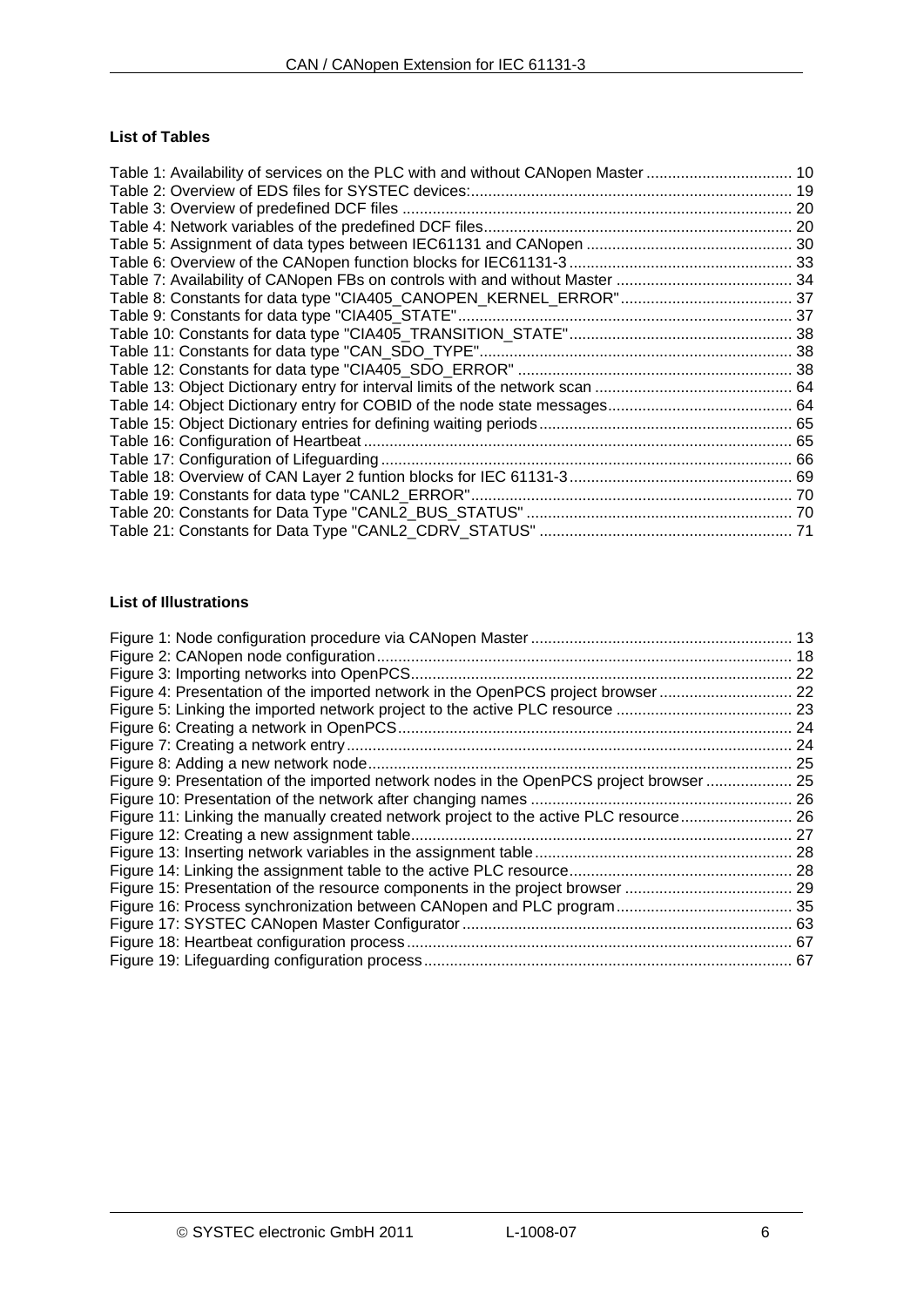**List of Tables**

Table 1: Availability of services on the PLC with and without CANopen Master .................................. 10
Table 2: Overview of EDS files for SYSTEC devices:........................................................................... 19
Table 3: Overview of predefined DCF files ........................................................................................... 20
Table 4: Network variables of the predefined DCF files........................................................................ 20
Table 5: Assignment of data types between IEC61131 and CANopen ................................................ 30
Table 6: Overview of the CANopen function blocks for IEC61131-3.................................................... 33
Table 7: Availability of CANopen FBs on controls with and without Master ......................................... 34
Table 8: Constants for data type "CIA405_CANOPEN_KERNEL_ERROR"........................................ 37
Table 9: Constants for data type "CIA405_STATE"............................................................................. 37
Table 10: Constants for data type "CIA405_TRANSITION_STATE".................................................... 38
Table 11: Constants for data type "CAN_SDO_TYPE"......................................................................... 38
Table 12: Constants for data type "CIA405_SDO_ERROR" ................................................................ 38
Table 13: Object Dictionary entry for interval limits of the network scan ............................................. 64
Table 14: Object Dictionary entry for COBID of the node state messages........................................... 64
Table 15: Object Dictionary entries for defining waiting periods........................................................... 65
Table 16: Configuration of Heartbeat.................................................................................................... 65
Table 17: Configuration of Lifeguarding................................................................................................ 66
Table 18: Overview of CAN Layer 2 funtion blocks for IEC 61131-3.................................................... 69
Table 19: Constants for data type "CANL2_ERROR"........................................................................... 70
Table 20: Constants for Data Type "CANL2_BUS_STATUS" .............................................................. 70
Table 21: Constants for Data Type "CANL2_CDRV_STATUS" ........................................................... 71

**List of Illustrations**

Figure 1: Node configuration procedure via CANopen Master ............................................................ 13
Figure 2: CANopen node configuration................................................................................................ 18
Figure 3: Importing networks into OpenPCS........................................................................................ 22
Figure 4: Presentation of the imported network in the OpenPCS project browser ............................... 22
Figure 5: Linking the imported network project to the active PLC resource ......................................... 23
Figure 6: Creating a network in OpenPCS........................................................................................... 24
Figure 7: Creating a network entry....................................................................................................... 24
Figure 8: Adding a new network node.................................................................................................. 25
Figure 9: Presentation of the imported network nodes in the OpenPCS project browser .................... 25
Figure 10: Presentation of the network after changing names ............................................................ 26
Figure 11: Linking the manually created network project to the active PLC resource.......................... 26
Figure 12: Creating a new assignment table........................................................................................ 27
Figure 13: Inserting network variables in the assignment table........................................................... 28
Figure 14: Linking the assignment table to the active PLC resource.................................................... 28
Figure 15: Presentation of the resource components in the project browser ....................................... 29
Figure 16: Process synchronization between CANopen and PLC program......................................... 35
Figure 17: SYSTEC CANopen Master Configurator ............................................................................ 63
Figure 18: Heartbeat configuration process......................................................................................... 67
Figure 19: Lifeguarding configuration process..................................................................................... 67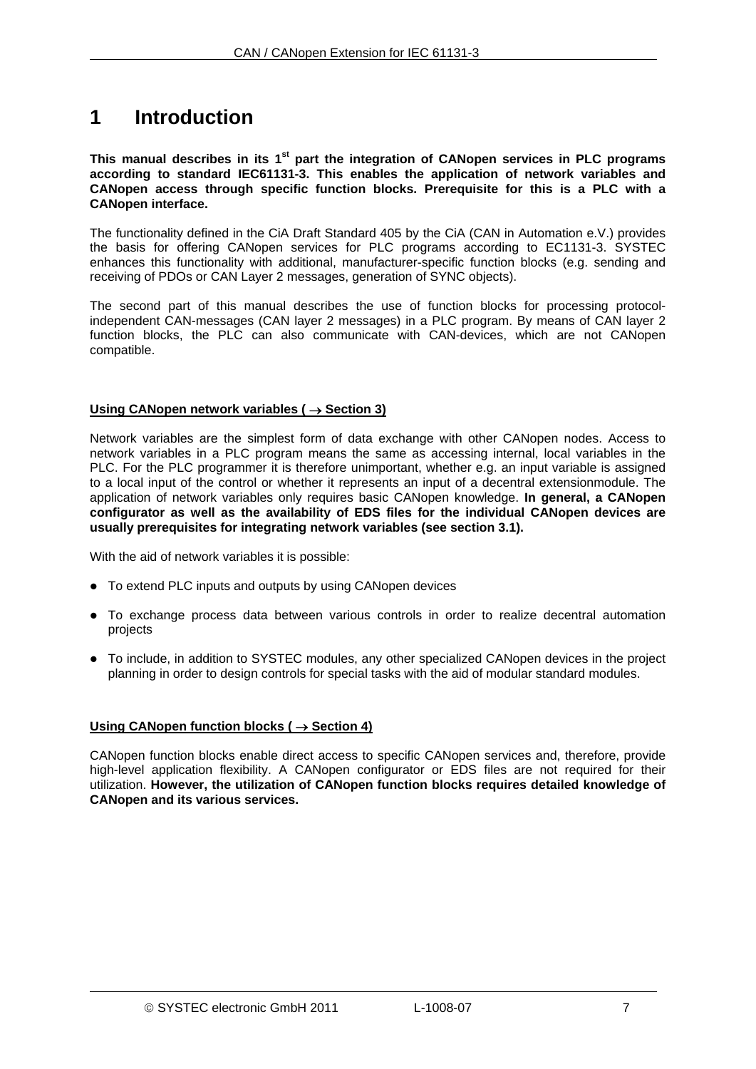# 1 Introduction

**This manual describes in its 1st part the integration of CANopen services in PLC programs according to standard IEC61131-3. This enables the application of network variables and CANopen access through specific function blocks. Prerequisite for this is a PLC with a CANopen interface.**

The functionality defined in the CiA Draft Standard 405 by the CiA (CAN in Automation e.V.) provides the basis for offering CANopen services for PLC programs according to EC1131-3. SYSTEC enhances this functionality with additional, manufacturer-specific function blocks (e.g. sending and receiving of PDOs or CAN Layer 2 messages, generation of SYNC objects).

The second part of this manual describes the use of function blocks for processing protocol-independent CAN-messages (CAN layer 2 messages) in a PLC program. By means of CAN layer 2 function blocks, the PLC can also communicate with CAN-devices, which are not CANopen compatible.

**Using CANopen network variables ( → Section 3)**

Network variables are the simplest form of data exchange with other CANopen nodes. Access to network variables in a PLC program means the same as accessing internal, local variables in the PLC. For the PLC programmer it is therefore unimportant, whether e.g. an input variable is assigned to a local input of the control or whether it represents an input of a decentral extensionmodule. The application of network variables only requires basic CANopen knowledge. **In general, a CANopen configurator as well as the availability of EDS files for the individual CANopen devices are usually prerequisites for integrating network variables (see section 3.1).**

With the aid of network variables it is possible:

- To extend PLC inputs and outputs by using CANopen devices
- To exchange process data between various controls in order to realize decentral automation projects
- To include, in addition to SYSTEC modules, any other specialized CANopen devices in the project planning in order to design controls for special tasks with the aid of modular standard modules.

**Using CANopen function blocks ( → Section 4)**

CANopen function blocks enable direct access to specific CANopen services and, therefore, provide high-level application flexibility. A CANopen configurator or EDS files are not required for their utilization. **However, the utilization of CANopen function blocks requires detailed knowledge of CANopen and its various services.**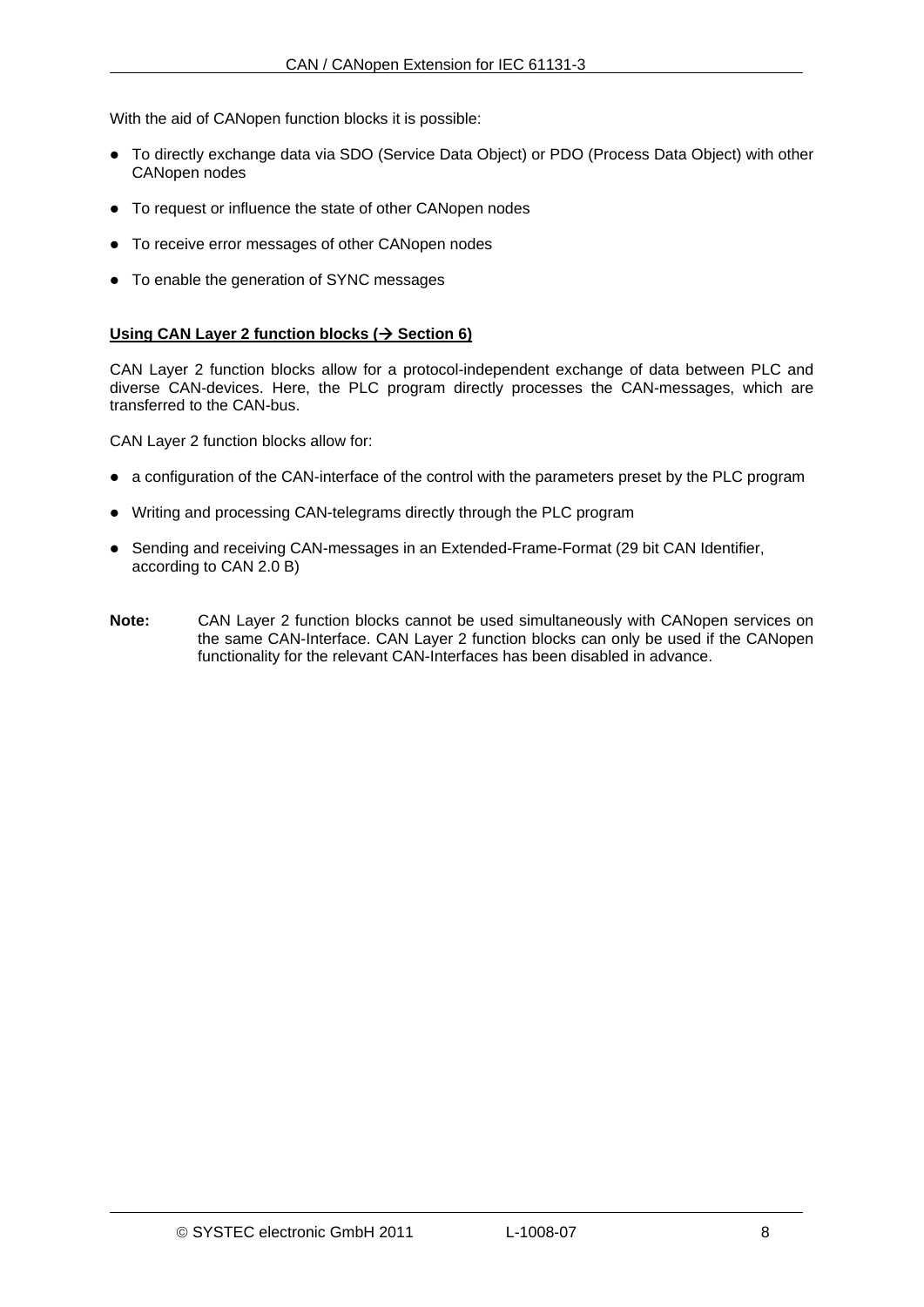With the aid of CANopen function blocks it is possible:

- To directly exchange data via SDO (Service Data Object) or PDO (Process Data Object) with other CANopen nodes
- To request or influence the state of other CANopen nodes
- To receive error messages of other CANopen nodes
- To enable the generation of SYNC messages

**Using CAN Layer 2 function blocks (→ Section 6)**

CAN Layer 2 function blocks allow for a protocol-independent exchange of data between PLC and diverse CAN-devices. Here, the PLC program directly processes the CAN-messages, which are transferred to the CAN-bus.

CAN Layer 2 function blocks allow for:

- a configuration of the CAN-interface of the control with the parameters preset by the PLC program
- Writing and processing CAN-telegrams directly through the PLC program
- Sending and receiving CAN-messages in an Extended-Frame-Format (29 bit CAN Identifier, according to CAN 2.0 B)

**Note:** CAN Layer 2 function blocks cannot be used simultaneously with CANopen services on the same CAN-Interface. CAN Layer 2 function blocks can only be used if the CANopen functionality for the relevant CAN-Interfaces has been disabled in advance.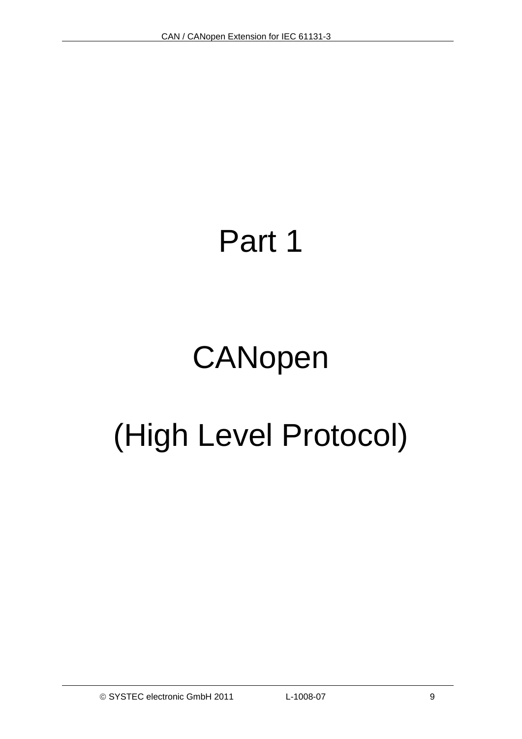# Part 1

# CANopen

# (High Level Protocol)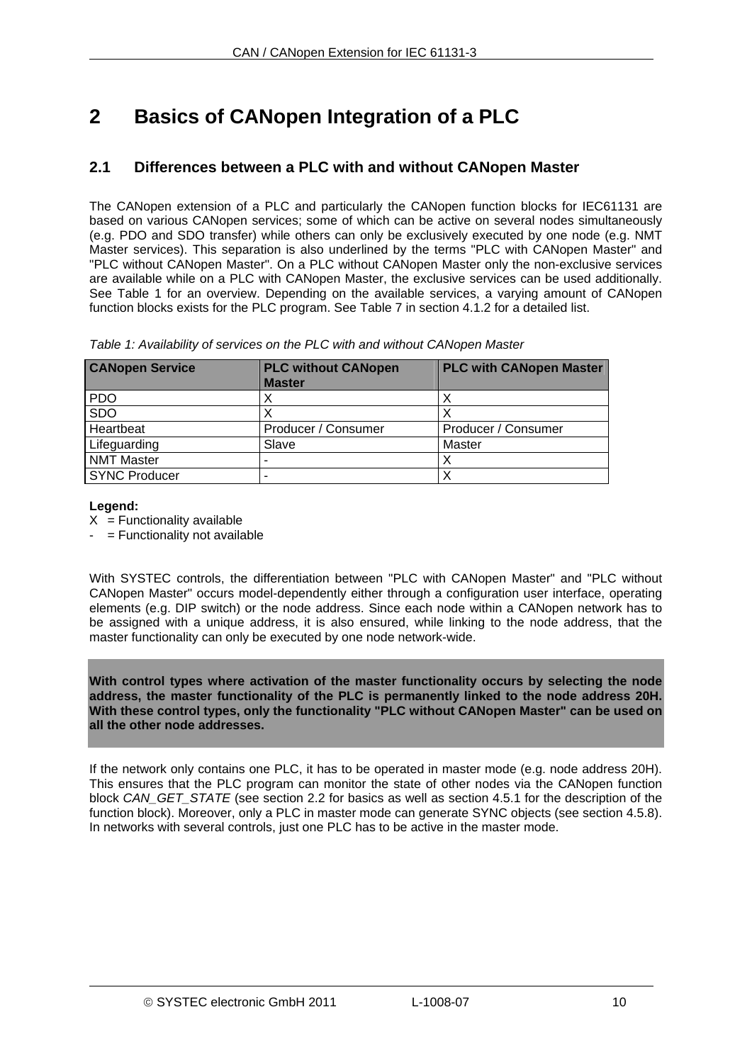# 2 Basics of CANopen Integration of a PLC

## 2.1 Differences between a PLC with and without CANopen Master

The CANopen extension of a PLC and particularly the CANopen function blocks for IEC61131 are based on various CANopen services; some of which can be active on several nodes simultaneously (e.g. PDO and SDO transfer) while others can only be exclusively executed by one node (e.g. NMT Master services). This separation is also underlined by the terms "PLC with CANopen Master" and "PLC without CANopen Master". On a PLC without CANopen Master only the non-exclusive services are available while on a PLC with CANopen Master, the exclusive services can be used additionally. See Table 1 for an overview. Depending on the available services, a varying amount of CANopen function blocks exists for the PLC program. See Table 7 in section 4.1.2 for a detailed list.

*Table 1: Availability of services on the PLC with and without CANopen Master*

| CANopen Service | PLC without CANopen Master | PLC with CANopen Master |
|---|---|---|
| PDO | X | X |
| SDO | X | X |
| Heartbeat | Producer / Consumer | Producer / Consumer |
| Lifeguarding | Slave | Master |
| NMT Master | - | X |
| SYNC Producer | - | X |

**Legend:**

X = Functionality available

\- = Functionality not available

With SYSTEC controls, the differentiation between "PLC with CANopen Master" and "PLC without CANopen Master" occurs model-dependently either through a configuration user interface, operating elements (e.g. DIP switch) or the node address. Since each node within a CANopen network has to be assigned with a unique address, it is also ensured, while linking to the node address, that the master functionality can only be executed by one node network-wide.

**With control types where activation of the master functionality occurs by selecting the node address, the master functionality of the PLC is permanently linked to the node address 20H. With these control types, only the functionality "PLC without CANopen Master" can be used on all the other node addresses.**

If the network only contains one PLC, it has to be operated in master mode (e.g. node address 20H). This ensures that the PLC program can monitor the state of other nodes via the CANopen function block *CAN_GET_STATE* (see section 2.2 for basics as well as section 4.5.1 for the description of the function block). Moreover, only a PLC in master mode can generate SYNC objects (see section 4.5.8). In networks with several controls, just one PLC has to be active in the master mode.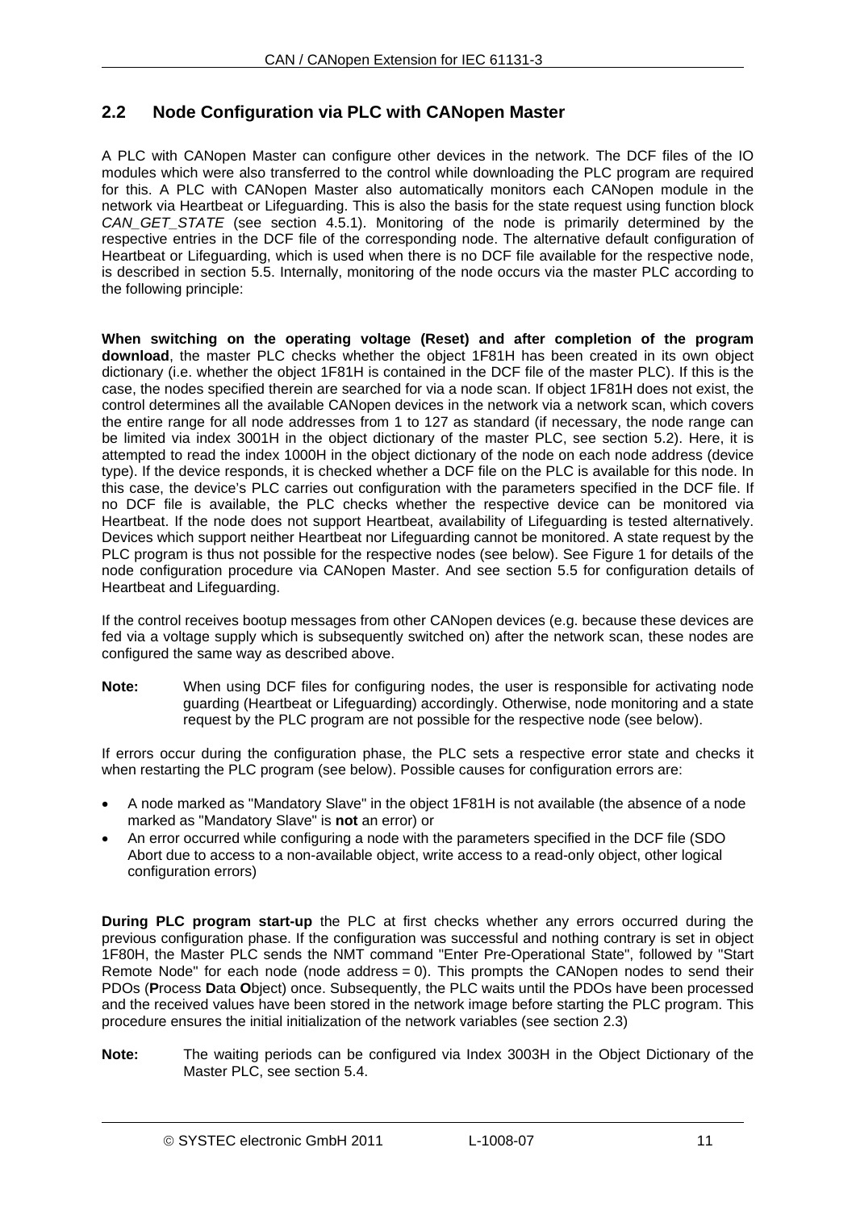## 2.2 Node Configuration via PLC with CANopen Master

A PLC with CANopen Master can configure other devices in the network. The DCF files of the IO modules which were also transferred to the control while downloading the PLC program are required for this. A PLC with CANopen Master also automatically monitors each CANopen module in the network via Heartbeat or Lifeguarding. This is also the basis for the state request using function block *CAN_GET_STATE* (see section 4.5.1). Monitoring of the node is primarily determined by the respective entries in the DCF file of the corresponding node. The alternative default configuration of Heartbeat or Lifeguarding, which is used when there is no DCF file available for the respective node, is described in section 5.5. Internally, monitoring of the node occurs via the master PLC according to the following principle:

**When switching on the operating voltage (Reset) and after completion of the program download**, the master PLC checks whether the object 1F81H has been created in its own object dictionary (i.e. whether the object 1F81H is contained in the DCF file of the master PLC). If this is the case, the nodes specified therein are searched for via a node scan. If object 1F81H does not exist, the control determines all the available CANopen devices in the network via a network scan, which covers the entire range for all node addresses from 1 to 127 as standard (if necessary, the node range can be limited via index 3001H in the object dictionary of the master PLC, see section 5.2). Here, it is attempted to read the index 1000H in the object dictionary of the node on each node address (device type). If the device responds, it is checked whether a DCF file on the PLC is available for this node. In this case, the device's PLC carries out configuration with the parameters specified in the DCF file. If no DCF file is available, the PLC checks whether the respective device can be monitored via Heartbeat. If the node does not support Heartbeat, availability of Lifeguarding is tested alternatively. Devices which support neither Heartbeat nor Lifeguarding cannot be monitored. A state request by the PLC program is thus not possible for the respective nodes (see below). See Figure 1 for details of the node configuration procedure via CANopen Master. And see section 5.5 for configuration details of Heartbeat and Lifeguarding.

If the control receives bootup messages from other CANopen devices (e.g. because these devices are fed via a voltage supply which is subsequently switched on) after the network scan, these nodes are configured the same way as described above.

**Note:** When using DCF files for configuring nodes, the user is responsible for activating node guarding (Heartbeat or Lifeguarding) accordingly. Otherwise, node monitoring and a state request by the PLC program are not possible for the respective node (see below).

If errors occur during the configuration phase, the PLC sets a respective error state and checks it when restarting the PLC program (see below). Possible causes for configuration errors are:

- A node marked as "Mandatory Slave" in the object 1F81H is not available (the absence of a node marked as "Mandatory Slave" is **not** an error) or
- An error occurred while configuring a node with the parameters specified in the DCF file (SDO Abort due to access to a non-available object, write access to a read-only object, other logical configuration errors)

**During PLC program start-up** the PLC at first checks whether any errors occurred during the previous configuration phase. If the configuration was successful and nothing contrary is set in object 1F80H, the Master PLC sends the NMT command "Enter Pre-Operational State", followed by "Start Remote Node" for each node (node address = 0). This prompts the CANopen nodes to send their PDOs (**P**rocess **D**ata **O**bject) once. Subsequently, the PLC waits until the PDOs have been processed and the received values have been stored in the network image before starting the PLC program. This procedure ensures the initial initialization of the network variables (see section 2.3)

**Note:** The waiting periods can be configured via Index 3003H in the Object Dictionary of the Master PLC, see section 5.4.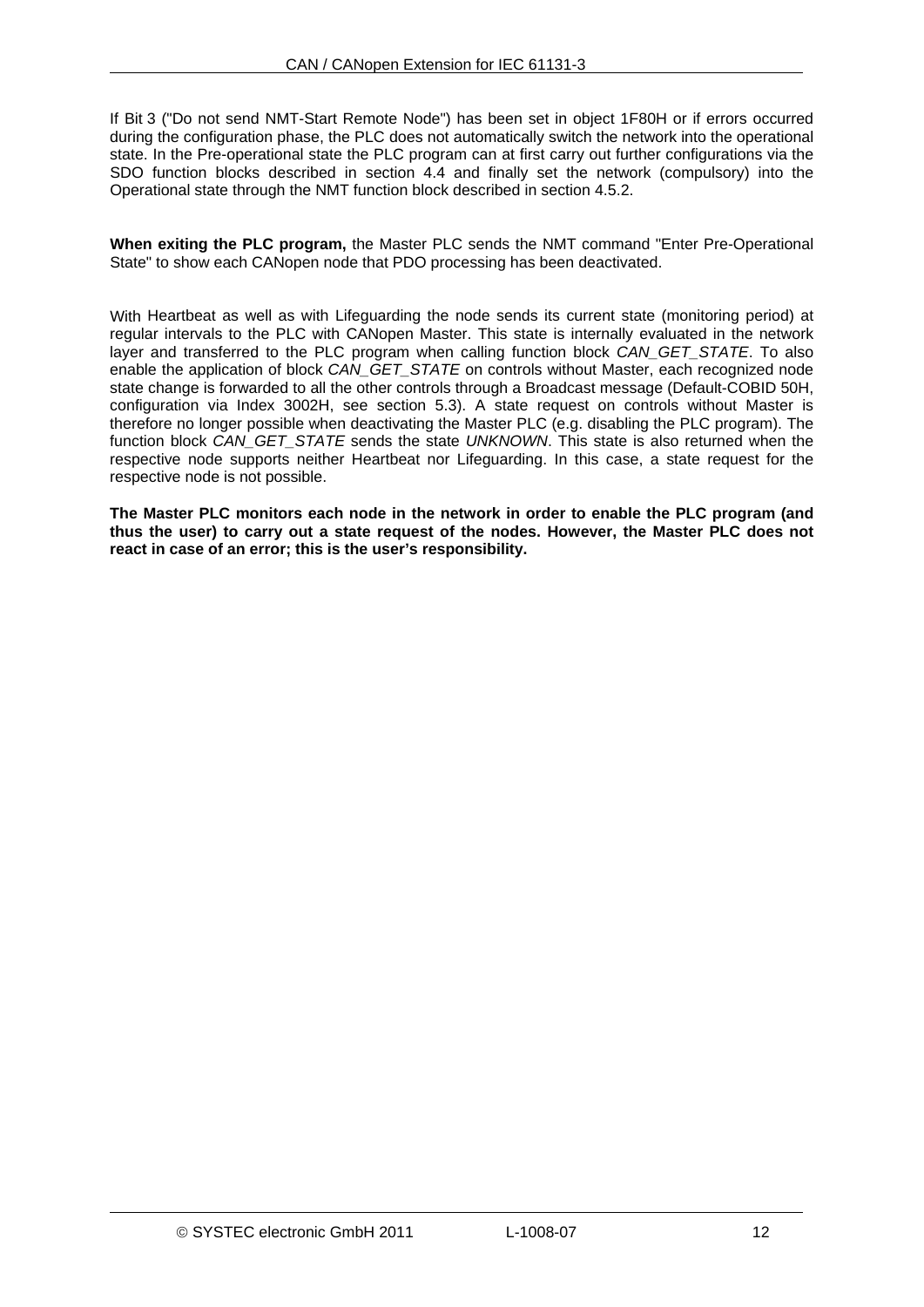If Bit 3 ("Do not send NMT-Start Remote Node") has been set in object 1F80H or if errors occurred during the configuration phase, the PLC does not automatically switch the network into the operational state. In the Pre-operational state the PLC program can at first carry out further configurations via the SDO function blocks described in section 4.4 and finally set the network (compulsory) into the Operational state through the NMT function block described in section 4.5.2.

**When exiting the PLC program,** the Master PLC sends the NMT command "Enter Pre-Operational State" to show each CANopen node that PDO processing has been deactivated.

With Heartbeat as well as with Lifeguarding the node sends its current state (monitoring period) at regular intervals to the PLC with CANopen Master. This state is internally evaluated in the network layer and transferred to the PLC program when calling function block *CAN_GET_STATE*. To also enable the application of block *CAN_GET_STATE* on controls without Master, each recognized node state change is forwarded to all the other controls through a Broadcast message (Default-COBID 50H, configuration via Index 3002H, see section 5.3). A state request on controls without Master is therefore no longer possible when deactivating the Master PLC (e.g. disabling the PLC program). The function block *CAN_GET_STATE* sends the state *UNKNOWN*. This state is also returned when the respective node supports neither Heartbeat nor Lifeguarding. In this case, a state request for the respective node is not possible.

**The Master PLC monitors each node in the network in order to enable the PLC program (and thus the user) to carry out a state request of the nodes. However, the Master PLC does not react in case of an error; this is the user's responsibility.**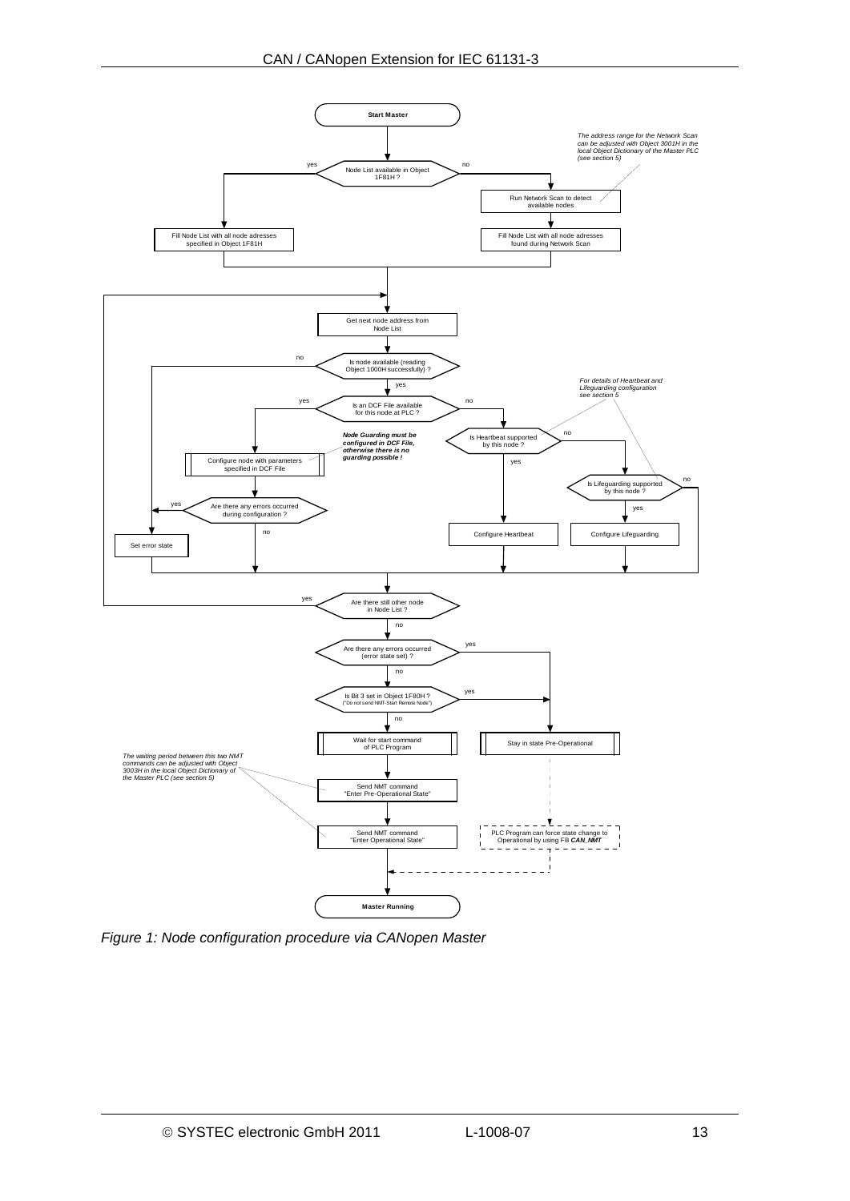Start Master

Node List available in Object 1F81H ?

- yes → Fill Node List with all node adresses specified in Object 1F81H
- no → Run Network Scan to detect available nodes → Fill Node List with all node adresses found during Network Scan

*The address range for the Network Scan can be adjusted with Object 3001H in the local Object Dictionary of the Master PLC (see section 5)*

Get next node address from Node List

Is node available (reading Object 1000H successfully) ?

- no → Set error state
- yes → Is an DCF File available for this node at PLC ?
  - yes → Configure node with parameters specified in DCF File → Are there any errors occurred during configuration ?
    - yes → Set error state
    - no → continue
  - no → Is Heartbeat supported by this node ?
    - yes → Configure Heartbeat
    - no → Is Lifeguarding supported by this node ?
      - yes → Configure Lifeguarding
      - no → continue

***Node Guarding must be configured in DCF File, otherwise there is no guarding possible !***

*For details of Heartbeat and Lifeguarding configuration see section 5*

Are there still other node in Node List ?

- yes → Get next node address from Node List
- no → Are there any errors occurred (error state set) ?
  - yes → Stay in state Pre-Operational
  - no → Is Bit 3 set in Object 1F80H ? ("Do not send NMT-Start Remote Node")
    - yes → Stay in state Pre-Operational → PLC Program can force state change to Operational by using FB ***CAN_NMT*** → Master Running
    - no → Wait for start command of PLC Program → Send NMT command "Enter Pre-Operational State" → Send NMT command "Enter Operational State" → Master Running

*The waiting period between this two NMT commands can be adjusted with Object 3003H in the local Object Dictionary of the Master PLC (see section 5)*

Master Running

*Figure 1: Node configuration procedure via CANopen Master*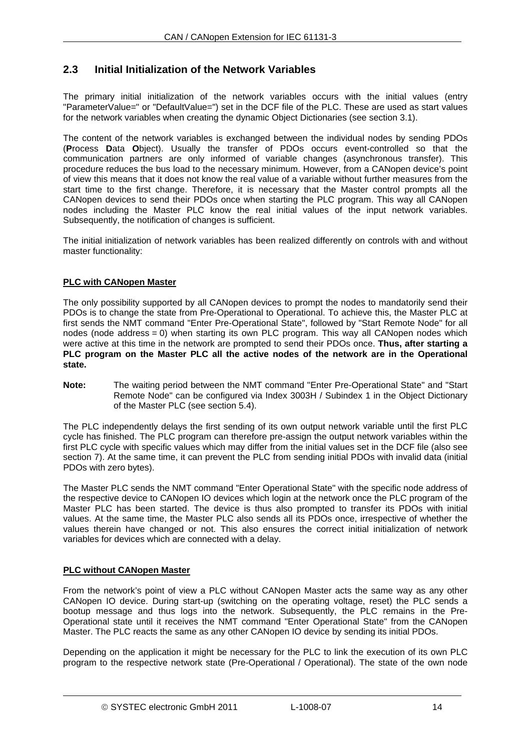## 2.3 Initial Initialization of the Network Variables

The primary initial initialization of the network variables occurs with the initial values (entry "ParameterValue=" or "DefaultValue=") set in the DCF file of the PLC. These are used as start values for the network variables when creating the dynamic Object Dictionaries (see section 3.1).

The content of the network variables is exchanged between the individual nodes by sending PDOs (**P**rocess **D**ata **O**bject). Usually the transfer of PDOs occurs event-controlled so that the communication partners are only informed of variable changes (asynchronous transfer). This procedure reduces the bus load to the necessary minimum. However, from a CANopen device's point of view this means that it does not know the real value of a variable without further measures from the start time to the first change. Therefore, it is necessary that the Master control prompts all the CANopen devices to send their PDOs once when starting the PLC program. This way all CANopen nodes including the Master PLC know the real initial values of the input network variables. Subsequently, the notification of changes is sufficient.

The initial initialization of network variables has been realized differently on controls with and without master functionality:

**PLC with CANopen Master**

The only possibility supported by all CANopen devices to prompt the nodes to mandatorily send their PDOs is to change the state from Pre-Operational to Operational. To achieve this, the Master PLC at first sends the NMT command "Enter Pre-Operational State", followed by "Start Remote Node" for all nodes (node address = 0) when starting its own PLC program. This way all CANopen nodes which were active at this time in the network are prompted to send their PDOs once. **Thus, after starting a PLC program on the Master PLC all the active nodes of the network are in the Operational state.**

**Note:** The waiting period between the NMT command "Enter Pre-Operational State" and "Start Remote Node" can be configured via Index 3003H / Subindex 1 in the Object Dictionary of the Master PLC (see section 5.4).

The PLC independently delays the first sending of its own output network variable until the first PLC cycle has finished. The PLC program can therefore pre-assign the output network variables within the first PLC cycle with specific values which may differ from the initial values set in the DCF file (also see section 7). At the same time, it can prevent the PLC from sending initial PDOs with invalid data (initial PDOs with zero bytes).

The Master PLC sends the NMT command "Enter Operational State" with the specific node address of the respective device to CANopen IO devices which login at the network once the PLC program of the Master PLC has been started. The device is thus also prompted to transfer its PDOs with initial values. At the same time, the Master PLC also sends all its PDOs once, irrespective of whether the values therein have changed or not. This also ensures the correct initial initialization of network variables for devices which are connected with a delay.

**PLC without CANopen Master**

From the network's point of view a PLC without CANopen Master acts the same way as any other CANopen IO device. During start-up (switching on the operating voltage, reset) the PLC sends a bootup message and thus logs into the network. Subsequently, the PLC remains in the Pre-Operational state until it receives the NMT command "Enter Operational State" from the CANopen Master. The PLC reacts the same as any other CANopen IO device by sending its initial PDOs.

Depending on the application it might be necessary for the PLC to link the execution of its own PLC program to the respective network state (Pre-Operational / Operational). The state of the own node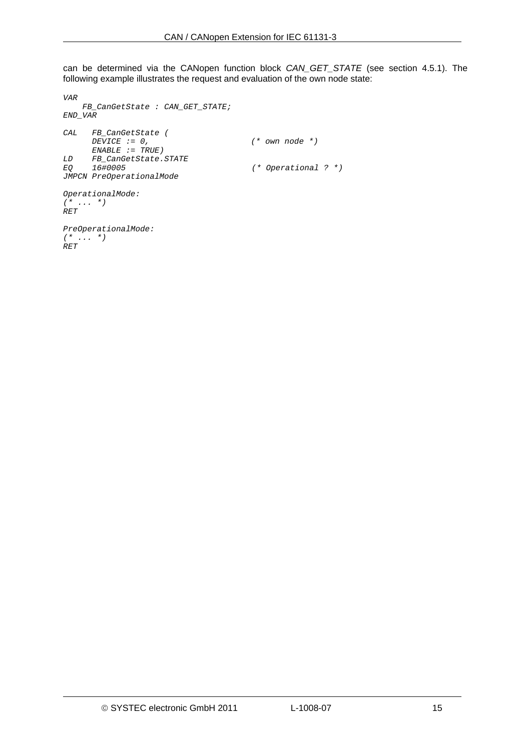can be determined via the CANopen function block *CAN_GET_STATE* (see section 4.5.1). The following example illustrates the request and evaluation of the own node state:

```
VAR
    FB_CanGetState : CAN_GET_STATE;
END_VAR

CAL   FB_CanGetState (
      DEVICE := 0,                    (* own node *)
      ENABLE := TRUE)
LD    FB_CanGetState.STATE
EQ    16#0005                         (* Operational ? *)
JMPCN PreOperationalMode

OperationalMode:
(* ... *)
RET

PreOperationalMode:
(* ... *)
RET
```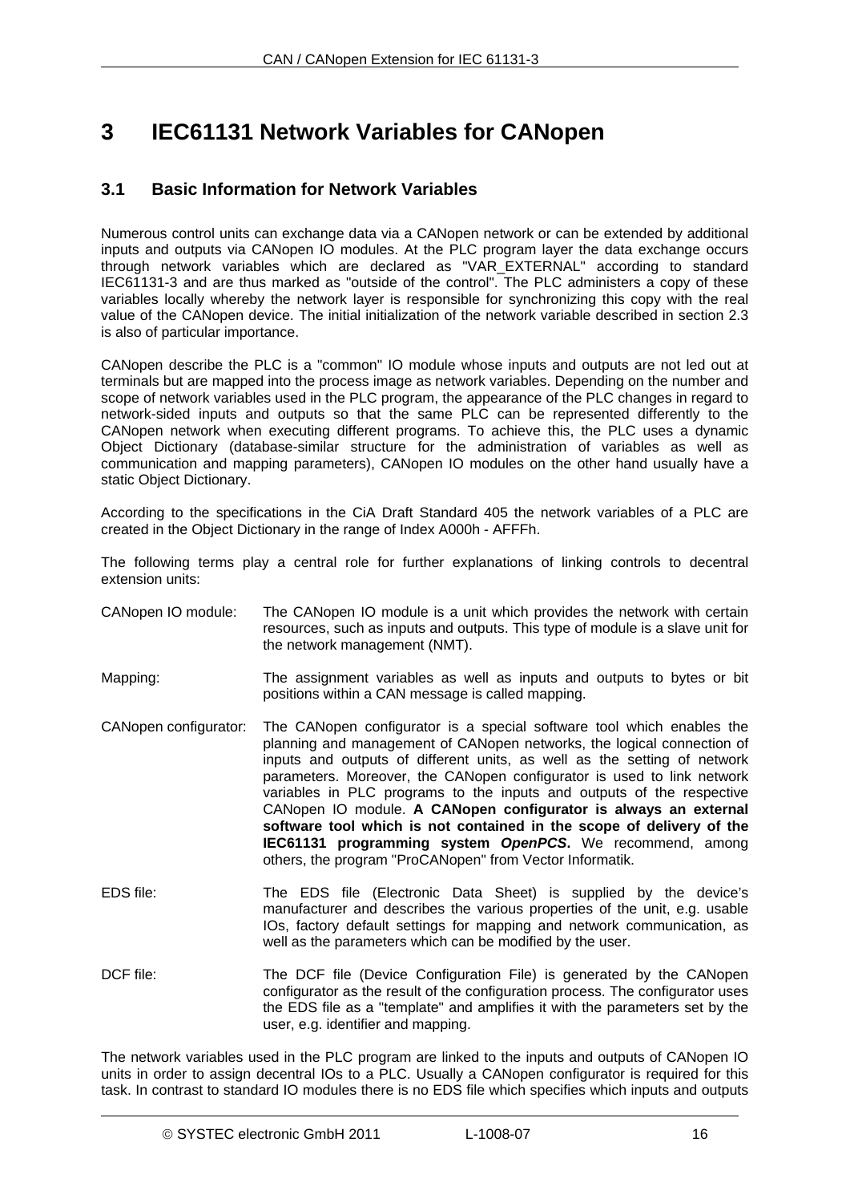// Title: CAN / CANopen Extension for IEC 61131-3 (page 16, section 3 network variables)
# 3 IEC61131 Network Variables for CANopen

## 3.1 Basic Information for Network Variables

Numerous control units can exchange data via a CANopen network or can be extended by additional inputs and outputs via CANopen IO modules. At the PLC program layer the data exchange occurs through network variables which are declared as "VAR_EXTERNAL" according to standard IEC61131-3 and are thus marked as "outside of the control". The PLC administers a copy of these variables locally whereby the network layer is responsible for synchronizing this copy with the real value of the CANopen device. The initial initialization of the network variable described in section 2.3 is also of particular importance.

CANopen describe the PLC is a "common" IO module whose inputs and outputs are not led out at terminals but are mapped into the process image as network variables. Depending on the number and scope of network variables used in the PLC program, the appearance of the PLC changes in regard to network-sided inputs and outputs so that the same PLC can be represented differently to the CANopen network when executing different programs. To achieve this, the PLC uses a dynamic Object Dictionary (database-similar structure for the administration of variables as well as communication and mapping parameters), CANopen IO modules on the other hand usually have a static Object Dictionary.

According to the specifications in the CiA Draft Standard 405 the network variables of a PLC are created in the Object Dictionary in the range of Index A000h - AFFFh.

The following terms play a central role for further explanations of linking controls to decentral extension units:

CANopen IO module: The CANopen IO module is a unit which provides the network with certain resources, such as inputs and outputs. This type of module is a slave unit for the network management (NMT).

Mapping: The assignment variables as well as inputs and outputs to bytes or bit positions within a CAN message is called mapping.

CANopen configurator: The CANopen configurator is a special software tool which enables the planning and management of CANopen networks, the logical connection of inputs and outputs of different units, as well as the setting of network parameters. Moreover, the CANopen configurator is used to link network variables in PLC programs to the inputs and outputs of the respective CANopen IO module. **A CANopen configurator is always an external software tool which is not contained in the scope of delivery of the IEC61131 programming system *OpenPCS*.** We recommend, among others, the program "ProCANopen" from Vector Informatik.

EDS file: The EDS file (Electronic Data Sheet) is supplied by the device's manufacturer and describes the various properties of the unit, e.g. usable IOs, factory default settings for mapping and network communication, as well as the parameters which can be modified by the user.

DCF file: The DCF file (Device Configuration File) is generated by the CANopen configurator as the result of the configuration process. The configurator uses the EDS file as a "template" and amplifies it with the parameters set by the user, e.g. identifier and mapping.

The network variables used in the PLC program are linked to the inputs and outputs of CANopen IO units in order to assign decentral IOs to a PLC. Usually a CANopen configurator is required for this task. In contrast to standard IO modules there is no EDS file which specifies which inputs and outputs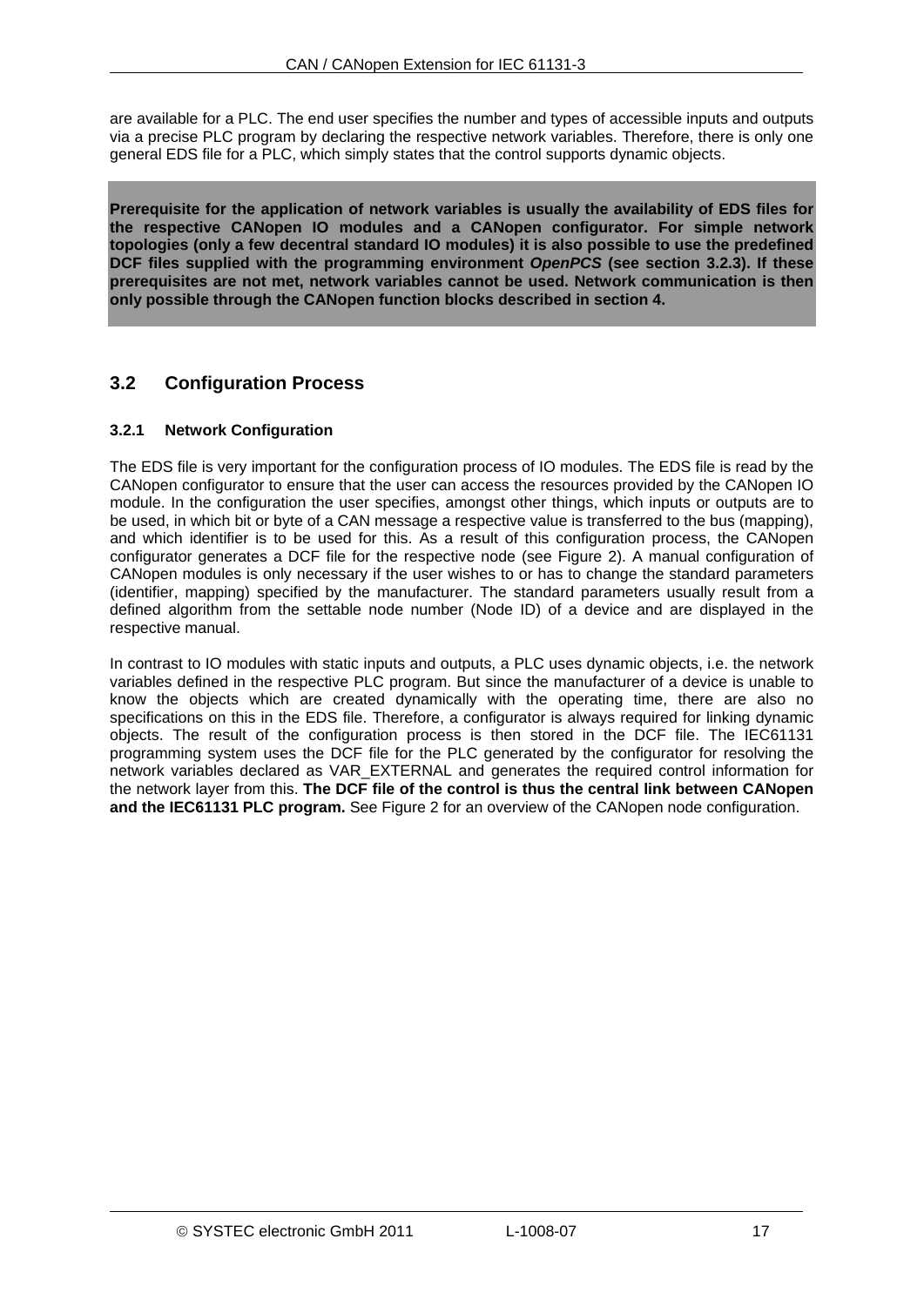are available for a PLC. The end user specifies the number and types of accessible inputs and outputs via a precise PLC program by declaring the respective network variables. Therefore, there is only one general EDS file for a PLC, which simply states that the control supports dynamic objects.

**Prerequisite for the application of network variables is usually the availability of EDS files for the respective CANopen IO modules and a CANopen configurator. For simple network topologies (only a few decentral standard IO modules) it is also possible to use the predefined DCF files supplied with the programming environment *OpenPCS* (see section 3.2.3). If these prerequisites are not met, network variables cannot be used. Network communication is then only possible through the CANopen function blocks described in section 4.**

## 3.2 Configuration Process

### 3.2.1 Network Configuration

The EDS file is very important for the configuration process of IO modules. The EDS file is read by the CANopen configurator to ensure that the user can access the resources provided by the CANopen IO module. In the configuration the user specifies, amongst other things, which inputs or outputs are to be used, in which bit or byte of a CAN message a respective value is transferred to the bus (mapping), and which identifier is to be used for this. As a result of this configuration process, the CANopen configurator generates a DCF file for the respective node (see Figure 2). A manual configuration of CANopen modules is only necessary if the user wishes to or has to change the standard parameters (identifier, mapping) specified by the manufacturer. The standard parameters usually result from a defined algorithm from the settable node number (Node ID) of a device and are displayed in the respective manual.

In contrast to IO modules with static inputs and outputs, a PLC uses dynamic objects, i.e. the network variables defined in the respective PLC program. But since the manufacturer of a device is unable to know the objects which are created dynamically with the operating time, there are also no specifications on this in the EDS file. Therefore, a configurator is always required for linking dynamic objects. The result of the configuration process is then stored in the DCF file. The IEC61131 programming system uses the DCF file for the PLC generated by the configurator for resolving the network variables declared as VAR_EXTERNAL and generates the required control information for the network layer from this. **The DCF file of the control is thus the central link between CANopen and the IEC61131 PLC program.** See Figure 2 for an overview of the CANopen node configuration.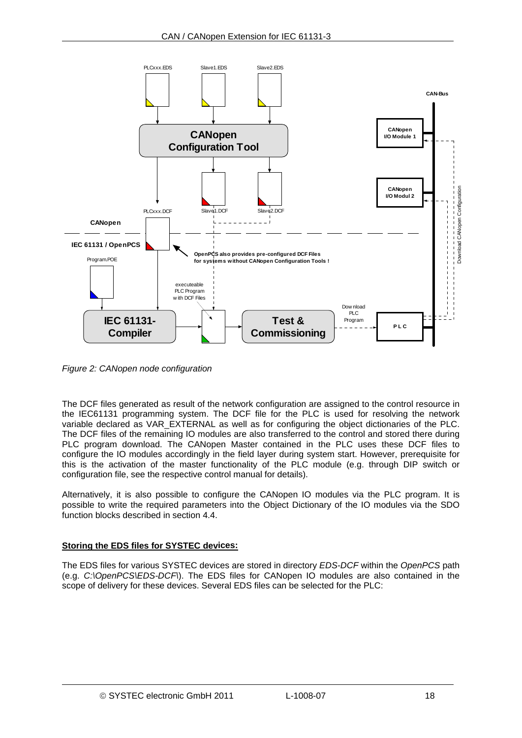PLCxxx.EDS

Slave1.EDS

Slave2.EDS

CAN-Bus

CANopen Configuration Tool

CANopen I/O Module 1

CANopen I/O Modul 2

Download CANopen Configuration

PLCxxx.DCF

Slave1.DCF

Slave2.DCF

CANopen

IEC 61131 / OpenPCS

OpenPCS also provides pre-configured DCF Files for systems without CANopen Configuration Tools !

Program.POE

executeable PLC Program with DCF Files

Download PLC Program

IEC 61131-Compiler

Test & Commissioning

PLC

*Figure 2: CANopen node configuration*

The DCF files generated as result of the network configuration are assigned to the control resource in the IEC61131 programming system. The DCF file for the PLC is used for resolving the network variable declared as VAR_EXTERNAL as well as for configuring the object dictionaries of the PLC. The DCF files of the remaining IO modules are also transferred to the control and stored there during PLC program download. The CANopen Master contained in the PLC uses these DCF files to configure the IO modules accordingly in the field layer during system start. However, prerequisite for this is the activation of the master functionality of the PLC module (e.g. through DIP switch or configuration file, see the respective control manual for details).

Alternatively, it is also possible to configure the CANopen IO modules via the PLC program. It is possible to write the required parameters into the Object Dictionary of the IO modules via the SDO function blocks described in section 4.4.

**Storing the EDS files for SYSTEC devices:**

The EDS files for various SYSTEC devices are stored in directory *EDS-DCF* within the *OpenPCS* path (e.g. *C:\OpenPCS\EDS-DCF\*). The EDS files for CANopen IO modules are also contained in the scope of delivery for these devices. Several EDS files can be selected for the PLC: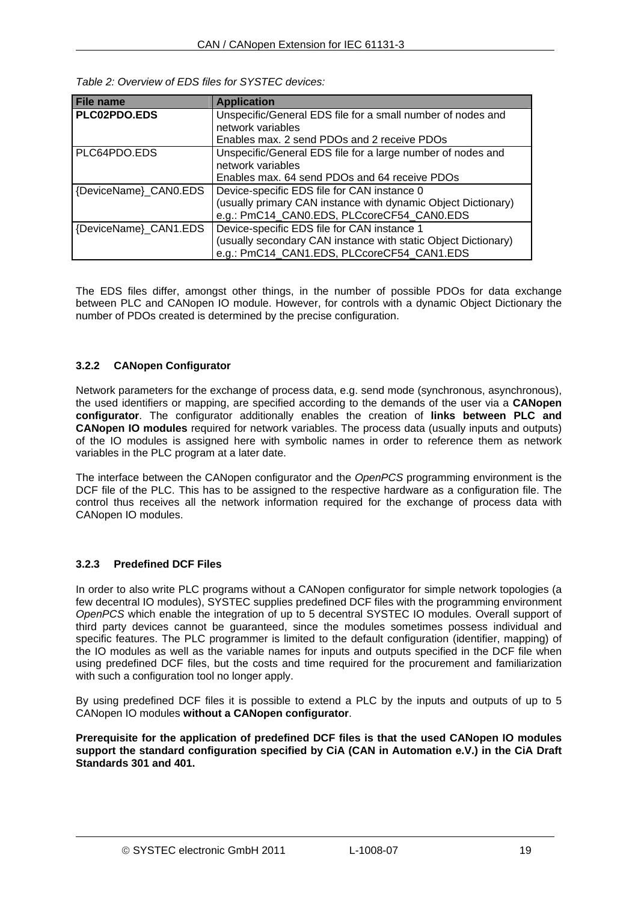*Table 2: Overview of EDS files for SYSTEC devices:*

| File name | Application |
|---|---|
| **PLC02PDO.EDS** | Unspecific/General EDS file for a small number of nodes and network variables<br>Enables max. 2 send PDOs and 2 receive PDOs |
| PLC64PDO.EDS | Unspecific/General EDS file for a large number of nodes and network variables<br>Enables max. 64 send PDOs and 64 receive PDOs |
| {DeviceName}_CAN0.EDS | Device-specific EDS file for CAN instance 0<br>(usually primary CAN instance with dynamic Object Dictionary)<br>e.g.: PmC14_CAN0.EDS, PLCcoreCF54_CAN0.EDS |
| {DeviceName}_CAN1.EDS | Device-specific EDS file for CAN instance 1<br>(usually secondary CAN instance with static Object Dictionary)<br>e.g.: PmC14_CAN1.EDS, PLCcoreCF54_CAN1.EDS |

The EDS files differ, amongst other things, in the number of possible PDOs for data exchange between PLC and CANopen IO module. However, for controls with a dynamic Object Dictionary the number of PDOs created is determined by the precise configuration.

### 3.2.2 CANopen Configurator

Network parameters for the exchange of process data, e.g. send mode (synchronous, asynchronous), the used identifiers or mapping, are specified according to the demands of the user via a **CANopen configurator**. The configurator additionally enables the creation of **links between PLC and CANopen IO modules** required for network variables. The process data (usually inputs and outputs) of the IO modules is assigned here with symbolic names in order to reference them as network variables in the PLC program at a later date.

The interface between the CANopen configurator and the *OpenPCS* programming environment is the DCF file of the PLC. This has to be assigned to the respective hardware as a configuration file. The control thus receives all the network information required for the exchange of process data with CANopen IO modules.

### 3.2.3 Predefined DCF Files

In order to also write PLC programs without a CANopen configurator for simple network topologies (a few decentral IO modules), SYSTEC supplies predefined DCF files with the programming environment *OpenPCS* which enable the integration of up to 5 decentral SYSTEC IO modules. Overall support of third party devices cannot be guaranteed, since the modules sometimes possess individual and specific features. The PLC programmer is limited to the default configuration (identifier, mapping) of the IO modules as well as the variable names for inputs and outputs specified in the DCF file when using predefined DCF files, but the costs and time required for the procurement and familiarization with such a configuration tool no longer apply.

By using predefined DCF files it is possible to extend a PLC by the inputs and outputs of up to 5 CANopen IO modules **without a CANopen configurator**.

**Prerequisite for the application of predefined DCF files is that the used CANopen IO modules support the standard configuration specified by CiA (CAN in Automation e.V.) in the CiA Draft Standards 301 and 401.**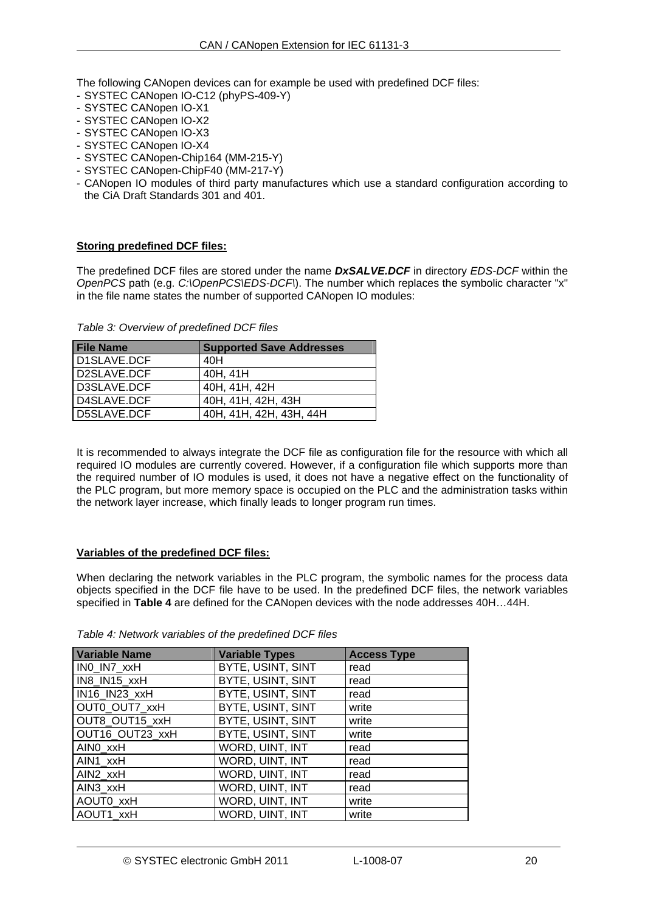The following CANopen devices can for example be used with predefined DCF files:

- SYSTEC CANopen IO-C12 (phyPS-409-Y)
- SYSTEC CANopen IO-X1
- SYSTEC CANopen IO-X2
- SYSTEC CANopen IO-X3
- SYSTEC CANopen IO-X4
- SYSTEC CANopen-Chip164 (MM-215-Y)
- SYSTEC CANopen-ChipF40 (MM-217-Y)
- CANopen IO modules of third party manufactures which use a standard configuration according to the CiA Draft Standards 301 and 401.

**Storing predefined DCF files:**

The predefined DCF files are stored under the name ***DxSALVE.DCF*** in directory *EDS-DCF* within the *OpenPCS* path (e.g. *C:\OpenPCS\EDS-DCF\*). The number which replaces the symbolic character "x" in the file name states the number of supported CANopen IO modules:

*Table 3: Overview of predefined DCF files*

| File Name | Supported Save Addresses |
|---|---|
| D1SLAVE.DCF | 40H |
| D2SLAVE.DCF | 40H, 41H |
| D3SLAVE.DCF | 40H, 41H, 42H |
| D4SLAVE.DCF | 40H, 41H, 42H, 43H |
| D5SLAVE.DCF | 40H, 41H, 42H, 43H, 44H |

It is recommended to always integrate the DCF file as configuration file for the resource with which all required IO modules are currently covered. However, if a configuration file which supports more than the required number of IO modules is used, it does not have a negative effect on the functionality of the PLC program, but more memory space is occupied on the PLC and the administration tasks within the network layer increase, which finally leads to longer program run times.

**Variables of the predefined DCF files:**

When declaring the network variables in the PLC program, the symbolic names for the process data objects specified in the DCF file have to be used. In the predefined DCF files, the network variables specified in **Table 4** are defined for the CANopen devices with the node addresses 40H…44H.

*Table 4: Network variables of the predefined DCF files*

| Variable Name | Variable Types | Access Type |
|---|---|---|
| IN0_IN7_xxH | BYTE, USINT, SINT | read |
| IN8_IN15_xxH | BYTE, USINT, SINT | read |
| IN16_IN23_xxH | BYTE, USINT, SINT | read |
| OUT0_OUT7_xxH | BYTE, USINT, SINT | write |
| OUT8_OUT15_xxH | BYTE, USINT, SINT | write |
| OUT16_OUT23_xxH | BYTE, USINT, SINT | write |
| AIN0_xxH | WORD, UINT, INT | read |
| AIN1_xxH | WORD, UINT, INT | read |
| AIN2_xxH | WORD, UINT, INT | read |
| AIN3_xxH | WORD, UINT, INT | read |
| AOUT0_xxH | WORD, UINT, INT | write |
| AOUT1_xxH | WORD, UINT, INT | write |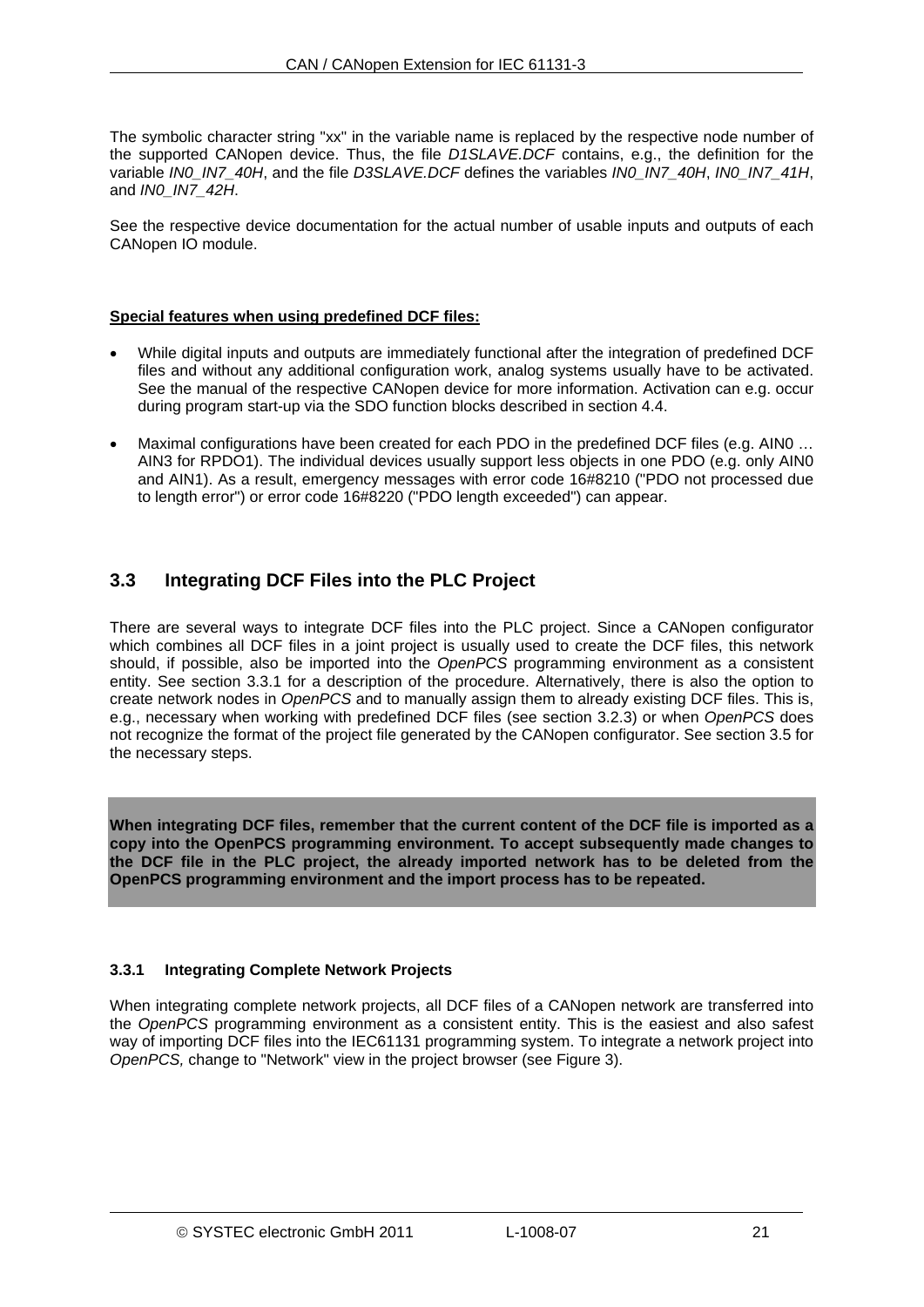The symbolic character string "xx" in the variable name is replaced by the respective node number of the supported CANopen device. Thus, the file *D1SLAVE.DCF* contains, e.g., the definition for the variable *IN0_IN7_40H*, and the file *D3SLAVE.DCF* defines the variables *IN0_IN7_40H*, *IN0_IN7_41H*, and *IN0_IN7_42H*.

See the respective device documentation for the actual number of usable inputs and outputs of each CANopen IO module.

**Special features when using predefined DCF files:**

- While digital inputs and outputs are immediately functional after the integration of predefined DCF files and without any additional configuration work, analog systems usually have to be activated. See the manual of the respective CANopen device for more information. Activation can e.g. occur during program start-up via the SDO function blocks described in section 4.4.
- Maximal configurations have been created for each PDO in the predefined DCF files (e.g. AIN0 … AIN3 for RPDO1). The individual devices usually support less objects in one PDO (e.g. only AIN0 and AIN1). As a result, emergency messages with error code 16#8210 ("PDO not processed due to length error") or error code 16#8220 ("PDO length exceeded") can appear.

## 3.3 Integrating DCF Files into the PLC Project

There are several ways to integrate DCF files into the PLC project. Since a CANopen configurator which combines all DCF files in a joint project is usually used to create the DCF files, this network should, if possible, also be imported into the *OpenPCS* programming environment as a consistent entity. See section 3.3.1 for a description of the procedure. Alternatively, there is also the option to create network nodes in *OpenPCS* and to manually assign them to already existing DCF files. This is, e.g., necessary when working with predefined DCF files (see section 3.2.3) or when *OpenPCS* does not recognize the format of the project file generated by the CANopen configurator. See section 3.5 for the necessary steps.

**When integrating DCF files, remember that the current content of the DCF file is imported as a copy into the OpenPCS programming environment. To accept subsequently made changes to the DCF file in the PLC project, the already imported network has to be deleted from the OpenPCS programming environment and the import process has to be repeated.**

### 3.3.1 Integrating Complete Network Projects

When integrating complete network projects, all DCF files of a CANopen network are transferred into the *OpenPCS* programming environment as a consistent entity. This is the easiest and also safest way of importing DCF files into the IEC61131 programming system. To integrate a network project into *OpenPCS,* change to "Network" view in the project browser (see Figure 3).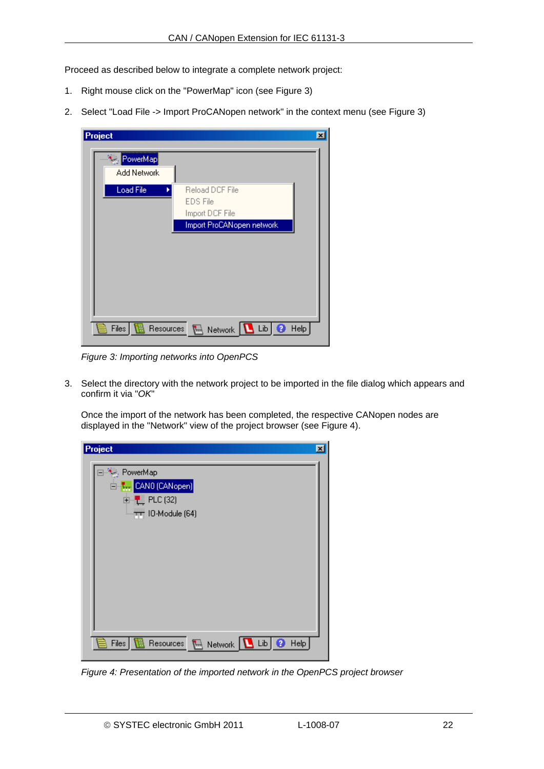Proceed as described below to integrate a complete network project:

1. Right mouse click on the "PowerMap" icon (see Figure 3)
2. Select "Load File -> Import ProCANopen network" in the context menu (see Figure 3)

*Figure 3: Importing networks into OpenPCS*

3. Select the directory with the network project to be imported in the file dialog which appears and confirm it via "*OK*"

   Once the import of the network has been completed, the respective CANopen nodes are displayed in the "Network" view of the project browser (see Figure 4).

*Figure 4: Presentation of the imported network in the OpenPCS project browser*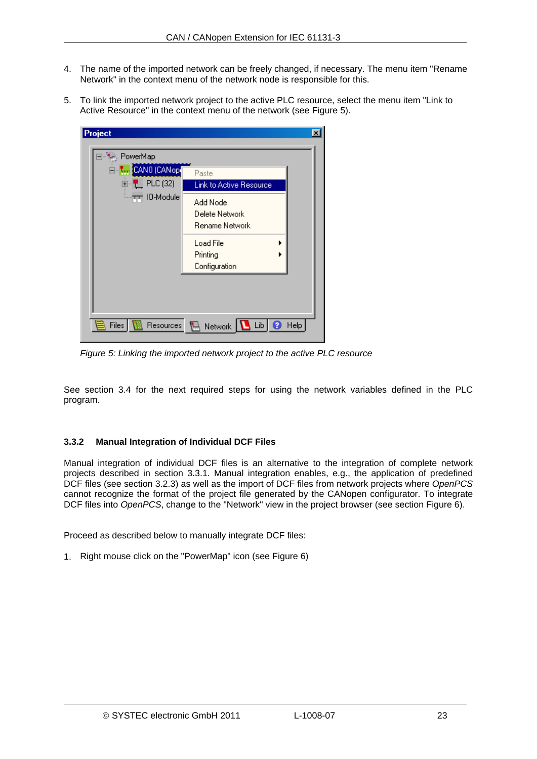4. The name of the imported network can be freely changed, if necessary. The menu item "Rename Network" in the context menu of the network node is responsible for this.

5. To link the imported network project to the active PLC resource, select the menu item "Link to Active Resource" in the context menu of the network (see Figure 5).

*Figure 5: Linking the imported network project to the active PLC resource*

See section 3.4 for the next required steps for using the network variables defined in the PLC program.

### 3.3.2 Manual Integration of Individual DCF Files

Manual integration of individual DCF files is an alternative to the integration of complete network projects described in section 3.3.1. Manual integration enables, e.g., the application of predefined DCF files (see section 3.2.3) as well as the import of DCF files from network projects where *OpenPCS* cannot recognize the format of the project file generated by the CANopen configurator. To integrate DCF files into *OpenPCS*, change to the "Network" view in the project browser (see section Figure 6).

Proceed as described below to manually integrate DCF files:

1. Right mouse click on the "PowerMap" icon (see Figure 6)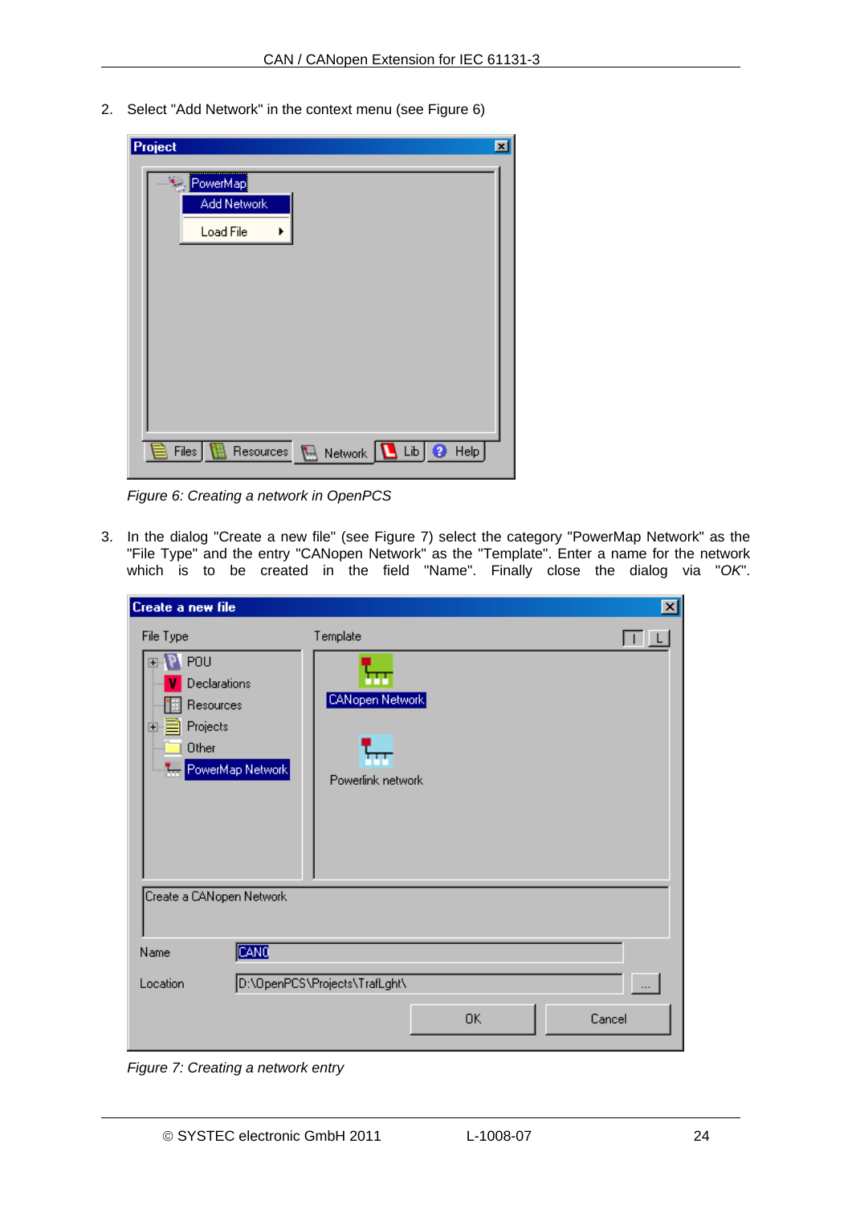2. Select "Add Network" in the context menu (see Figure 6)

*Figure 6: Creating a network in OpenPCS*

3. In the dialog "Create a new file" (see Figure 7) select the category "PowerMap Network" as the "File Type" and the entry "CANopen Network" as the "Template". Enter a name for the network which is to be created in the field "Name". Finally close the dialog via "*OK*".

*Figure 7: Creating a network entry*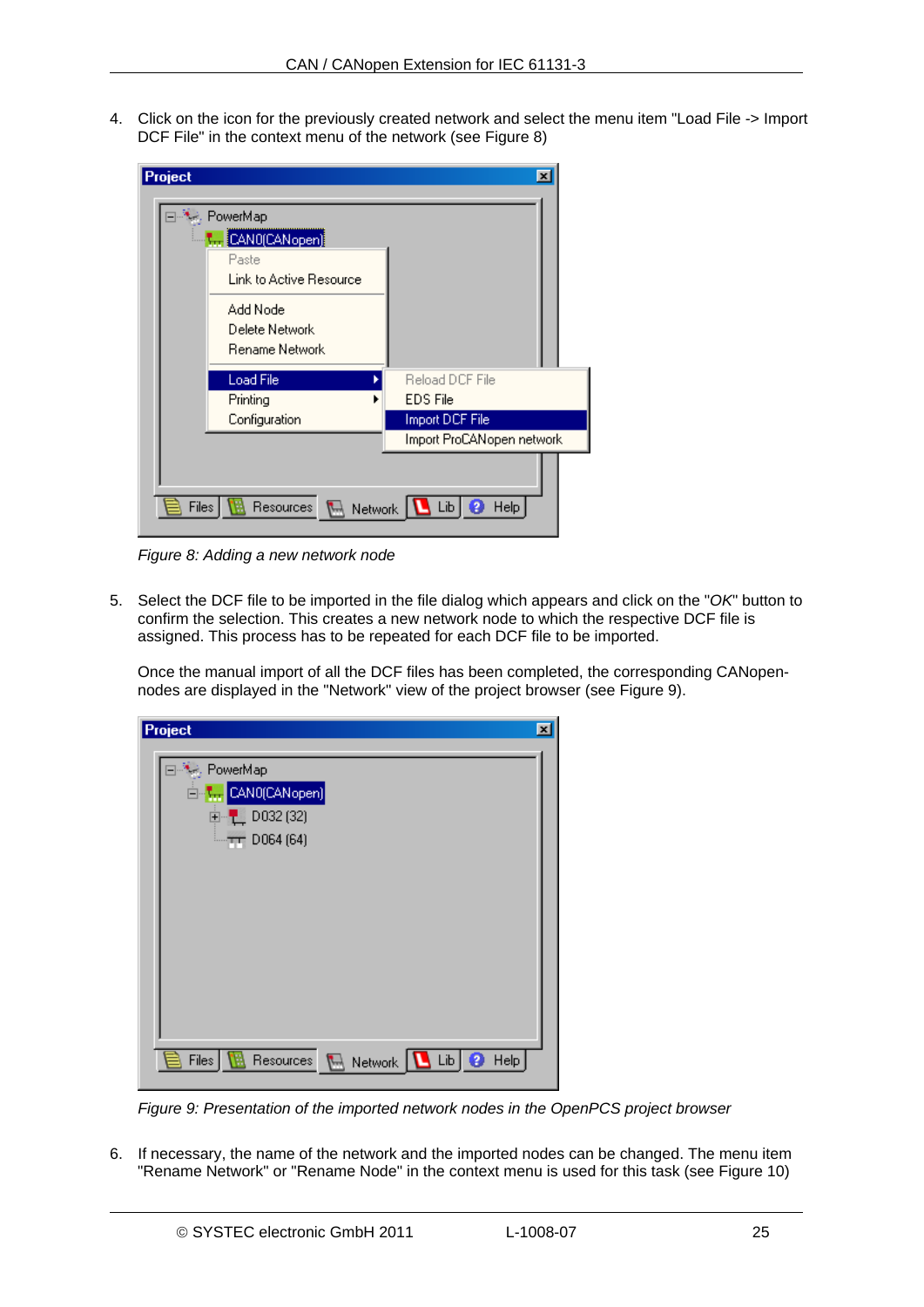4. Click on the icon for the previously created network and select the menu item "Load File -> Import DCF File" in the context menu of the network (see Figure 8)

*Figure 8: Adding a new network node*

5. Select the DCF file to be imported in the file dialog which appears and click on the "*OK*" button to confirm the selection. This creates a new network node to which the respective DCF file is assigned. This process has to be repeated for each DCF file to be imported.

   Once the manual import of all the DCF files has been completed, the corresponding CANopen-nodes are displayed in the "Network" view of the project browser (see Figure 9).

*Figure 9: Presentation of the imported network nodes in the OpenPCS project browser*

6. If necessary, the name of the network and the imported nodes can be changed. The menu item "Rename Network" or "Rename Node" in the context menu is used for this task (see Figure 10)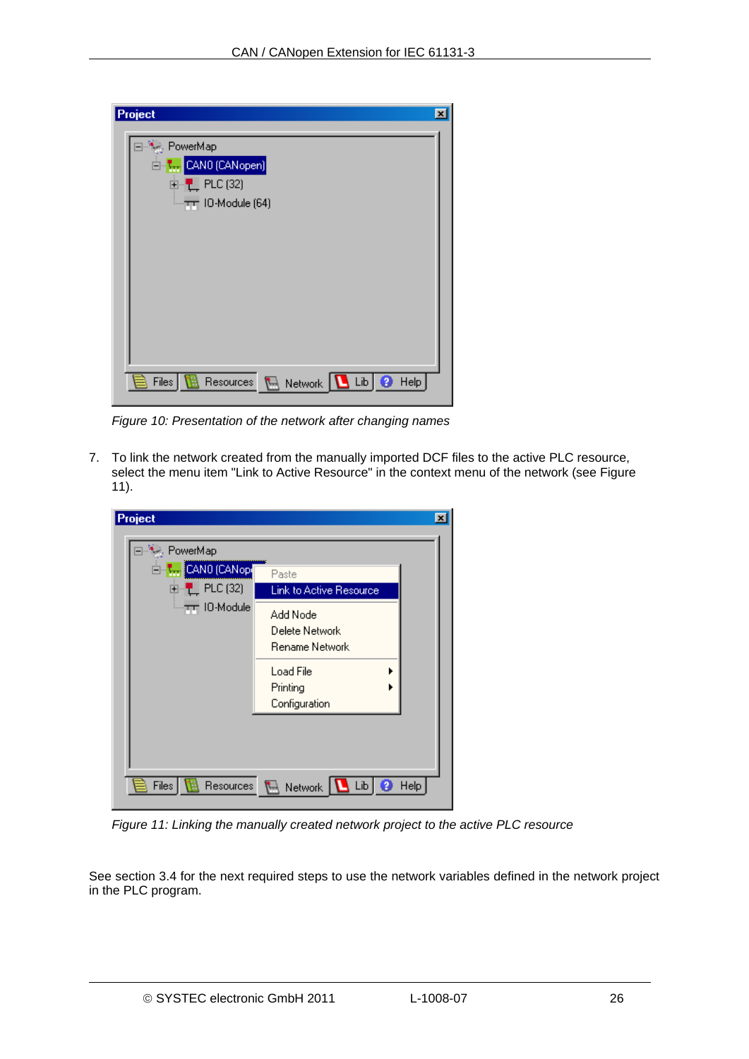*Figure 10: Presentation of the network after changing names*

7. To link the network created from the manually imported DCF files to the active PLC resource, select the menu item "Link to Active Resource" in the context menu of the network (see Figure 11).

*Figure 11: Linking the manually created network project to the active PLC resource*

See section 3.4 for the next required steps to use the network variables defined in the network project in the PLC program.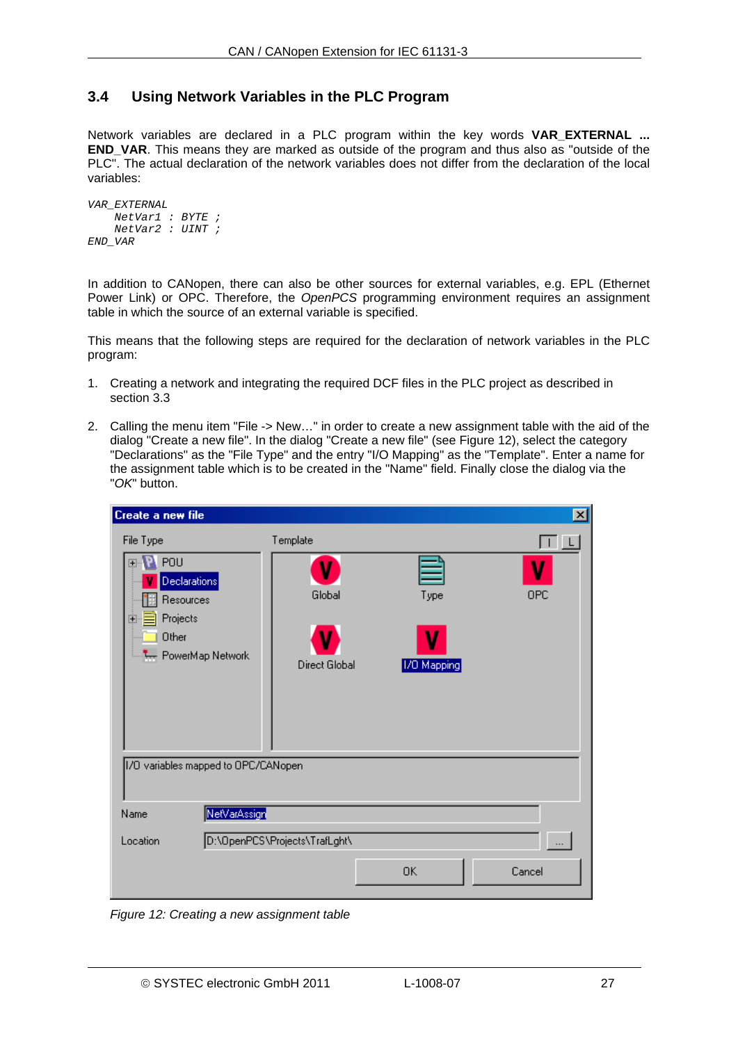## 3.4 Using Network Variables in the PLC Program

Network variables are declared in a PLC program within the key words **VAR_EXTERNAL ... END_VAR**. This means they are marked as outside of the program and thus also as "outside of the PLC". The actual declaration of the network variables does not differ from the declaration of the local variables:

```
VAR_EXTERNAL
    NetVar1 : BYTE ;
    NetVar2 : UINT ;
END_VAR
```

In addition to CANopen, there can also be other sources for external variables, e.g. EPL (Ethernet Power Link) or OPC. Therefore, the *OpenPCS* programming environment requires an assignment table in which the source of an external variable is specified.

This means that the following steps are required for the declaration of network variables in the PLC program:

1. Creating a network and integrating the required DCF files in the PLC project as described in section 3.3

2. Calling the menu item "File -> New…" in order to create a new assignment table with the aid of the dialog "Create a new file". In the dialog "Create a new file" (see Figure 12), select the category "Declarations" as the "File Type" and the entry "I/O Mapping" as the "Template". Enter a name for the assignment table which is to be created in the "Name" field. Finally close the dialog via the "*OK*" button.

*Figure 12: Creating a new assignment table*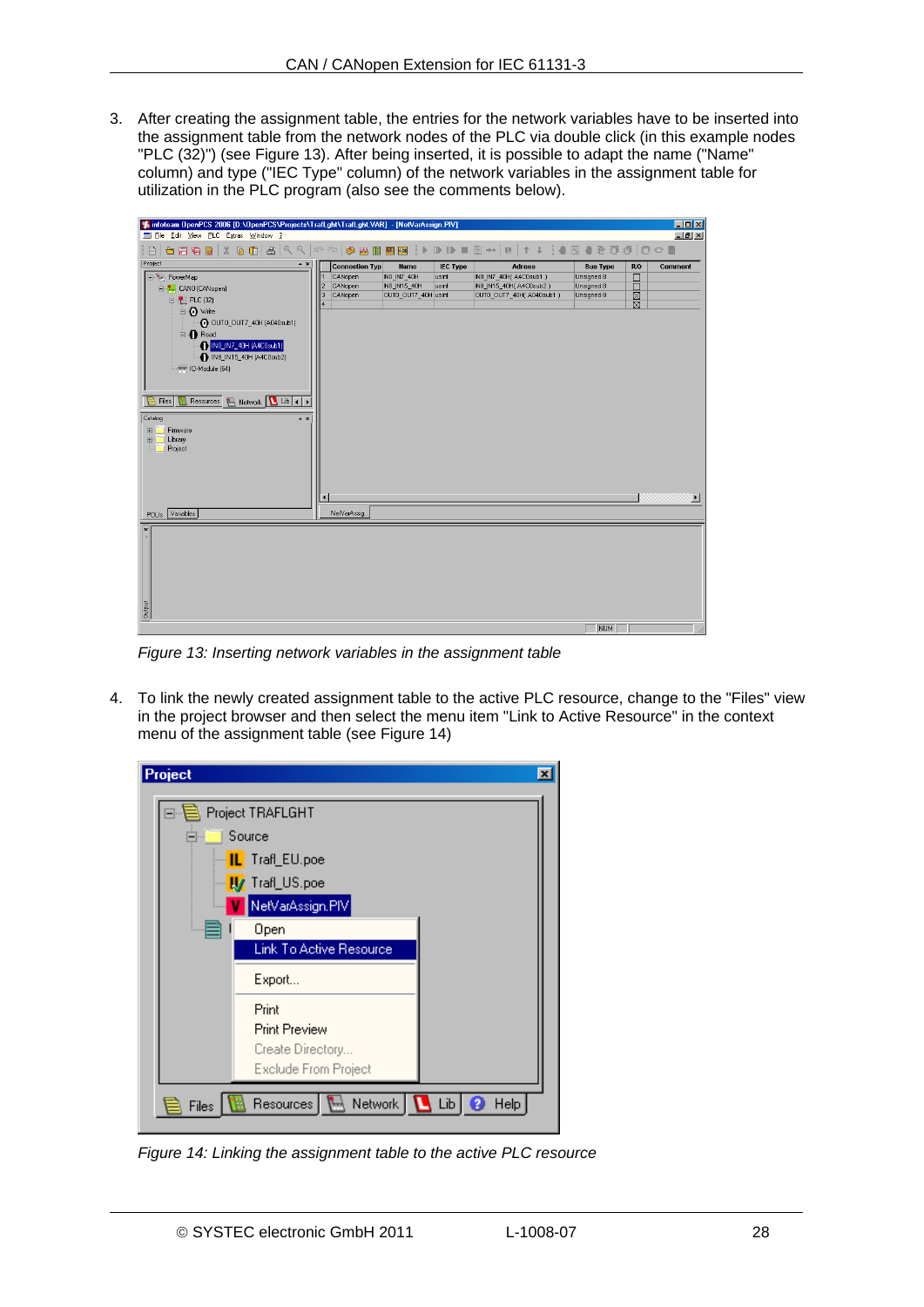3. After creating the assignment table, the entries for the network variables have to be inserted into the assignment table from the network nodes of the PLC via double click (in this example nodes "PLC (32)") (see Figure 13). After being inserted, it is possible to adapt the name ("Name" column) and type ("IEC Type" column) of the network variables in the assignment table for utilization in the PLC program (also see the comments below).

*Figure 13: Inserting network variables in the assignment table*

4. To link the newly created assignment table to the active PLC resource, change to the "Files" view in the project browser and then select the menu item "Link to Active Resource" in the context menu of the assignment table (see Figure 14)

*Figure 14: Linking the assignment table to the active PLC resource*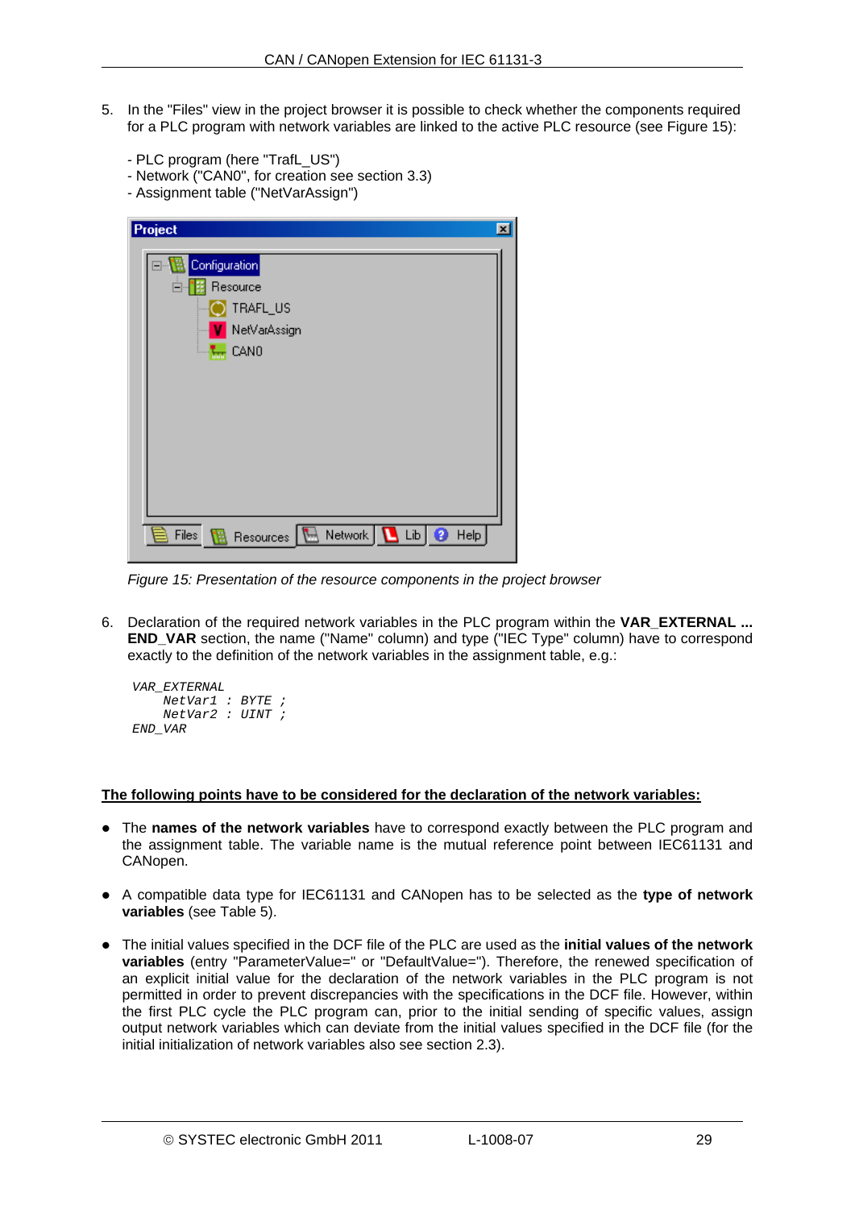5. In the "Files" view in the project browser it is possible to check whether the components required for a PLC program with network variables are linked to the active PLC resource (see Figure 15):

   - PLC program (here "TrafL_US")
   - Network ("CAN0", for creation see section 3.3)
   - Assignment table ("NetVarAssign")

Figure 15: Presentation of the resource components in the project browser

6. Declaration of the required network variables in the PLC program within the **VAR_EXTERNAL ... END_VAR** section, the name ("Name" column) and type ("IEC Type" column) have to correspond exactly to the definition of the network variables in the assignment table, e.g.:

```
VAR_EXTERNAL
    NetVar1 : BYTE ;
    NetVar2 : UINT ;
END_VAR
```

**The following points have to be considered for the declaration of the network variables:**

- The **names of the network variables** have to correspond exactly between the PLC program and the assignment table. The variable name is the mutual reference point between IEC61131 and CANopen.
- A compatible data type for IEC61131 and CANopen has to be selected as the **type of network variables** (see Table 5).
- The initial values specified in the DCF file of the PLC are used as the **initial values of the network variables** (entry "ParameterValue=" or "DefaultValue="). Therefore, the renewed specification of an explicit initial value for the declaration of the network variables in the PLC program is not permitted in order to prevent discrepancies with the specifications in the DCF file. However, within the first PLC cycle the PLC program can, prior to the initial sending of specific values, assign output network variables which can deviate from the initial values specified in the DCF file (for the initial initialization of network variables also see section 2.3).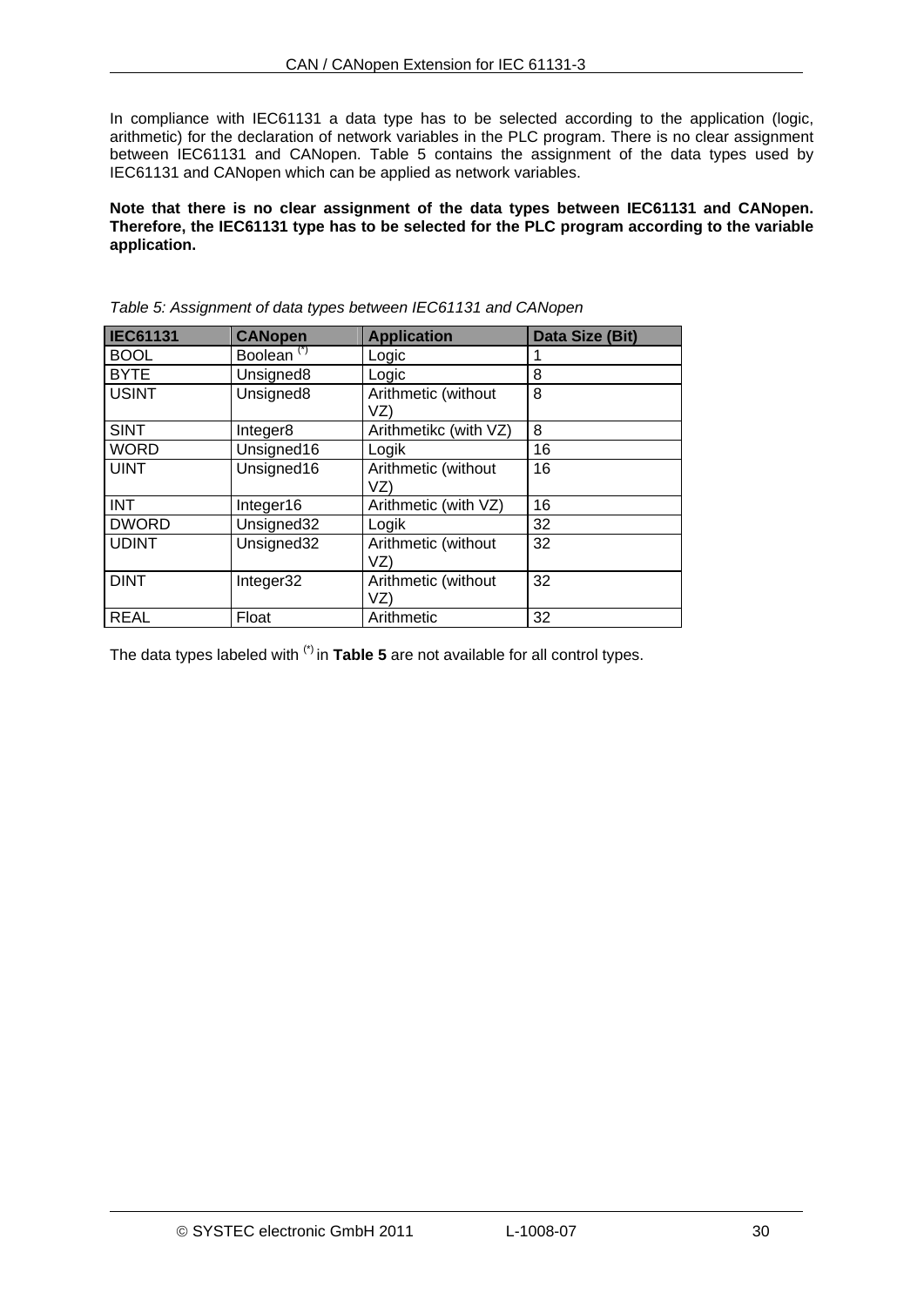In compliance with IEC61131 a data type has to be selected according to the application (logic, arithmetic) for the declaration of network variables in the PLC program. There is no clear assignment between IEC61131 and CANopen. Table 5 contains the assignment of the data types used by IEC61131 and CANopen which can be applied as network variables.

**Note that there is no clear assignment of the data types between IEC61131 and CANopen. Therefore, the IEC61131 type has to be selected for the PLC program according to the variable application.**

*Table 5: Assignment of data types between IEC61131 and CANopen*

| IEC61131 | CANopen | Application | Data Size (Bit) |
|---|---|---|---|
| BOOL | Boolean (*) | Logic | 1 |
| BYTE | Unsigned8 | Logic | 8 |
| USINT | Unsigned8 | Arithmetic (without VZ) | 8 |
| SINT | Integer8 | Arithmetikc (with VZ) | 8 |
| WORD | Unsigned16 | Logik | 16 |
| UINT | Unsigned16 | Arithmetic (without VZ) | 16 |
| INT | Integer16 | Arithmetic (with VZ) | 16 |
| DWORD | Unsigned32 | Logik | 32 |
| UDINT | Unsigned32 | Arithmetic (without VZ) | 32 |
| DINT | Integer32 | Arithmetic (without VZ) | 32 |
| REAL | Float | Arithmetic | 32 |

The data types labeled with (*) in **Table 5** are not available for all control types.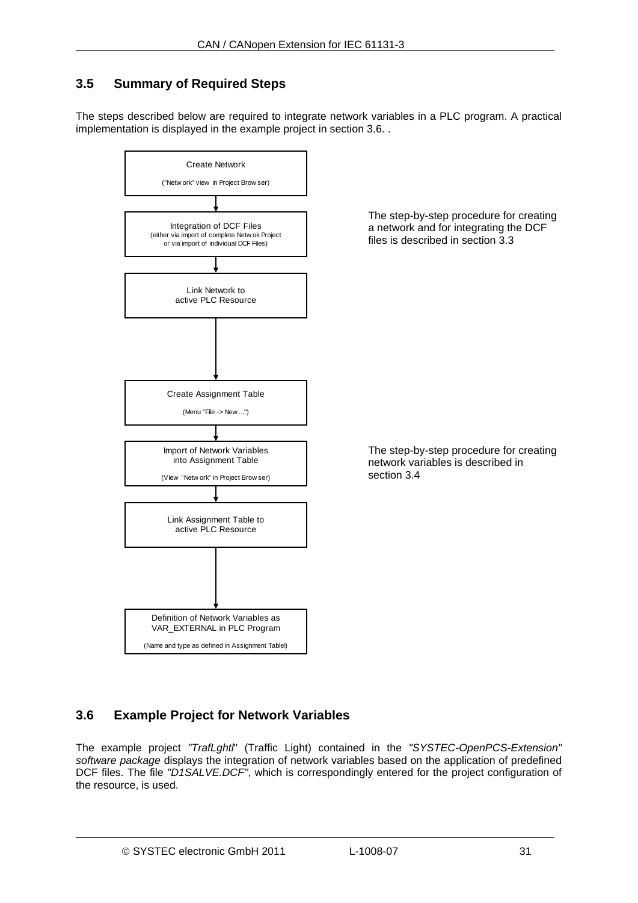## 3.5 Summary of Required Steps

The steps described below are required to integrate network variables in a PLC program. A practical implementation is displayed in the example project in section 3.6. .

Create Network

("Netw ork" view in Project Brow ser)

Integration of DCF Files
(either via import of complete Netw ok Project
or via import of individual DCF Files)

Link Network to
active PLC Resource

Create Assignment Table

(Menu "File -> New ...")

Import of Network Variables
into Assignment Table

(View "Netw ork" in Project Brow ser)

Link Assignment Table to
active PLC Resource

Definition of Network Variables as
VAR_EXTERNAL in PLC Program

(Name and type as defined in Assignment Table!)

The step-by-step procedure for creating a network and for integrating the DCF files is described in section 3.3

The step-by-step procedure for creating network variables is described in section 3.4

## 3.6 Example Project for Network Variables

The example project *"TrafLghtl*" (Traffic Light) contained in the *"SYSTEC-OpenPCS-Extension" software package* displays the integration of network variables based on the application of predefined DCF files. The file *"D1SALVE.DCF"*, which is correspondingly entered for the project configuration of the resource, is used.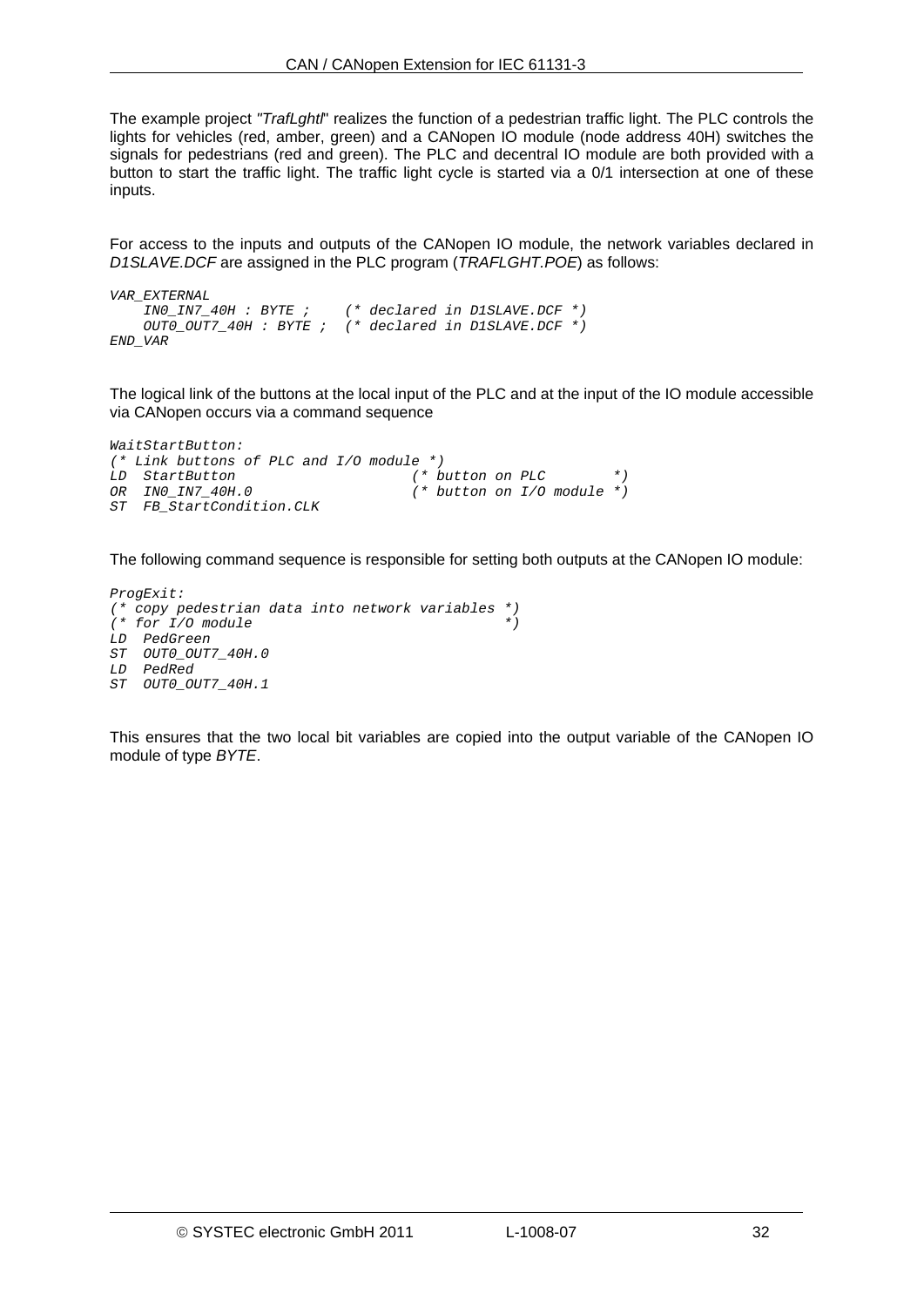The example project *"TrafLghtl"* realizes the function of a pedestrian traffic light. The PLC controls the lights for vehicles (red, amber, green) and a CANopen IO module (node address 40H) switches the signals for pedestrians (red and green). The PLC and decentral IO module are both provided with a button to start the traffic light. The traffic light cycle is started via a 0/1 intersection at one of these inputs.

For access to the inputs and outputs of the CANopen IO module, the network variables declared in *D1SLAVE.DCF* are assigned in the PLC program (*TRAFLGHT.POE*) as follows:

```
VAR_EXTERNAL
    IN0_IN7_40H : BYTE ;    (* declared in D1SLAVE.DCF *)
    OUT0_OUT7_40H : BYTE ;  (* declared in D1SLAVE.DCF *)
END_VAR
```

The logical link of the buttons at the local input of the PLC and at the input of the IO module accessible via CANopen occurs via a command sequence

```
WaitStartButton:
(* Link buttons of PLC and I/O module *)
LD  StartButton                   (* button on PLC        *)
OR  IN0_IN7_40H.0                 (* button on I/O module *)
ST  FB_StartCondition.CLK
```

The following command sequence is responsible for setting both outputs at the CANopen IO module:

```
ProgExit:
(* copy pedestrian data into network variables *)
(* for I/O module                              *)
LD  PedGreen
ST  OUT0_OUT7_40H.0
LD  PedRed
ST  OUT0_OUT7_40H.1
```

This ensures that the two local bit variables are copied into the output variable of the CANopen IO module of type *BYTE*.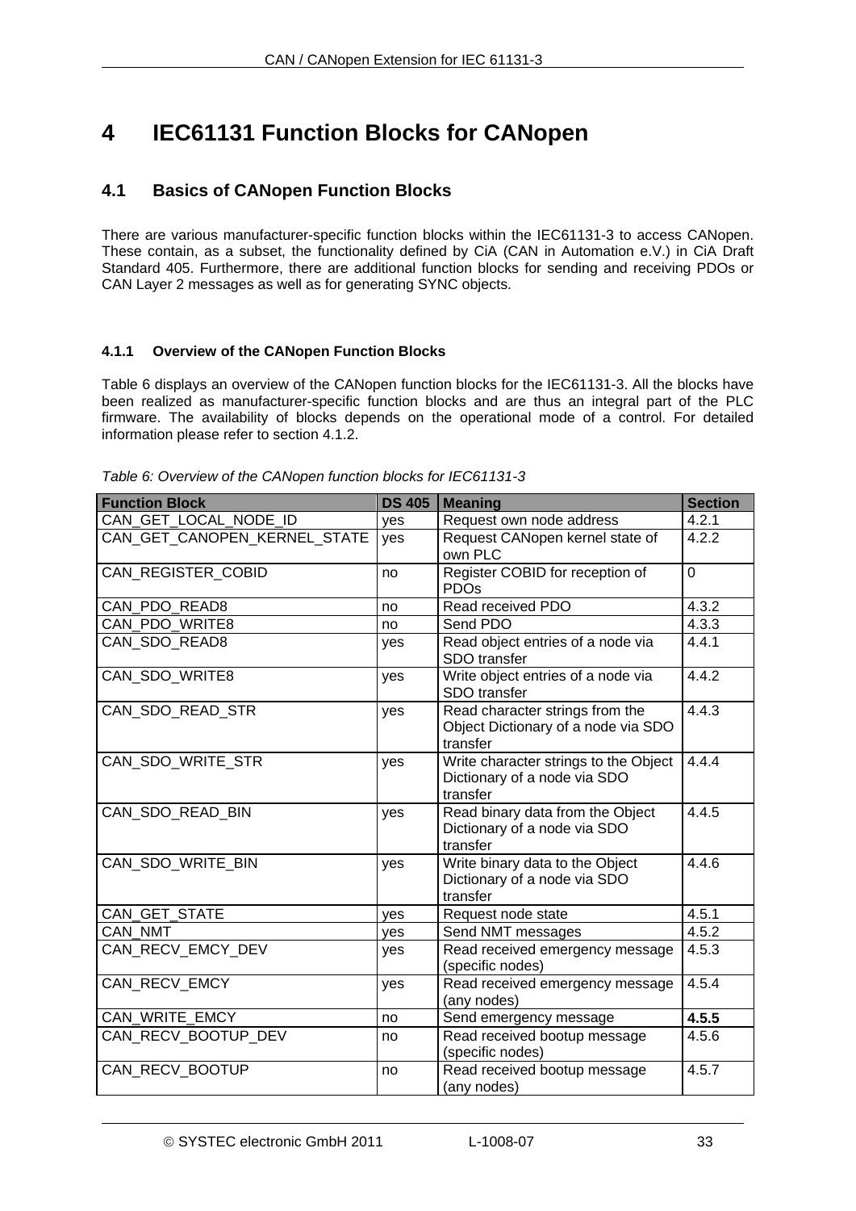# 4 IEC61131 Function Blocks for CANopen

## 4.1 Basics of CANopen Function Blocks

There are various manufacturer-specific function blocks within the IEC61131-3 to access CANopen. These contain, as a subset, the functionality defined by CiA (CAN in Automation e.V.) in CiA Draft Standard 405. Furthermore, there are additional function blocks for sending and receiving PDOs or CAN Layer 2 messages as well as for generating SYNC objects.

### 4.1.1 Overview of the CANopen Function Blocks

Table 6 displays an overview of the CANopen function blocks for the IEC61131-3. All the blocks have been realized as manufacturer-specific function blocks and are thus an integral part of the PLC firmware. The availability of blocks depends on the operational mode of a control. For detailed information please refer to section 4.1.2.

*Table 6: Overview of the CANopen function blocks for IEC61131-3*

| Function Block | DS 405 | Meaning | Section |
|---|---|---|---|
| CAN_GET_LOCAL_NODE_ID | yes | Request own node address | 4.2.1 |
| CAN_GET_CANOPEN_KERNEL_STATE | yes | Request CANopen kernel state of own PLC | 4.2.2 |
| CAN_REGISTER_COBID | no | Register COBID for reception of PDOs | 0 |
| CAN_PDO_READ8 | no | Read received PDO | 4.3.2 |
| CAN_PDO_WRITE8 | no | Send PDO | 4.3.3 |
| CAN_SDO_READ8 | yes | Read object entries of a node via SDO transfer | 4.4.1 |
| CAN_SDO_WRITE8 | yes | Write object entries of a node via SDO transfer | 4.4.2 |
| CAN_SDO_READ_STR | yes | Read character strings from the Object Dictionary of a node via SDO transfer | 4.4.3 |
| CAN_SDO_WRITE_STR | yes | Write character strings to the Object Dictionary of a node via SDO transfer | 4.4.4 |
| CAN_SDO_READ_BIN | yes | Read binary data from the Object Dictionary of a node via SDO transfer | 4.4.5 |
| CAN_SDO_WRITE_BIN | yes | Write binary data to the Object Dictionary of a node via SDO transfer | 4.4.6 |
| CAN_GET_STATE | yes | Request node state | 4.5.1 |
| CAN_NMT | yes | Send NMT messages | 4.5.2 |
| CAN_RECV_EMCY_DEV | yes | Read received emergency message (specific nodes) | 4.5.3 |
| CAN_RECV_EMCY | yes | Read received emergency message (any nodes) | 4.5.4 |
| CAN_WRITE_EMCY | no | Send emergency message | **4.5.5** |
| CAN_RECV_BOOTUP_DEV | no | Read received bootup message (specific nodes) | 4.5.6 |
| CAN_RECV_BOOTUP | no | Read received bootup message (any nodes) | 4.5.7 |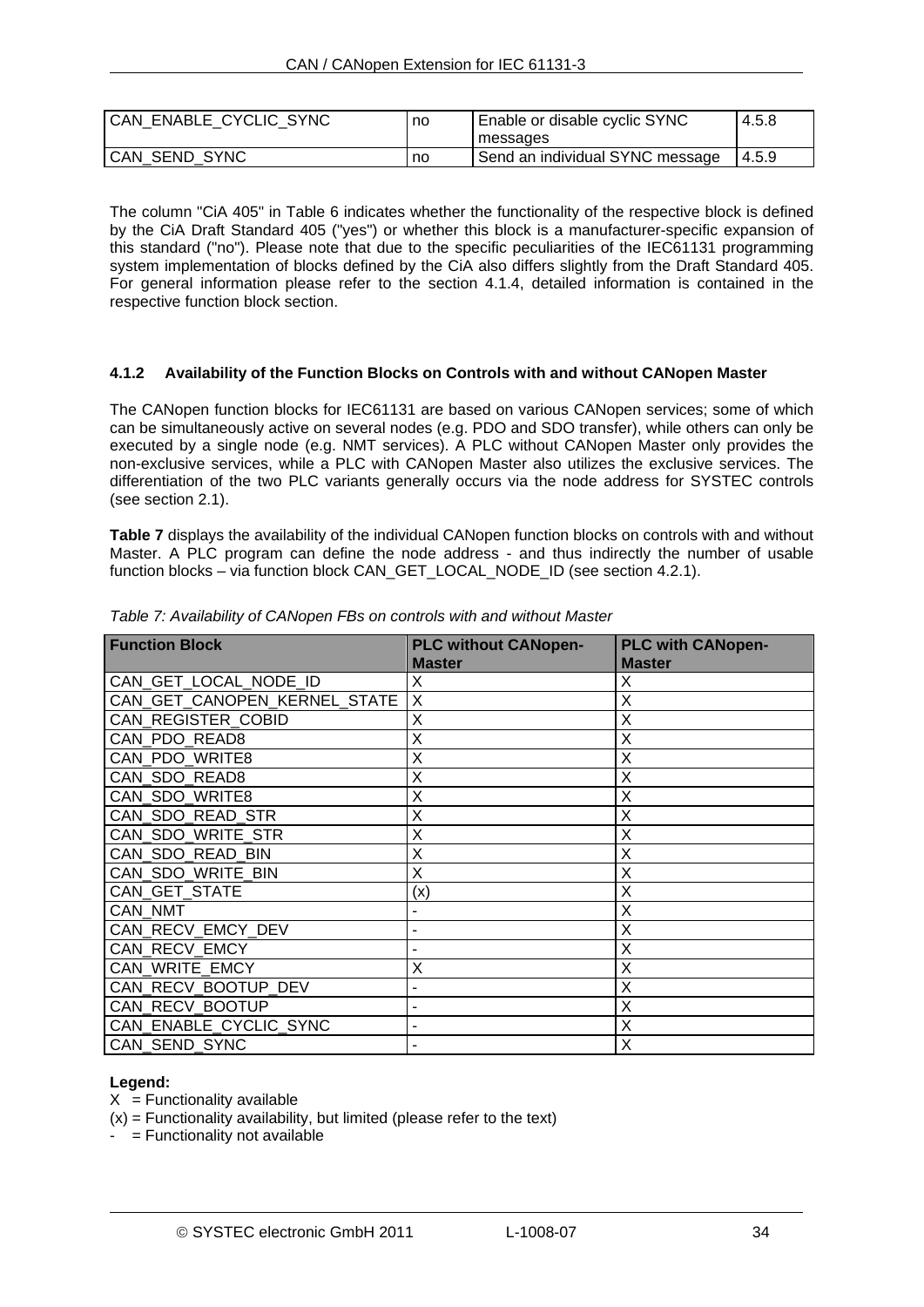| | | | |
|---|---|---|---|
| CAN_ENABLE_CYCLIC_SYNC | no | Enable or disable cyclic SYNC messages | 4.5.8 |
| CAN_SEND_SYNC | no | Send an individual SYNC message | 4.5.9 |

The column "CiA 405" in Table 6 indicates whether the functionality of the respective block is defined by the CiA Draft Standard 405 ("yes") or whether this block is a manufacturer-specific expansion of this standard ("no"). Please note that due to the specific peculiarities of the IEC61131 programming system implementation of blocks defined by the CiA also differs slightly from the Draft Standard 405. For general information please refer to the section 4.1.4, detailed information is contained in the respective function block section.

### 4.1.2 Availability of the Function Blocks on Controls with and without CANopen Master

The CANopen function blocks for IEC61131 are based on various CANopen services; some of which can be simultaneously active on several nodes (e.g. PDO and SDO transfer), while others can only be executed by a single node (e.g. NMT services). A PLC without CANopen Master only provides the non-exclusive services, while a PLC with CANopen Master also utilizes the exclusive services. The differentiation of the two PLC variants generally occurs via the node address for SYSTEC controls (see section 2.1).

**Table 7** displays the availability of the individual CANopen function blocks on controls with and without Master. A PLC program can define the node address - and thus indirectly the number of usable function blocks – via function block CAN_GET_LOCAL_NODE_ID (see section 4.2.1).

*Table 7: Availability of CANopen FBs on controls with and without Master*

| Function Block | PLC without CANopen-Master | PLC with CANopen-Master |
|---|---|---|
| CAN_GET_LOCAL_NODE_ID | X | X |
| CAN_GET_CANOPEN_KERNEL_STATE | X | X |
| CAN_REGISTER_COBID | X | X |
| CAN_PDO_READ8 | X | X |
| CAN_PDO_WRITE8 | X | X |
| CAN_SDO_READ8 | X | X |
| CAN_SDO_WRITE8 | X | X |
| CAN_SDO_READ_STR | X | X |
| CAN_SDO_WRITE_STR | X | X |
| CAN_SDO_READ_BIN | X | X |
| CAN_SDO_WRITE_BIN | X | X |
| CAN_GET_STATE | (x) | X |
| CAN_NMT | - | X |
| CAN_RECV_EMCY_DEV | - | X |
| CAN_RECV_EMCY | - | X |
| CAN_WRITE_EMCY | X | X |
| CAN_RECV_BOOTUP_DEV | - | X |
| CAN_RECV_BOOTUP | - | X |
| CAN_ENABLE_CYCLIC_SYNC | - | X |
| CAN_SEND_SYNC | - | X |

**Legend:**
X = Functionality available
(x) = Functionality availability, but limited (please refer to the text)
- = Functionality not available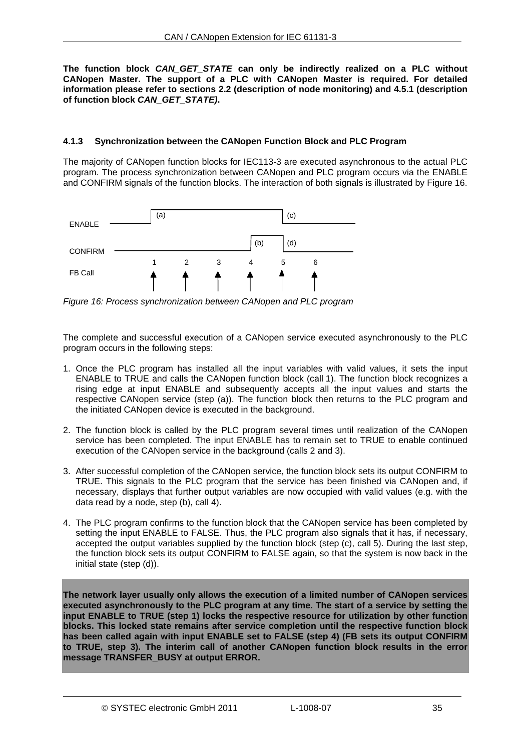**The function block *CAN_GET_STATE* can only be indirectly realized on a PLC without CANopen Master. The support of a PLC with CANopen Master is required. For detailed information please refer to sections 2.2 (description of node monitoring) and 4.5.1 (description of function block *CAN_GET_STATE)*.**

### 4.1.3 Synchronization between the CANopen Function Block and PLC Program

The majority of CANopen function blocks for IEC113-3 are executed asynchronous to the actual PLC program. The process synchronization between CANopen and PLC program occurs via the ENABLE and CONFIRM signals of the function blocks. The interaction of both signals is illustrated by Figure 16.

*Figure 16: Process synchronization between CANopen and PLC program*

The complete and successful execution of a CANopen service executed asynchronously to the PLC program occurs in the following steps:

1. Once the PLC program has installed all the input variables with valid values, it sets the input ENABLE to TRUE and calls the CANopen function block (call 1). The function block recognizes a rising edge at input ENABLE and subsequently accepts all the input values and starts the respective CANopen service (step (a)). The function block then returns to the PLC program and the initiated CANopen device is executed in the background.
2. The function block is called by the PLC program several times until realization of the CANopen service has been completed. The input ENABLE has to remain set to TRUE to enable continued execution of the CANopen service in the background (calls 2 and 3).
3. After successful completion of the CANopen service, the function block sets its output CONFIRM to TRUE. This signals to the PLC program that the service has been finished via CANopen and, if necessary, displays that further output variables are now occupied with valid values (e.g. with the data read by a node, step (b), call 4).
4. The PLC program confirms to the function block that the CANopen service has been completed by setting the input ENABLE to FALSE. Thus, the PLC program also signals that it has, if necessary, accepted the output variables supplied by the function block (step (c), call 5). During the last step, the function block sets its output CONFIRM to FALSE again, so that the system is now back in the initial state (step (d)).

**The network layer usually only allows the execution of a limited number of CANopen services executed asynchronously to the PLC program at any time. The start of a service by setting the input ENABLE to TRUE (step 1) locks the respective resource for utilization by other function blocks. This locked state remains after service completion until the respective function block has been called again with input ENABLE set to FALSE (step 4) (FB sets its output CONFIRM to TRUE, step 3). The interim call of another CANopen function block results in the error message TRANSFER_BUSY at output ERROR.**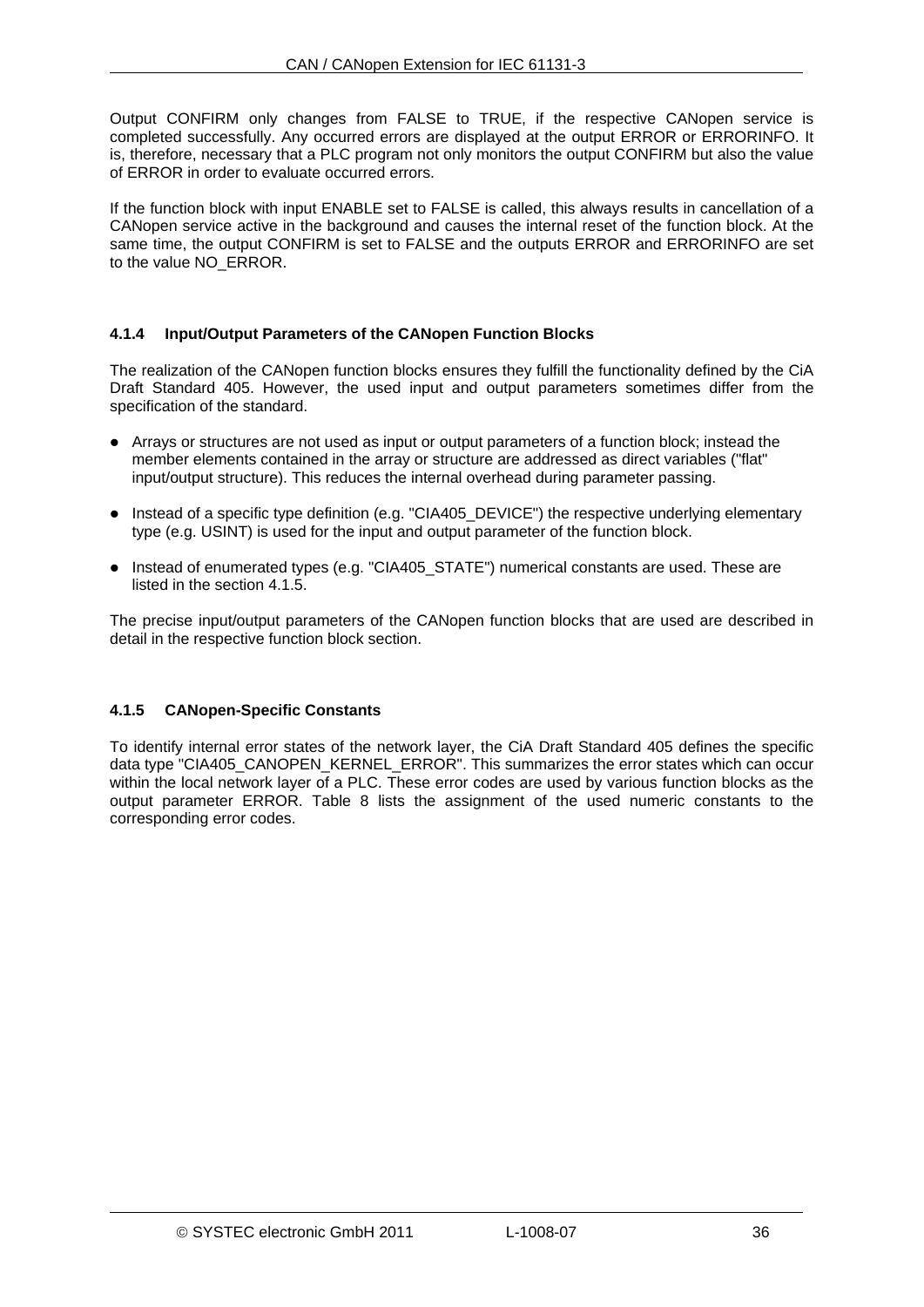Output CONFIRM only changes from FALSE to TRUE, if the respective CANopen service is completed successfully. Any occurred errors are displayed at the output ERROR or ERRORINFO. It is, therefore, necessary that a PLC program not only monitors the output CONFIRM but also the value of ERROR in order to evaluate occurred errors.

If the function block with input ENABLE set to FALSE is called, this always results in cancellation of a CANopen service active in the background and causes the internal reset of the function block. At the same time, the output CONFIRM is set to FALSE and the outputs ERROR and ERRORINFO are set to the value NO_ERROR.

### 4.1.4 Input/Output Parameters of the CANopen Function Blocks

The realization of the CANopen function blocks ensures they fulfill the functionality defined by the CiA Draft Standard 405. However, the used input and output parameters sometimes differ from the specification of the standard.

- Arrays or structures are not used as input or output parameters of a function block; instead the member elements contained in the array or structure are addressed as direct variables ("flat" input/output structure). This reduces the internal overhead during parameter passing.
- Instead of a specific type definition (e.g. "CIA405_DEVICE") the respective underlying elementary type (e.g. USINT) is used for the input and output parameter of the function block.
- Instead of enumerated types (e.g. "CIA405_STATE") numerical constants are used. These are listed in the section 4.1.5.

The precise input/output parameters of the CANopen function blocks that are used are described in detail in the respective function block section.

### 4.1.5 CANopen-Specific Constants

To identify internal error states of the network layer, the CiA Draft Standard 405 defines the specific data type "CIA405_CANOPEN_KERNEL_ERROR". This summarizes the error states which can occur within the local network layer of a PLC. These error codes are used by various function blocks as the output parameter ERROR. Table 8 lists the assignment of the used numeric constants to the corresponding error codes.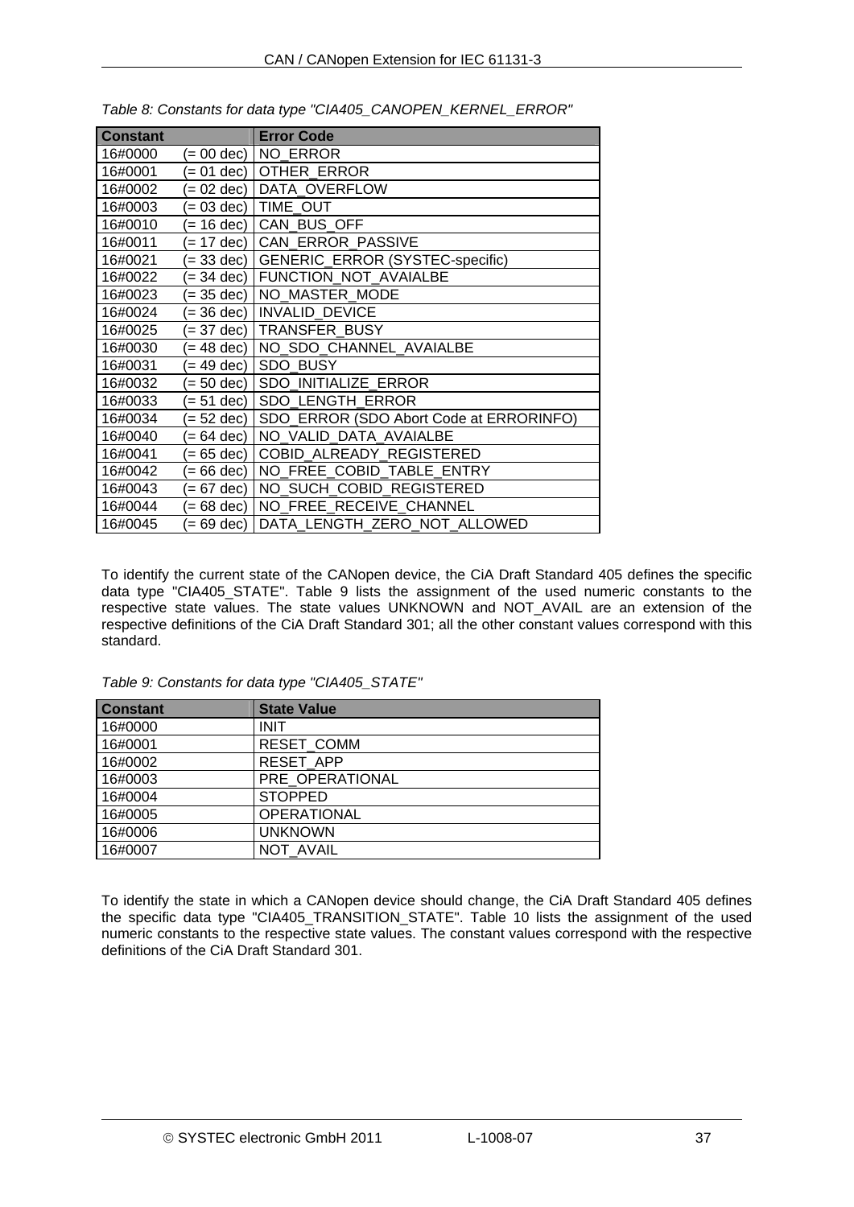*Table 8: Constants for data type "CIA405_CANOPEN_KERNEL_ERROR"*

| Constant | | Error Code |
|---|---|---|
| 16#0000 | (= 00 dec) | NO_ERROR |
| 16#0001 | (= 01 dec) | OTHER_ERROR |
| 16#0002 | (= 02 dec) | DATA_OVERFLOW |
| 16#0003 | (= 03 dec) | TIME_OUT |
| 16#0010 | (= 16 dec) | CAN_BUS_OFF |
| 16#0011 | (= 17 dec) | CAN_ERROR_PASSIVE |
| 16#0021 | (= 33 dec) | GENERIC_ERROR (SYSTEC-specific) |
| 16#0022 | (= 34 dec) | FUNCTION_NOT_AVAIALBE |
| 16#0023 | (= 35 dec) | NO_MASTER_MODE |
| 16#0024 | (= 36 dec) | INVALID_DEVICE |
| 16#0025 | (= 37 dec) | TRANSFER_BUSY |
| 16#0030 | (= 48 dec) | NO_SDO_CHANNEL_AVAIALBE |
| 16#0031 | (= 49 dec) | SDO_BUSY |
| 16#0032 | (= 50 dec) | SDO_INITIALIZE_ERROR |
| 16#0033 | (= 51 dec) | SDO_LENGTH_ERROR |
| 16#0034 | (= 52 dec) | SDO_ERROR (SDO Abort Code at ERRORINFO) |
| 16#0040 | (= 64 dec) | NO_VALID_DATA_AVAIALBE |
| 16#0041 | (= 65 dec) | COBID_ALREADY_REGISTERED |
| 16#0042 | (= 66 dec) | NO_FREE_COBID_TABLE_ENTRY |
| 16#0043 | (= 67 dec) | NO_SUCH_COBID_REGISTERED |
| 16#0044 | (= 68 dec) | NO_FREE_RECEIVE_CHANNEL |
| 16#0045 | (= 69 dec) | DATA_LENGTH_ZERO_NOT_ALLOWED |

To identify the current state of the CANopen device, the CiA Draft Standard 405 defines the specific data type "CIA405_STATE". Table 9 lists the assignment of the used numeric constants to the respective state values. The state values UNKNOWN and NOT_AVAIL are an extension of the respective definitions of the CiA Draft Standard 301; all the other constant values correspond with this standard.

*Table 9: Constants for data type "CIA405_STATE"*

| Constant | State Value |
|---|---|
| 16#0000 | INIT |
| 16#0001 | RESET_COMM |
| 16#0002 | RESET_APP |
| 16#0003 | PRE_OPERATIONAL |
| 16#0004 | STOPPED |
| 16#0005 | OPERATIONAL |
| 16#0006 | UNKNOWN |
| 16#0007 | NOT_AVAIL |

To identify the state in which a CANopen device should change, the CiA Draft Standard 405 defines the specific data type "CIA405_TRANSITION_STATE". Table 10 lists the assignment of the used numeric constants to the respective state values. The constant values correspond with the respective definitions of the CiA Draft Standard 301.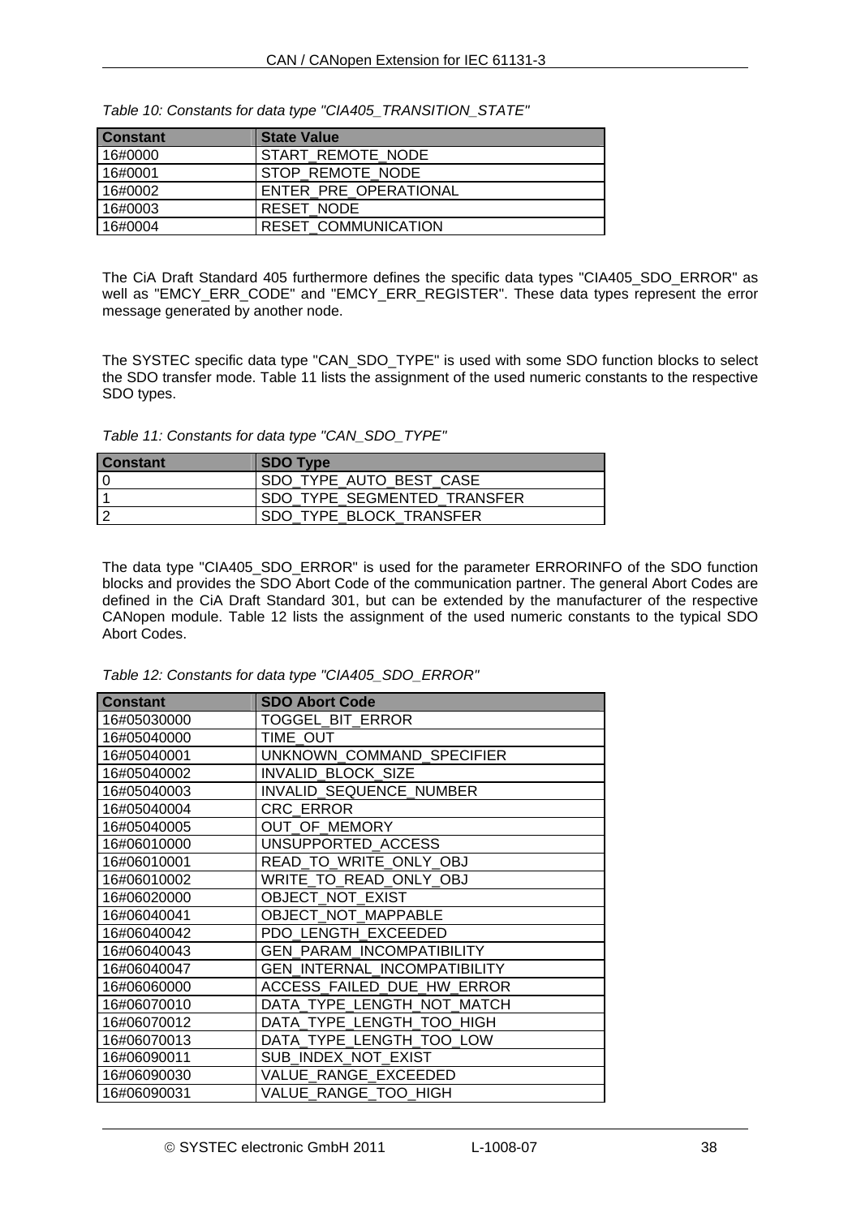*Table 10: Constants for data type "CIA405_TRANSITION_STATE"*

| Constant | State Value |
|---|---|
| 16#0000 | START_REMOTE_NODE |
| 16#0001 | STOP_REMOTE_NODE |
| 16#0002 | ENTER_PRE_OPERATIONAL |
| 16#0003 | RESET_NODE |
| 16#0004 | RESET_COMMUNICATION |

The CiA Draft Standard 405 furthermore defines the specific data types "CIA405_SDO_ERROR" as well as "EMCY_ERR_CODE" and "EMCY_ERR_REGISTER". These data types represent the error message generated by another node.

The SYSTEC specific data type "CAN_SDO_TYPE" is used with some SDO function blocks to select the SDO transfer mode. Table 11 lists the assignment of the used numeric constants to the respective SDO types.

*Table 11: Constants for data type "CAN_SDO_TYPE"*

| Constant | SDO Type |
|---|---|
| 0 | SDO_TYPE_AUTO_BEST_CASE |
| 1 | SDO_TYPE_SEGMENTED_TRANSFER |
| 2 | SDO_TYPE_BLOCK_TRANSFER |

The data type "CIA405_SDO_ERROR" is used for the parameter ERRORINFO of the SDO function blocks and provides the SDO Abort Code of the communication partner. The general Abort Codes are defined in the CiA Draft Standard 301, but can be extended by the manufacturer of the respective CANopen module. Table 12 lists the assignment of the used numeric constants to the typical SDO Abort Codes.

*Table 12: Constants for data type "CIA405_SDO_ERROR"*

| Constant | SDO Abort Code |
|---|---|
| 16#05030000 | TOGGEL_BIT_ERROR |
| 16#05040000 | TIME_OUT |
| 16#05040001 | UNKNOWN_COMMAND_SPECIFIER |
| 16#05040002 | INVALID_BLOCK_SIZE |
| 16#05040003 | INVALID_SEQUENCE_NUMBER |
| 16#05040004 | CRC_ERROR |
| 16#05040005 | OUT_OF_MEMORY |
| 16#06010000 | UNSUPPORTED_ACCESS |
| 16#06010001 | READ_TO_WRITE_ONLY_OBJ |
| 16#06010002 | WRITE_TO_READ_ONLY_OBJ |
| 16#06020000 | OBJECT_NOT_EXIST |
| 16#06040041 | OBJECT_NOT_MAPPABLE |
| 16#06040042 | PDO_LENGTH_EXCEEDED |
| 16#06040043 | GEN_PARAM_INCOMPATIBILITY |
| 16#06040047 | GEN_INTERNAL_INCOMPATIBILITY |
| 16#06060000 | ACCESS_FAILED_DUE_HW_ERROR |
| 16#06070010 | DATA_TYPE_LENGTH_NOT_MATCH |
| 16#06070012 | DATA_TYPE_LENGTH_TOO_HIGH |
| 16#06070013 | DATA_TYPE_LENGTH_TOO_LOW |
| 16#06090011 | SUB_INDEX_NOT_EXIST |
| 16#06090030 | VALUE_RANGE_EXCEEDED |
| 16#06090031 | VALUE_RANGE_TOO_HIGH |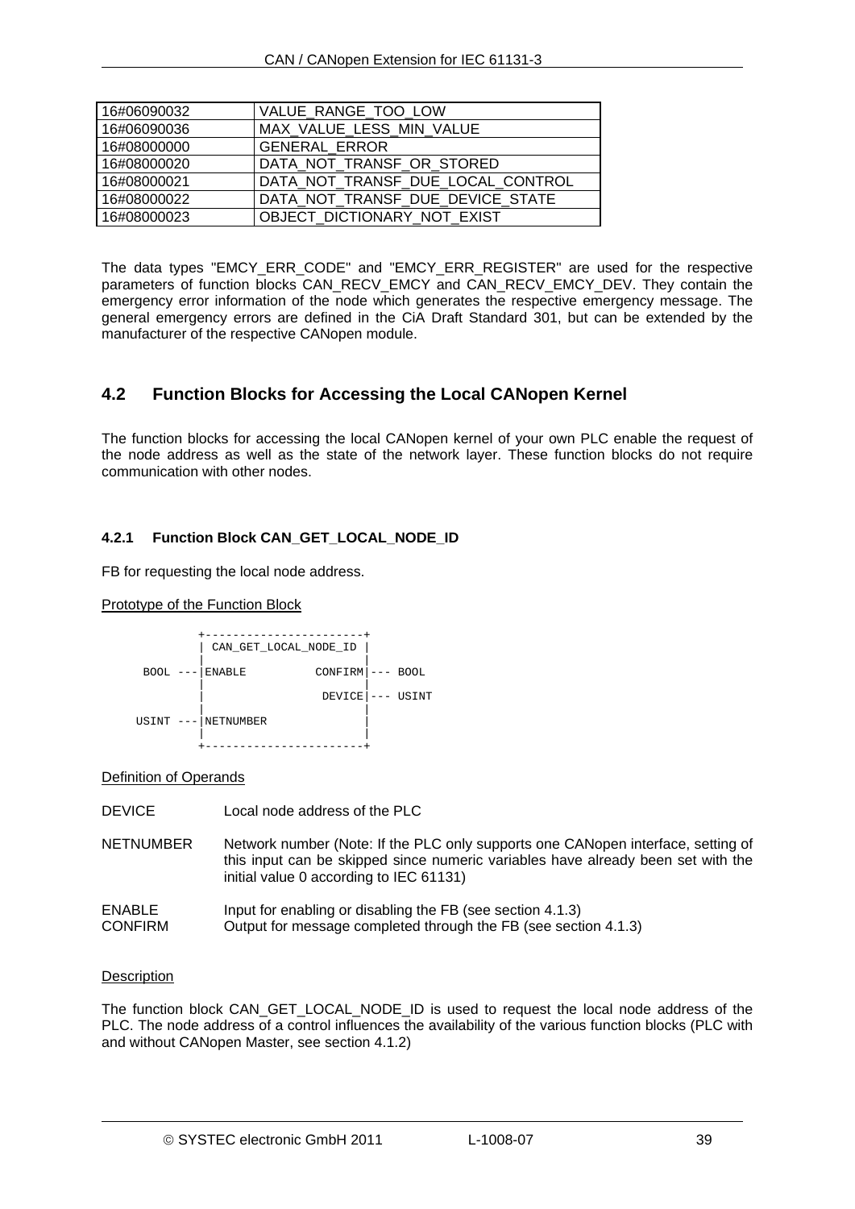| 16#06090032 | VALUE_RANGE_TOO_LOW |
|---|---|
| 16#06090036 | MAX_VALUE_LESS_MIN_VALUE |
| 16#08000000 | GENERAL_ERROR |
| 16#08000020 | DATA_NOT_TRANSF_OR_STORED |
| 16#08000021 | DATA_NOT_TRANSF_DUE_LOCAL_CONTROL |
| 16#08000022 | DATA_NOT_TRANSF_DUE_DEVICE_STATE |
| 16#08000023 | OBJECT_DICTIONARY_NOT_EXIST |

The data types "EMCY_ERR_CODE" and "EMCY_ERR_REGISTER" are used for the respective parameters of function blocks CAN_RECV_EMCY and CAN_RECV_EMCY_DEV. They contain the emergency error information of the node which generates the respective emergency message. The general emergency errors are defined in the CiA Draft Standard 301, but can be extended by the manufacturer of the respective CANopen module.

## 4.2 Function Blocks for Accessing the Local CANopen Kernel

The function blocks for accessing the local CANopen kernel of your own PLC enable the request of the node address as well as the state of the network layer. These function blocks do not require communication with other nodes.

### 4.2.1 Function Block CAN_GET_LOCAL_NODE_ID

FB for requesting the local node address.

Prototype of the Function Block

```
          +-----------------------+
          | CAN_GET_LOCAL_NODE_ID |
          |                       |
  BOOL ---|ENABLE          CONFIRM|--- BOOL
          |                       |
          |                 DEVICE|--- USINT
          |                       |
 USINT ---|NETNUMBER              |
          |                       |
          +-----------------------+
```

Definition of Operands

DEVICE — Local node address of the PLC

NETNUMBER — Network number (Note: If the PLC only supports one CANopen interface, setting of this input can be skipped since numeric variables have already been set with the initial value 0 according to IEC 61131)

ENABLE — Input for enabling or disabling the FB (see section 4.1.3)

CONFIRM — Output for message completed through the FB (see section 4.1.3)

Description

The function block CAN_GET_LOCAL_NODE_ID is used to request the local node address of the PLC. The node address of a control influences the availability of the various function blocks (PLC with and without CANopen Master, see section 4.1.2)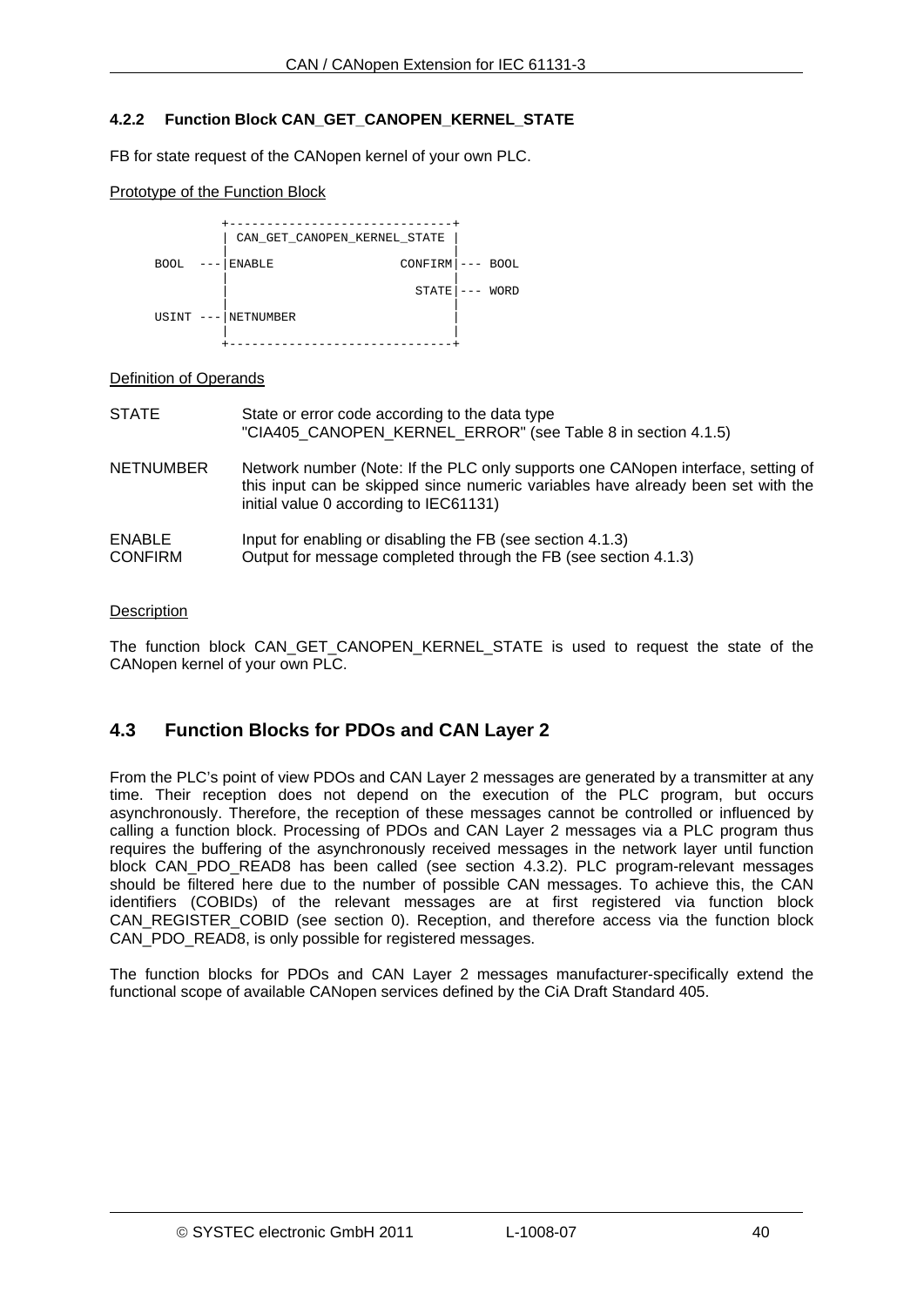### 4.2.2 Function Block CAN_GET_CANOPEN_KERNEL_STATE

FB for state request of the CANopen kernel of your own PLC.

Prototype of the Function Block

```
           +------------------------------+
           | CAN_GET_CANOPEN_KERNEL_STATE |
           |                              |
BOOL  ---|ENABLE                CONFIRM|--- BOOL
           |                              |
           |                         STATE|--- WORD
           |                              |
USINT ---|NETNUMBER                       |
           |                              |
           +------------------------------+
```

Definition of Operands

| | |
|---|---|
| STATE | State or error code according to the data type "CIA405_CANOPEN_KERNEL_ERROR" (see Table 8 in section 4.1.5) |
| NETNUMBER | Network number (Note: If the PLC only supports one CANopen interface, setting of this input can be skipped since numeric variables have already been set with the initial value 0 according to IEC61131) |
| ENABLE | Input for enabling or disabling the FB (see section 4.1.3) |
| CONFIRM | Output for message completed through the FB (see section 4.1.3) |

Description

The function block CAN_GET_CANOPEN_KERNEL_STATE is used to request the state of the CANopen kernel of your own PLC.

## 4.3 Function Blocks for PDOs and CAN Layer 2

From the PLC's point of view PDOs and CAN Layer 2 messages are generated by a transmitter at any time. Their reception does not depend on the execution of the PLC program, but occurs asynchronously. Therefore, the reception of these messages cannot be controlled or influenced by calling a function block. Processing of PDOs and CAN Layer 2 messages via a PLC program thus requires the buffering of the asynchronously received messages in the network layer until function block CAN_PDO_READ8 has been called (see section 4.3.2). PLC program-relevant messages should be filtered here due to the number of possible CAN messages. To achieve this, the CAN identifiers (COBIDs) of the relevant messages are at first registered via function block CAN_REGISTER_COBID (see section 0). Reception, and therefore access via the function block CAN_PDO_READ8, is only possible for registered messages.

The function blocks for PDOs and CAN Layer 2 messages manufacturer-specifically extend the functional scope of available CANopen services defined by the CiA Draft Standard 405.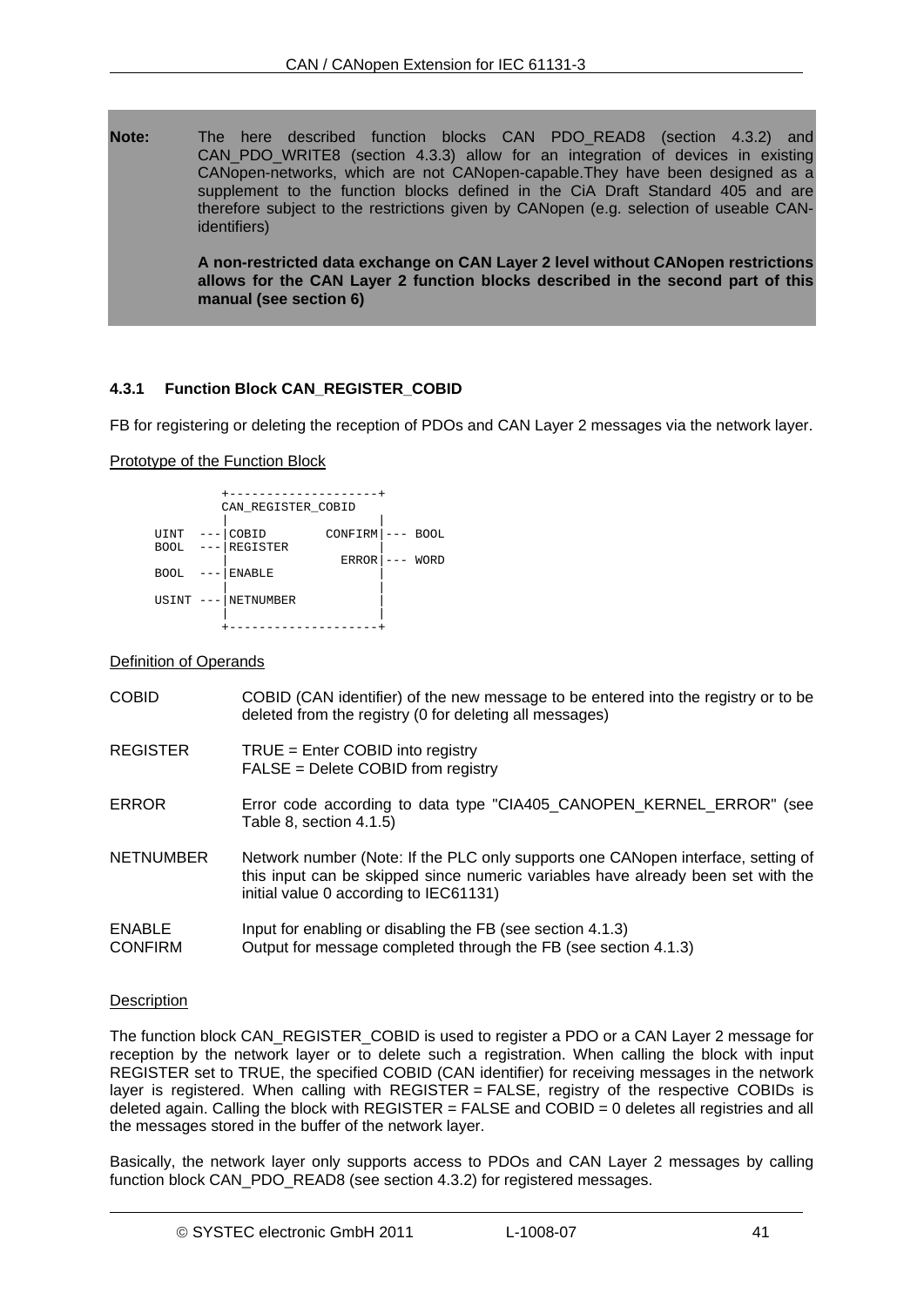**Note:** The here described function blocks CAN PDO_READ8 (section 4.3.2) and CAN_PDO_WRITE8 (section 4.3.3) allow for an integration of devices in existing CANopen-networks, which are not CANopen-capable.They have been designed as a supplement to the function blocks defined in the CiA Draft Standard 405 and are therefore subject to the restrictions given by CANopen (e.g. selection of useable CAN-identifiers)

**A non-restricted data exchange on CAN Layer 2 level without CANopen restrictions allows for the CAN Layer 2 function blocks described in the second part of this manual (see section 6)**

### 4.3.1 Function Block CAN_REGISTER_COBID

FB for registering or deleting the reception of PDOs and CAN Layer 2 messages via the network layer.

Prototype of the Function Block

```
          +--------------------+
          CAN_REGISTER_COBID
          |                    |
UINT  ---|COBID        CONFIRM|--- BOOL
BOOL  ---|REGISTER            |
          |               ERROR|--- WORD
BOOL  ---|ENABLE              |
          |                    |
USINT ---|NETNUMBER           |
          |                    |
          +--------------------+
```

Definition of Operands

| | |
|---|---|
| COBID | COBID (CAN identifier) of the new message to be entered into the registry or to be deleted from the registry (0 for deleting all messages) |
| REGISTER | TRUE = Enter COBID into registry<br>FALSE = Delete COBID from registry |
| ERROR | Error code according to data type "CIA405_CANOPEN_KERNEL_ERROR" (see Table 8, section 4.1.5) |
| NETNUMBER | Network number (Note: If the PLC only supports one CANopen interface, setting of this input can be skipped since numeric variables have already been set with the initial value 0 according to IEC61131) |
| ENABLE | Input for enabling or disabling the FB (see section 4.1.3) |
| CONFIRM | Output for message completed through the FB (see section 4.1.3) |

Description

The function block CAN_REGISTER_COBID is used to register a PDO or a CAN Layer 2 message for reception by the network layer or to delete such a registration. When calling the block with input REGISTER set to TRUE, the specified COBID (CAN identifier) for receiving messages in the network layer is registered. When calling with REGISTER = FALSE, registry of the respective COBIDs is deleted again. Calling the block with REGISTER = FALSE and COBID = 0 deletes all registries and all the messages stored in the buffer of the network layer.

Basically, the network layer only supports access to PDOs and CAN Layer 2 messages by calling function block CAN_PDO_READ8 (see section 4.3.2) for registered messages.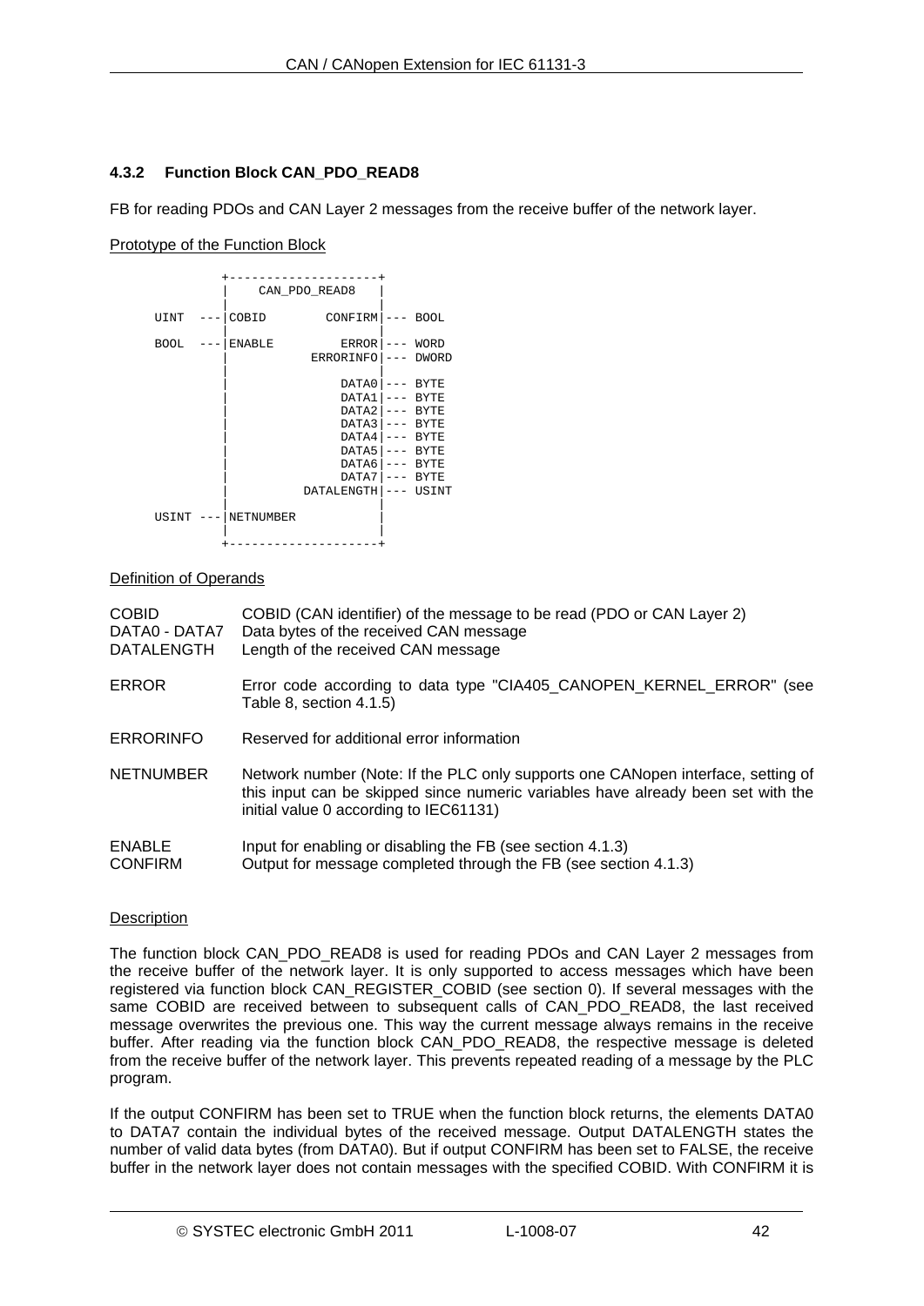### 4.3.2 Function Block CAN_PDO_READ8

FB for reading PDOs and CAN Layer 2 messages from the receive buffer of the network layer.

Prototype of the Function Block

```
           +--------------------+
           |    CAN_PDO_READ8   |
           |                    |
UINT   ---|COBID        CONFIRM|--- BOOL
           |                    |
BOOL   ---|ENABLE         ERROR|--- WORD
           |          ERRORINFO|--- DWORD
           |                    |
           |              DATA0|--- BYTE
           |              DATA1|--- BYTE
           |              DATA2|--- BYTE
           |              DATA3|--- BYTE
           |              DATA4|--- BYTE
           |              DATA5|--- BYTE
           |              DATA6|--- BYTE
           |              DATA7|--- BYTE
           |         DATALENGTH|--- USINT
           |                    |
USINT ---|NETNUMBER            |
           |                    |
           +--------------------+
```

Definition of Operands

| | |
|---|---|
| COBID | COBID (CAN identifier) of the message to be read (PDO or CAN Layer 2) |
| DATA0 - DATA7 | Data bytes of the received CAN message |
| DATALENGTH | Length of the received CAN message |
| ERROR | Error code according to data type "CIA405_CANOPEN_KERNEL_ERROR" (see Table 8, section 4.1.5) |
| ERRORINFO | Reserved for additional error information |
| NETNUMBER | Network number (Note: If the PLC only supports one CANopen interface, setting of this input can be skipped since numeric variables have already been set with the initial value 0 according to IEC61131) |
| ENABLE | Input for enabling or disabling the FB (see section 4.1.3) |
| CONFIRM | Output for message completed through the FB (see section 4.1.3) |

Description

The function block CAN_PDO_READ8 is used for reading PDOs and CAN Layer 2 messages from the receive buffer of the network layer. It is only supported to access messages which have been registered via function block CAN_REGISTER_COBID (see section 0). If several messages with the same COBID are received between to subsequent calls of CAN_PDO_READ8, the last received message overwrites the previous one. This way the current message always remains in the receive buffer. After reading via the function block CAN_PDO_READ8, the respective message is deleted from the receive buffer of the network layer. This prevents repeated reading of a message by the PLC program.

If the output CONFIRM has been set to TRUE when the function block returns, the elements DATA0 to DATA7 contain the individual bytes of the received message. Output DATALENGTH states the number of valid data bytes (from DATA0). But if output CONFIRM has been set to FALSE, the receive buffer in the network layer does not contain messages with the specified COBID. With CONFIRM it is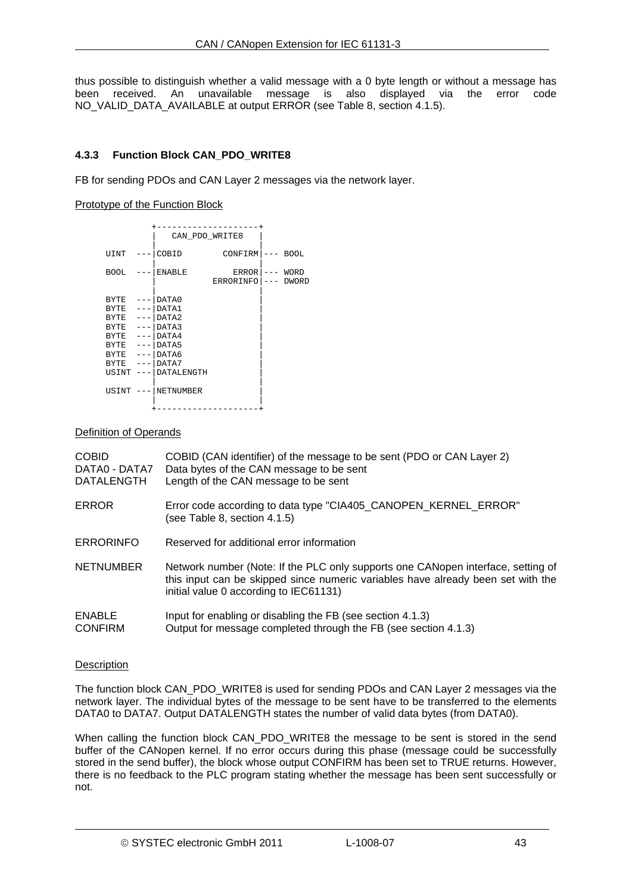thus possible to distinguish whether a valid message with a 0 byte length or without a message has been received. An unavailable message is also displayed via the error code NO_VALID_DATA_AVAILABLE at output ERROR (see Table 8, section 4.1.5).

### 4.3.3 Function Block CAN_PDO_WRITE8

FB for sending PDOs and CAN Layer 2 messages via the network layer.

Prototype of the Function Block

```
            +--------------------+
            |   CAN_PDO_WRITE8   |
            |                    |
UINT    --- |COBID        CONFIRM| --- BOOL
            |                    |
BOOL    --- |ENABLE         ERROR| --- WORD
            |           ERRORINFO| --- DWORD
            |                    |
BYTE    --- |DATA0               |
BYTE    --- |DATA1               |
BYTE    --- |DATA2               |
BYTE    --- |DATA3               |
BYTE    --- |DATA4               |
BYTE    --- |DATA5               |
BYTE    --- |DATA6               |
BYTE    --- |DATA7               |
USINT   --- |DATALENGTH          |
            |                    |
USINT   --- |NETNUMBER           |
            |                    |
            +--------------------+
```

Definition of Operands

| | |
|---|---|
| COBID | COBID (CAN identifier) of the message to be sent (PDO or CAN Layer 2) |
| DATA0 - DATA7 | Data bytes of the CAN message to be sent |
| DATALENGTH | Length of the CAN message to be sent |
| ERROR | Error code according to data type "CIA405_CANOPEN_KERNEL_ERROR" (see Table 8, section 4.1.5) |
| ERRORINFO | Reserved for additional error information |
| NETNUMBER | Network number (Note: If the PLC only supports one CANopen interface, setting of this input can be skipped since numeric variables have already been set with the initial value 0 according to IEC61131) |
| ENABLE | Input for enabling or disabling the FB (see section 4.1.3) |
| CONFIRM | Output for message completed through the FB (see section 4.1.3) |

Description

The function block CAN_PDO_WRITE8 is used for sending PDOs and CAN Layer 2 messages via the network layer. The individual bytes of the message to be sent have to be transferred to the elements DATA0 to DATA7. Output DATALENGTH states the number of valid data bytes (from DATA0).

When calling the function block CAN_PDO_WRITE8 the message to be sent is stored in the send buffer of the CANopen kernel. If no error occurs during this phase (message could be successfully stored in the send buffer), the block whose output CONFIRM has been set to TRUE returns. However, there is no feedback to the PLC program stating whether the message has been sent successfully or not.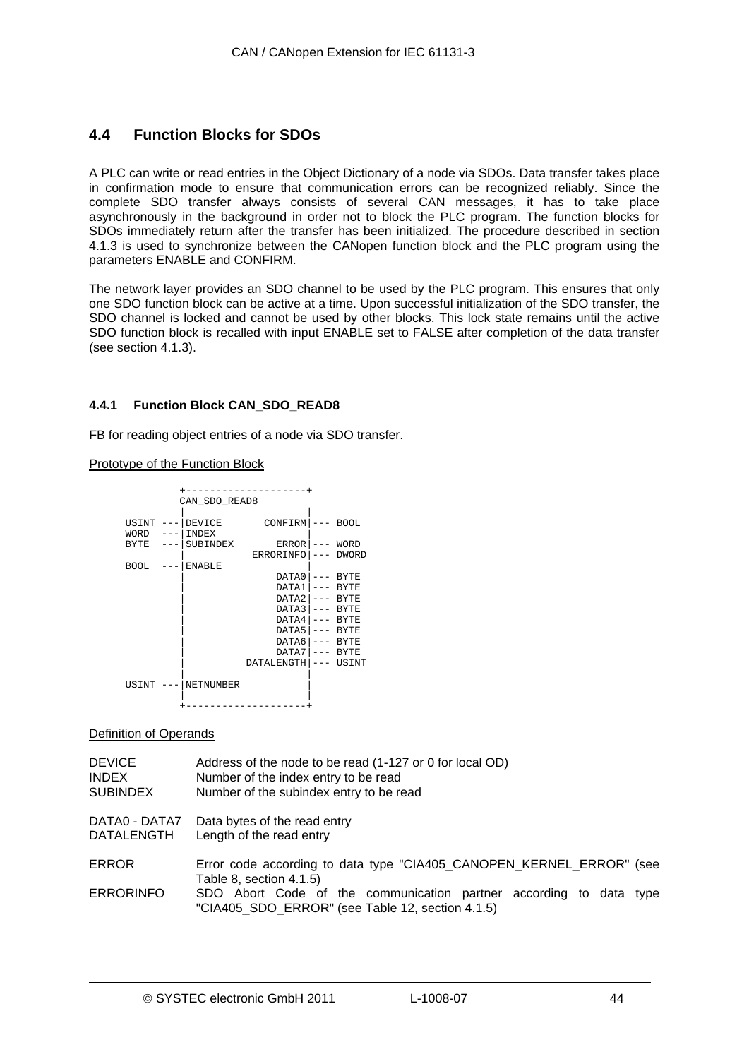## 4.4 Function Blocks for SDOs

A PLC can write or read entries in the Object Dictionary of a node via SDOs. Data transfer takes place in confirmation mode to ensure that communication errors can be recognized reliably. Since the complete SDO transfer always consists of several CAN messages, it has to take place asynchronously in the background in order not to block the PLC program. The function blocks for SDOs immediately return after the transfer has been initialized. The procedure described in section 4.1.3 is used to synchronize between the CANopen function block and the PLC program using the parameters ENABLE and CONFIRM.

The network layer provides an SDO channel to be used by the PLC program. This ensures that only one SDO function block can be active at a time. Upon successful initialization of the SDO transfer, the SDO channel is locked and cannot be used by other blocks. This lock state remains until the active SDO function block is recalled with input ENABLE set to FALSE after completion of the data transfer (see section 4.1.3).

### 4.4.1 Function Block CAN_SDO_READ8

FB for reading object entries of a node via SDO transfer.

Prototype of the Function Block

```
          +--------------------+
          CAN_SDO_READ8
          |                    |
USINT ---|DEVICE       CONFIRM|--- BOOL
WORD  ---|INDEX                |
BYTE  ---|SUBINDEX       ERROR|--- WORD
          |           ERRORINFO|--- DWORD
BOOL  ---|ENABLE               |
          |               DATA0|--- BYTE
          |               DATA1|--- BYTE
          |               DATA2|--- BYTE
          |               DATA3|--- BYTE
          |               DATA4|--- BYTE
          |               DATA5|--- BYTE
          |               DATA6|--- BYTE
          |               DATA7|--- BYTE
          |          DATALENGTH|--- USINT
          |                    |
USINT ---|NETNUMBER            |
          |                    |
          +--------------------+
```

Definition of Operands

| | |
|---|---|
| DEVICE | Address of the node to be read (1-127 or 0 for local OD) |
| INDEX | Number of the index entry to be read |
| SUBINDEX | Number of the subindex entry to be read |
| DATA0 - DATA7 | Data bytes of the read entry |
| DATALENGTH | Length of the read entry |
| ERROR | Error code according to data type "CIA405_CANOPEN_KERNEL_ERROR" (see Table 8, section 4.1.5) |
| ERRORINFO | SDO Abort Code of the communication partner according to data type "CIA405_SDO_ERROR" (see Table 12, section 4.1.5) |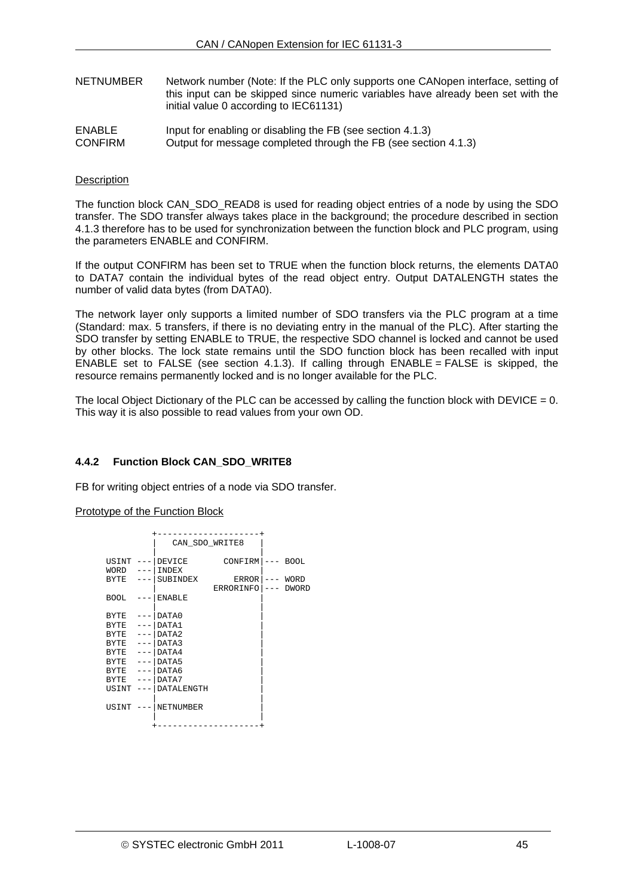| | |
|---|---|
| NETNUMBER | Network number (Note: If the PLC only supports one CANopen interface, setting of this input can be skipped since numeric variables have already been set with the initial value 0 according to IEC61131) |
| ENABLE | Input for enabling or disabling the FB (see section 4.1.3) |
| CONFIRM | Output for message completed through the FB (see section 4.1.3) |

Description

The function block CAN_SDO_READ8 is used for reading object entries of a node by using the SDO transfer. The SDO transfer always takes place in the background; the procedure described in section 4.1.3 therefore has to be used for synchronization between the function block and PLC program, using the parameters ENABLE and CONFIRM.

If the output CONFIRM has been set to TRUE when the function block returns, the elements DATA0 to DATA7 contain the individual bytes of the read object entry. Output DATALENGTH states the number of valid data bytes (from DATA0).

The network layer only supports a limited number of SDO transfers via the PLC program at a time (Standard: max. 5 transfers, if there is no deviating entry in the manual of the PLC). After starting the SDO transfer by setting ENABLE to TRUE, the respective SDO channel is locked and cannot be used by other blocks. The lock state remains until the SDO function block has been recalled with input ENABLE set to FALSE (see section 4.1.3). If calling through ENABLE = FALSE is skipped, the resource remains permanently locked and is no longer available for the PLC.

The local Object Dictionary of the PLC can be accessed by calling the function block with DEVICE = 0. This way it is also possible to read values from your own OD.

### 4.4.2 Function Block CAN_SDO_WRITE8

FB for writing object entries of a node via SDO transfer.

Prototype of the Function Block

```
          +--------------------+
          |   CAN_SDO_WRITE8   |
          |                    |
USINT  ---|DEVICE       CONFIRM|--- BOOL
WORD   ---|INDEX               |
BYTE   ---|SUBINDEX       ERROR|--- WORD
          |           ERRORINFO|--- DWORD
BOOL   ---|ENABLE              |
          |                    |
BYTE   ---|DATA0               |
BYTE   ---|DATA1               |
BYTE   ---|DATA2               |
BYTE   ---|DATA3               |
BYTE   ---|DATA4               |
BYTE   ---|DATA5               |
BYTE   ---|DATA6               |
BYTE   ---|DATA7               |
USINT  ---|DATALENGTH          |
          |                    |
USINT  ---|NETNUMBER           |
          |                    |
          +--------------------+
```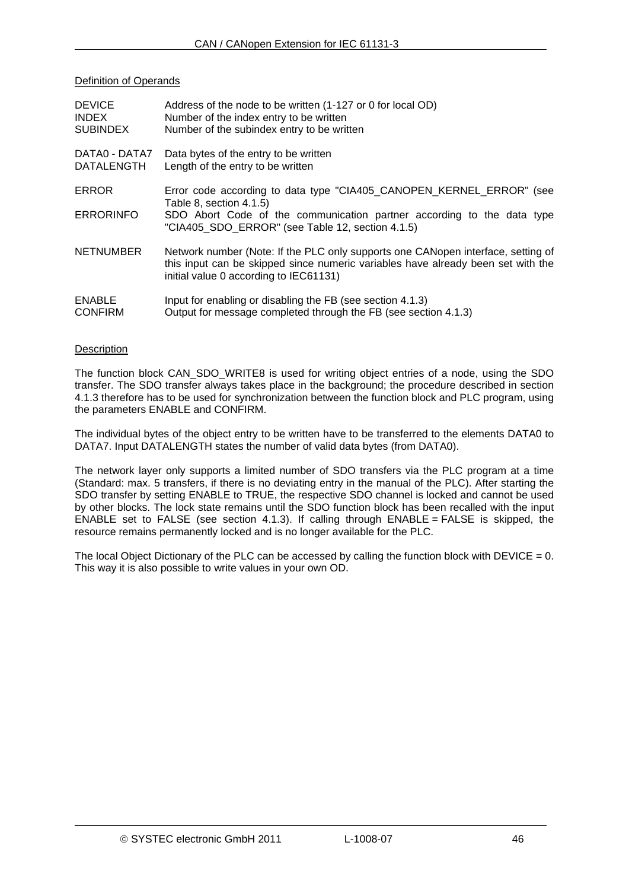Definition of Operands

| | |
|---|---|
| DEVICE | Address of the node to be written (1-127 or 0 for local OD) |
| INDEX | Number of the index entry to be written |
| SUBINDEX | Number of the subindex entry to be written |
| DATA0 - DATA7 | Data bytes of the entry to be written |
| DATALENGTH | Length of the entry to be written |
| ERROR | Error code according to data type "CIA405_CANOPEN_KERNEL_ERROR" (see Table 8, section 4.1.5) |
| ERRORINFO | SDO Abort Code of the communication partner according to the data type "CIA405_SDO_ERROR" (see Table 12, section 4.1.5) |
| NETNUMBER | Network number (Note: If the PLC only supports one CANopen interface, setting of this input can be skipped since numeric variables have already been set with the initial value 0 according to IEC61131) |
| ENABLE | Input for enabling or disabling the FB (see section 4.1.3) |
| CONFIRM | Output for message completed through the FB (see section 4.1.3) |

Description

The function block CAN_SDO_WRITE8 is used for writing object entries of a node, using the SDO transfer. The SDO transfer always takes place in the background; the procedure described in section 4.1.3 therefore has to be used for synchronization between the function block and PLC program, using the parameters ENABLE and CONFIRM.

The individual bytes of the object entry to be written have to be transferred to the elements DATA0 to DATA7. Input DATALENGTH states the number of valid data bytes (from DATA0).

The network layer only supports a limited number of SDO transfers via the PLC program at a time (Standard: max. 5 transfers, if there is no deviating entry in the manual of the PLC). After starting the SDO transfer by setting ENABLE to TRUE, the respective SDO channel is locked and cannot be used by other blocks. The lock state remains until the SDO function block has been recalled with the input ENABLE set to FALSE (see section 4.1.3). If calling through ENABLE = FALSE is skipped, the resource remains permanently locked and is no longer available for the PLC.

The local Object Dictionary of the PLC can be accessed by calling the function block with DEVICE = 0. This way it is also possible to write values in your own OD.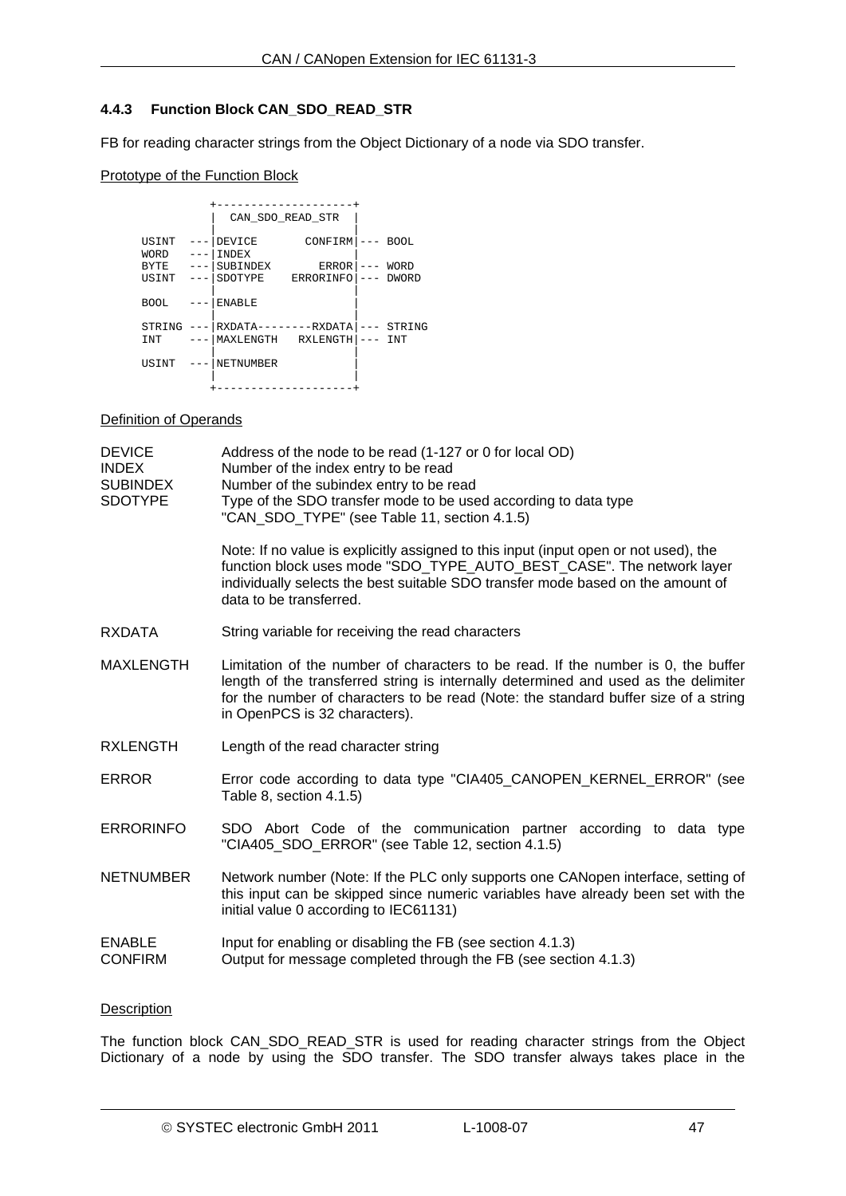### 4.4.3 Function Block CAN_SDO_READ_STR

FB for reading character strings from the Object Dictionary of a node via SDO transfer.

Prototype of the Function Block

```
            +--------------------+
            |  CAN_SDO_READ_STR  |
            |                    |
USINT    ---|DEVICE       CONFIRM|--- BOOL
WORD     ---|INDEX               |
BYTE     ---|SUBINDEX       ERROR|--- WORD
USINT    ---|SDOTYPE    ERRORINFO|--- DWORD
            |                    |
BOOL     ---|ENABLE              |
            |                    |
STRING   ---|RXDATA--------RXDATA|--- STRING
INT      ---|MAXLENGTH   RXLENGTH|--- INT
            |                    |
USINT    ---|NETNUMBER           |
            |                    |
            +--------------------+
```

Definition of Operands

DEVICE — Address of the node to be read (1-127 or 0 for local OD)

INDEX — Number of the index entry to be read

SUBINDEX — Number of the subindex entry to be read

SDOTYPE — Type of the SDO transfer mode to be used according to data type "CAN_SDO_TYPE" (see Table 11, section 4.1.5)

Note: If no value is explicitly assigned to this input (input open or not used), the function block uses mode "SDO_TYPE_AUTO_BEST_CASE". The network layer individually selects the best suitable SDO transfer mode based on the amount of data to be transferred.

RXDATA — String variable for receiving the read characters

MAXLENGTH — Limitation of the number of characters to be read. If the number is 0, the buffer length of the transferred string is internally determined and used as the delimiter for the number of characters to be read (Note: the standard buffer size of a string in OpenPCS is 32 characters).

RXLENGTH — Length of the read character string

ERROR — Error code according to data type "CIA405_CANOPEN_KERNEL_ERROR" (see Table 8, section 4.1.5)

ERRORINFO — SDO Abort Code of the communication partner according to data type "CIA405_SDO_ERROR" (see Table 12, section 4.1.5)

NETNUMBER — Network number (Note: If the PLC only supports one CANopen interface, setting of this input can be skipped since numeric variables have already been set with the initial value 0 according to IEC61131)

ENABLE — Input for enabling or disabling the FB (see section 4.1.3)

CONFIRM — Output for message completed through the FB (see section 4.1.3)

Description

The function block CAN_SDO_READ_STR is used for reading character strings from the Object Dictionary of a node by using the SDO transfer. The SDO transfer always takes place in the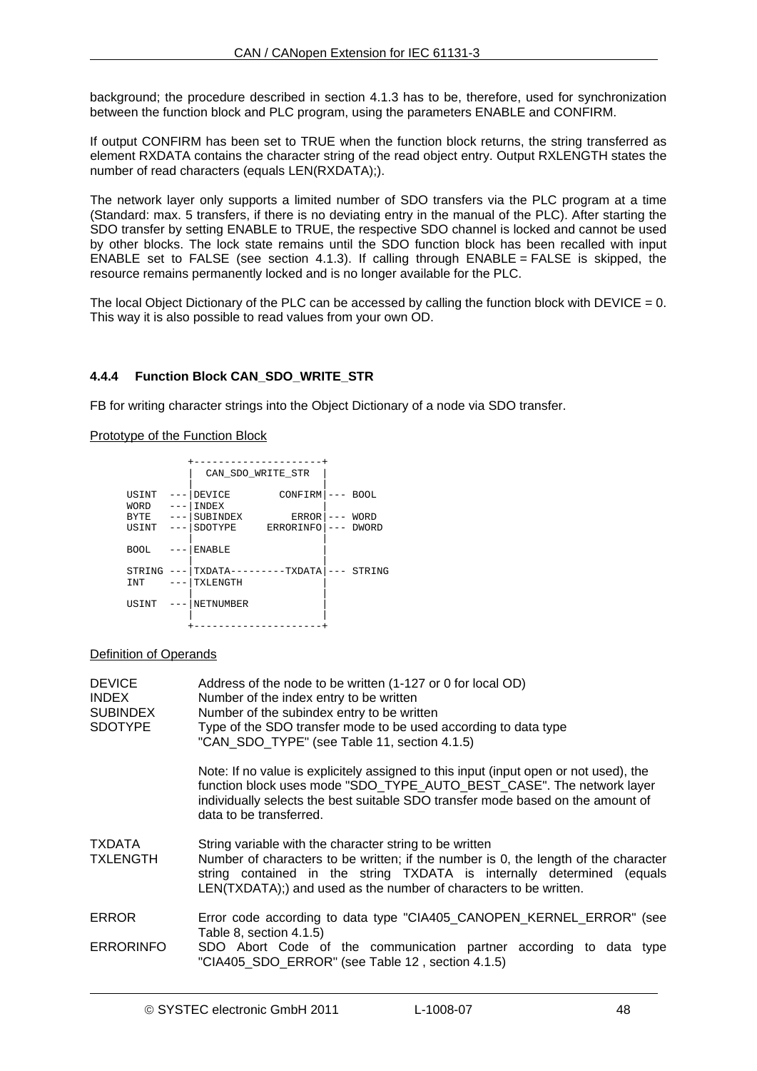background; the procedure described in section 4.1.3 has to be, therefore, used for synchronization between the function block and PLC program, using the parameters ENABLE and CONFIRM.

If output CONFIRM has been set to TRUE when the function block returns, the string transferred as element RXDATA contains the character string of the read object entry. Output RXLENGTH states the number of read characters (equals LEN(RXDATA);).

The network layer only supports a limited number of SDO transfers via the PLC program at a time (Standard: max. 5 transfers, if there is no deviating entry in the manual of the PLC). After starting the SDO transfer by setting ENABLE to TRUE, the respective SDO channel is locked and cannot be used by other blocks. The lock state remains until the SDO function block has been recalled with input ENABLE set to FALSE (see section 4.1.3). If calling through ENABLE = FALSE is skipped, the resource remains permanently locked and is no longer available for the PLC.

The local Object Dictionary of the PLC can be accessed by calling the function block with DEVICE = 0. This way it is also possible to read values from your own OD.

### 4.4.4 Function Block CAN_SDO_WRITE_STR

FB for writing character strings into the Object Dictionary of a node via SDO transfer.

Prototype of the Function Block

```
          +---------------------+
          |  CAN_SDO_WRITE_STR  |
          |                     |
USINT  ---|DEVICE        CONFIRM|--- BOOL
WORD   ---|INDEX                |
BYTE   ---|SUBINDEX        ERROR|--- WORD
USINT  ---|SDOTYPE     ERRORINFO|--- DWORD
          |                     |
BOOL   ---|ENABLE               |
          |                     |
STRING ---|TXDATA---------TXDATA|--- STRING
INT    ---|TXLENGTH             |
          |                     |
USINT  ---|NETNUMBER            |
          |                     |
          +---------------------+
```

Definition of Operands

| | |
|---|---|
| DEVICE | Address of the node to be written (1-127 or 0 for local OD) |
| INDEX | Number of the index entry to be written |
| SUBINDEX | Number of the subindex entry to be written |
| SDOTYPE | Type of the SDO transfer mode to be used according to data type "CAN_SDO_TYPE" (see Table 11, section 4.1.5)<br><br>Note: If no value is explicitely assigned to this input (input open or not used), the function block uses mode "SDO_TYPE_AUTO_BEST_CASE". The network layer individually selects the best suitable SDO transfer mode based on the amount of data to be transferred. |
| TXDATA | String variable with the character string to be written |
| TXLENGTH | Number of characters to be written; if the number is 0, the length of the character string contained in the string TXDATA is internally determined (equals LEN(TXDATA);) and used as the number of characters to be written. |
| ERROR | Error code according to data type "CIA405_CANOPEN_KERNEL_ERROR" (see Table 8, section 4.1.5) |
| ERRORINFO | SDO Abort Code of the communication partner according to data type "CIA405_SDO_ERROR" (see Table 12 , section 4.1.5) |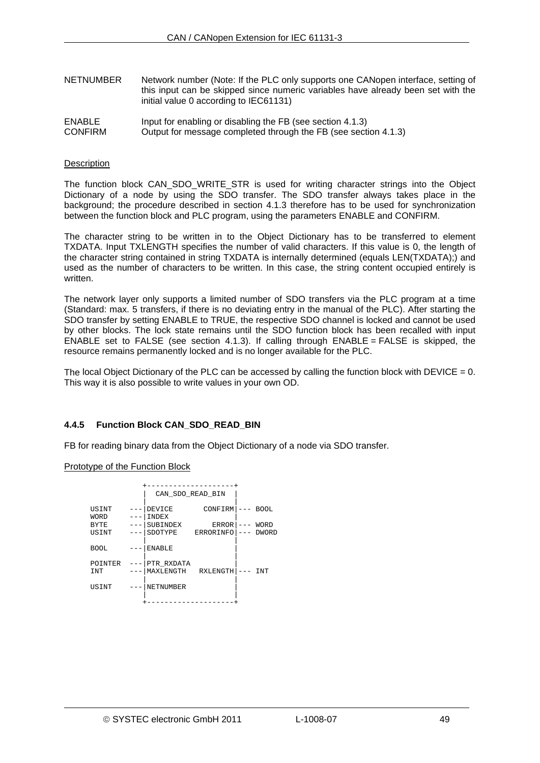| | |
|---|---|
| NETNUMBER | Network number (Note: If the PLC only supports one CANopen interface, setting of this input can be skipped since numeric variables have already been set with the initial value 0 according to IEC61131) |
| ENABLE | Input for enabling or disabling the FB (see section 4.1.3) |
| CONFIRM | Output for message completed through the FB (see section 4.1.3) |

Description

The function block CAN_SDO_WRITE_STR is used for writing character strings into the Object Dictionary of a node by using the SDO transfer. The SDO transfer always takes place in the background; the procedure described in section 4.1.3 therefore has to be used for synchronization between the function block and PLC program, using the parameters ENABLE and CONFIRM.

The character string to be written in to the Object Dictionary has to be transferred to element TXDATA. Input TXLENGTH specifies the number of valid characters. If this value is 0, the length of the character string contained in string TXDATA is internally determined (equals LEN(TXDATA);) and used as the number of characters to be written. In this case, the string content occupied entirely is written.

The network layer only supports a limited number of SDO transfers via the PLC program at a time (Standard: max. 5 transfers, if there is no deviating entry in the manual of the PLC). After starting the SDO transfer by setting ENABLE to TRUE, the respective SDO channel is locked and cannot be used by other blocks. The lock state remains until the SDO function block has been recalled with input ENABLE set to FALSE (see section 4.1.3). If calling through ENABLE = FALSE is skipped, the resource remains permanently locked and is no longer available for the PLC.

The local Object Dictionary of the PLC can be accessed by calling the function block with DEVICE = 0. This way it is also possible to write values in your own OD.

### 4.4.5 Function Block CAN_SDO_READ_BIN

FB for reading binary data from the Object Dictionary of a node via SDO transfer.

Prototype of the Function Block

```
              +--------------------+
              |  CAN_SDO_READ_BIN  |
              |                    |
USINT     ---|DEVICE        CONFIRM|--- BOOL
WORD      ---|INDEX                |
BYTE      ---|SUBINDEX        ERROR|--- WORD
USINT     ---|SDOTYPE     ERRORINFO|--- DWORD
              |                    |
BOOL      ---|ENABLE               |
              |                    |
POINTER   ---|PTR_RXDATA           |
INT       ---|MAXLENGTH    RXLENGTH|--- INT
              |                    |
USINT     ---|NETNUMBER            |
              |                    |
              +--------------------+
```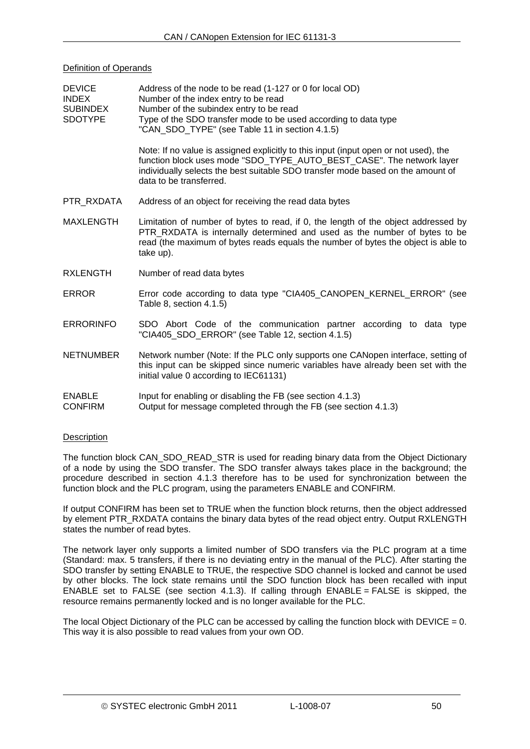Definition of Operands

| | |
|---|---|
| DEVICE | Address of the node to be read (1-127 or 0 for local OD) |
| INDEX | Number of the index entry to be read |
| SUBINDEX | Number of the subindex entry to be read |
| SDOTYPE | Type of the SDO transfer mode to be used according to data type "CAN_SDO_TYPE" (see Table 11 in section 4.1.5)<br><br>Note: If no value is assigned explicitly to this input (input open or not used), the function block uses mode "SDO_TYPE_AUTO_BEST_CASE". The network layer individually selects the best suitable SDO transfer mode based on the amount of data to be transferred. |
| PTR_RXDATA | Address of an object for receiving the read data bytes |
| MAXLENGTH | Limitation of number of bytes to read, if 0, the length of the object addressed by PTR_RXDATA is internally determined and used as the number of bytes to be read (the maximum of bytes reads equals the number of bytes the object is able to take up). |
| RXLENGTH | Number of read data bytes |
| ERROR | Error code according to data type "CIA405_CANOPEN_KERNEL_ERROR" (see Table 8, section 4.1.5) |
| ERRORINFO | SDO Abort Code of the communication partner according to data type "CIA405_SDO_ERROR" (see Table 12, section 4.1.5) |
| NETNUMBER | Network number (Note: If the PLC only supports one CANopen interface, setting of this input can be skipped since numeric variables have already been set with the initial value 0 according to IEC61131) |
| ENABLE | Input for enabling or disabling the FB (see section 4.1.3) |
| CONFIRM | Output for message completed through the FB (see section 4.1.3) |

Description

The function block CAN_SDO_READ_STR is used for reading binary data from the Object Dictionary of a node by using the SDO transfer. The SDO transfer always takes place in the background; the procedure described in section 4.1.3 therefore has to be used for synchronization between the function block and the PLC program, using the parameters ENABLE and CONFIRM.

If output CONFIRM has been set to TRUE when the function block returns, then the object addressed by element PTR_RXDATA contains the binary data bytes of the read object entry. Output RXLENGTH states the number of read bytes.

The network layer only supports a limited number of SDO transfers via the PLC program at a time (Standard: max. 5 transfers, if there is no deviating entry in the manual of the PLC). After starting the SDO transfer by setting ENABLE to TRUE, the respective SDO channel is locked and cannot be used by other blocks. The lock state remains until the SDO function block has been recalled with input ENABLE set to FALSE (see section 4.1.3). If calling through ENABLE = FALSE is skipped, the resource remains permanently locked and is no longer available for the PLC.

The local Object Dictionary of the PLC can be accessed by calling the function block with DEVICE = 0. This way it is also possible to read values from your own OD.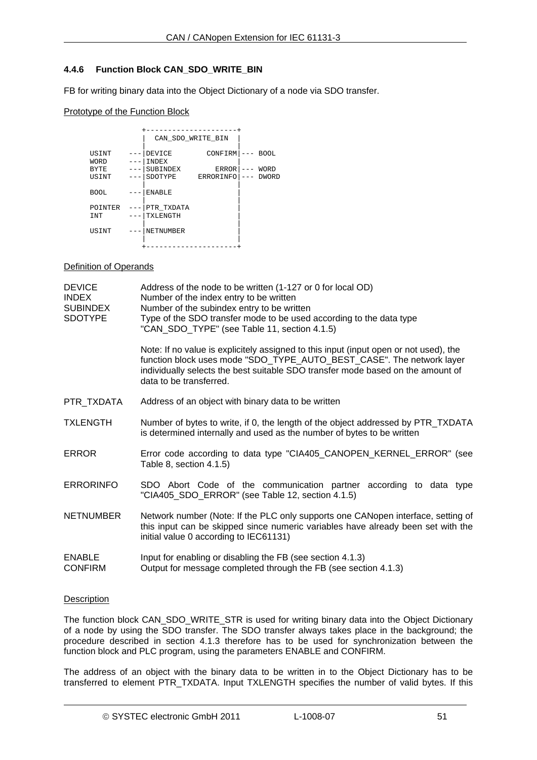#### 4.4.6 Function Block CAN_SDO_WRITE_BIN

FB for writing binary data into the Object Dictionary of a node via SDO transfer.

Prototype of the Function Block

```
              +---------------------+
              |   CAN_SDO_WRITE_BIN  |
              |                     |
USINT     ---|DEVICE        CONFIRM|--- BOOL
WORD      ---|INDEX                |
BYTE      ---|SUBINDEX        ERROR|--- WORD
USINT     ---|SDOTYPE     ERRORINFO|--- DWORD
              |                     |
BOOL      ---|ENABLE               |
              |                     |
POINTER   ---|PTR_TXDATA           |
INT       ---|TXLENGTH             |
              |                     |
USINT     ---|NETNUMBER            |
              |                     |
              +---------------------+
```

Definition of Operands

| | |
|---|---|
| DEVICE | Address of the node to be written (1-127 or 0 for local OD) |
| INDEX | Number of the index entry to be written |
| SUBINDEX | Number of the subindex entry to be written |
| SDOTYPE | Type of the SDO transfer mode to be used according to the data type "CAN_SDO_TYPE" (see Table 11, section 4.1.5)<br><br>Note: If no value is explicitely assigned to this input (input open or not used), the function block uses mode "SDO_TYPE_AUTO_BEST_CASE". The network layer individually selects the best suitable SDO transfer mode based on the amount of data to be transferred. |
| PTR_TXDATA | Address of an object with binary data to be written |
| TXLENGTH | Number of bytes to write, if 0, the length of the object addressed by PTR_TXDATA is determined internally and used as the number of bytes to be written |
| ERROR | Error code according to data type "CIA405_CANOPEN_KERNEL_ERROR" (see Table 8, section 4.1.5) |
| ERRORINFO | SDO Abort Code of the communication partner according to data type "CIA405_SDO_ERROR" (see Table 12, section 4.1.5) |
| NETNUMBER | Network number (Note: If the PLC only supports one CANopen interface, setting of this input can be skipped since numeric variables have already been set with the initial value 0 according to IEC61131) |
| ENABLE | Input for enabling or disabling the FB (see section 4.1.3) |
| CONFIRM | Output for message completed through the FB (see section 4.1.3) |

Description

The function block CAN_SDO_WRITE_STR is used for writing binary data into the Object Dictionary of a node by using the SDO transfer. The SDO transfer always takes place in the background; the procedure described in section 4.1.3 therefore has to be used for synchronization between the function block and PLC program, using the parameters ENABLE and CONFIRM.

The address of an object with the binary data to be written in to the Object Dictionary has to be transferred to element PTR_TXDATA. Input TXLENGTH specifies the number of valid bytes. If this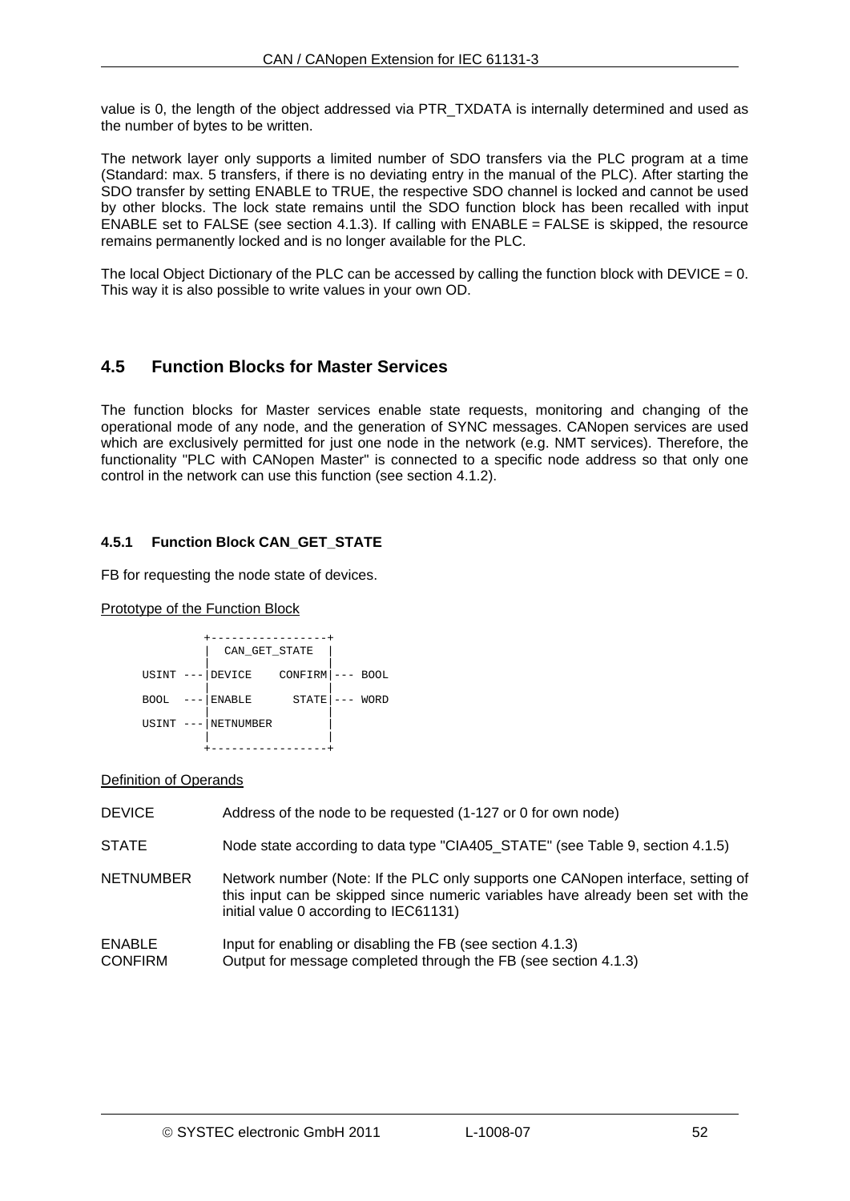value is 0, the length of the object addressed via PTR_TXDATA is internally determined and used as the number of bytes to be written.

The network layer only supports a limited number of SDO transfers via the PLC program at a time (Standard: max. 5 transfers, if there is no deviating entry in the manual of the PLC). After starting the SDO transfer by setting ENABLE to TRUE, the respective SDO channel is locked and cannot be used by other blocks. The lock state remains until the SDO function block has been recalled with input ENABLE set to FALSE (see section 4.1.3). If calling with ENABLE = FALSE is skipped, the resource remains permanently locked and is no longer available for the PLC.

The local Object Dictionary of the PLC can be accessed by calling the function block with DEVICE = 0. This way it is also possible to write values in your own OD.

## 4.5 Function Blocks for Master Services

The function blocks for Master services enable state requests, monitoring and changing of the operational mode of any node, and the generation of SYNC messages. CANopen services are used which are exclusively permitted for just one node in the network (e.g. NMT services). Therefore, the functionality "PLC with CANopen Master" is connected to a specific node address so that only one control in the network can use this function (see section 4.1.2).

### 4.5.1 Function Block CAN_GET_STATE

FB for requesting the node state of devices.

Prototype of the Function Block

```
          +-----------------+
          |  CAN_GET_STATE  |
          |                 |
USINT --- |DEVICE    CONFIRM|--- BOOL
          |                 |
BOOL  --- |ENABLE      STATE|--- WORD
          |                 |
USINT --- |NETNUMBER        |
          |                 |
          +-----------------+
```

Definition of Operands

| | |
|---|---|
| DEVICE | Address of the node to be requested (1-127 or 0 for own node) |
| STATE | Node state according to data type "CIA405_STATE" (see Table 9, section 4.1.5) |
| NETNUMBER | Network number (Note: If the PLC only supports one CANopen interface, setting of this input can be skipped since numeric variables have already been set with the initial value 0 according to IEC61131) |
| ENABLE | Input for enabling or disabling the FB (see section 4.1.3) |
| CONFIRM | Output for message completed through the FB (see section 4.1.3) |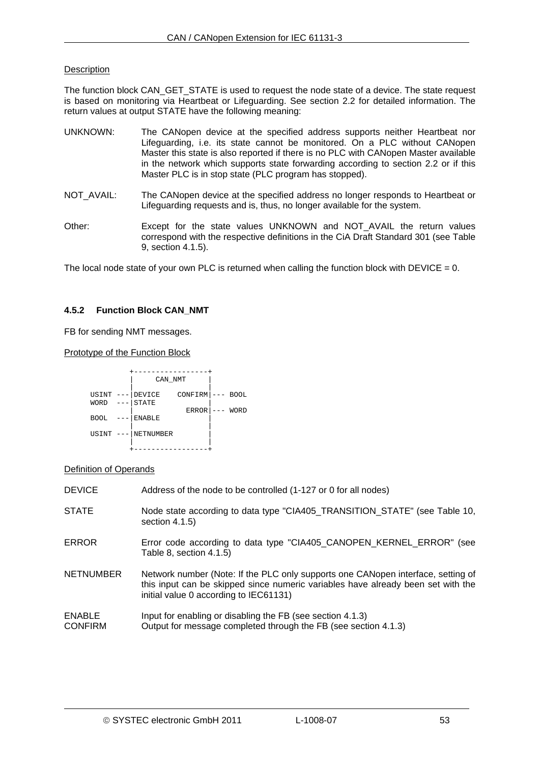Description

The function block CAN_GET_STATE is used to request the node state of a device. The state request is based on monitoring via Heartbeat or Lifeguarding. See section 2.2 for detailed information. The return values at output STATE have the following meaning:

UNKNOWN: The CANopen device at the specified address supports neither Heartbeat nor Lifeguarding, i.e. its state cannot be monitored. On a PLC without CANopen Master this state is also reported if there is no PLC with CANopen Master available in the network which supports state forwarding according to section 2.2 or if this Master PLC is in stop state (PLC program has stopped).

NOT_AVAIL: The CANopen device at the specified address no longer responds to Heartbeat or Lifeguarding requests and is, thus, no longer available for the system.

Other: Except for the state values UNKNOWN and NOT_AVAIL the return values correspond with the respective definitions in the CiA Draft Standard 301 (see Table 9, section 4.1.5).

The local node state of your own PLC is returned when calling the function block with DEVICE = 0.

### 4.5.2 Function Block CAN_NMT

FB for sending NMT messages.

Prototype of the Function Block

```
           +-----------------+
           |     CAN_NMT     |
           |                 |
    USINT ---|DEVICE    CONFIRM|--- BOOL
    WORD  ---|STATE            |
           |            ERROR|--- WORD
    BOOL  ---|ENABLE           |
           |                 |
    USINT ---|NETNUMBER        |
           |                 |
           +-----------------+
```

Definition of Operands

DEVICE Address of the node to be controlled (1-127 or 0 for all nodes)

STATE Node state according to data type "CIA405_TRANSITION_STATE" (see Table 10, section 4.1.5)

ERROR Error code according to data type "CIA405_CANOPEN_KERNEL_ERROR" (see Table 8, section 4.1.5)

NETNUMBER Network number (Note: If the PLC only supports one CANopen interface, setting of this input can be skipped since numeric variables have already been set with the initial value 0 according to IEC61131)

ENABLE Input for enabling or disabling the FB (see section 4.1.3)

CONFIRM Output for message completed through the FB (see section 4.1.3)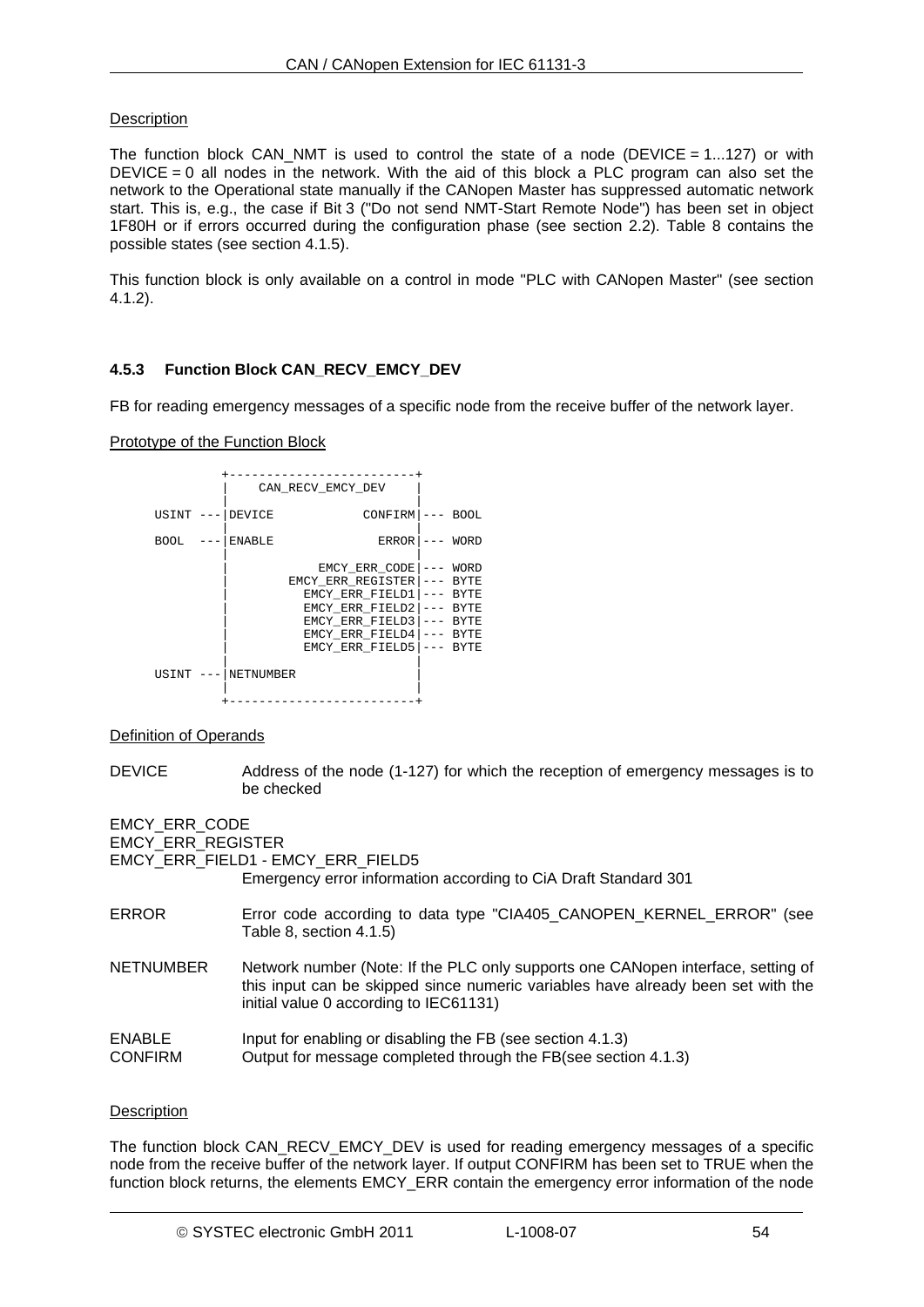Description

The function block CAN_NMT is used to control the state of a node (DEVICE = 1...127) or with DEVICE = 0 all nodes in the network. With the aid of this block a PLC program can also set the network to the Operational state manually if the CANopen Master has suppressed automatic network start. This is, e.g., the case if Bit 3 ("Do not send NMT-Start Remote Node") has been set in object 1F80H or if errors occurred during the configuration phase (see section 2.2). Table 8 contains the possible states (see section 4.1.5).

This function block is only available on a control in mode "PLC with CANopen Master" (see section 4.1.2).

### 4.5.3 Function Block CAN_RECV_EMCY_DEV

FB for reading emergency messages of a specific node from the receive buffer of the network layer.

Prototype of the Function Block

```
          +-------------------------+
          |    CAN_RECV_EMCY_DEV    |
          |                         |
USINT ---|DEVICE            CONFIRM|--- BOOL
          |                         |
BOOL  ---|ENABLE              ERROR|--- WORD
          |                         |
          |           EMCY_ERR_CODE|--- WORD
          |       EMCY_ERR_REGISTER|--- BYTE
          |         EMCY_ERR_FIELD1|--- BYTE
          |         EMCY_ERR_FIELD2|--- BYTE
          |         EMCY_ERR_FIELD3|--- BYTE
          |         EMCY_ERR_FIELD4|--- BYTE
          |         EMCY_ERR_FIELD5|--- BYTE
          |                         |
USINT ---|NETNUMBER                 |
          |                         |
          +-------------------------+
```

Definition of Operands

DEVICE — Address of the node (1-127) for which the reception of emergency messages is to be checked

EMCY_ERR_CODE
EMCY_ERR_REGISTER
EMCY_ERR_FIELD1 - EMCY_ERR_FIELD5
Emergency error information according to CiA Draft Standard 301

ERROR — Error code according to data type "CIA405_CANOPEN_KERNEL_ERROR" (see Table 8, section 4.1.5)

NETNUMBER — Network number (Note: If the PLC only supports one CANopen interface, setting of this input can be skipped since numeric variables have already been set with the initial value 0 according to IEC61131)

ENABLE — Input for enabling or disabling the FB (see section 4.1.3)

CONFIRM — Output for message completed through the FB(see section 4.1.3)

Description

The function block CAN_RECV_EMCY_DEV is used for reading emergency messages of a specific node from the receive buffer of the network layer. If output CONFIRM has been set to TRUE when the function block returns, the elements EMCY_ERR contain the emergency error information of the node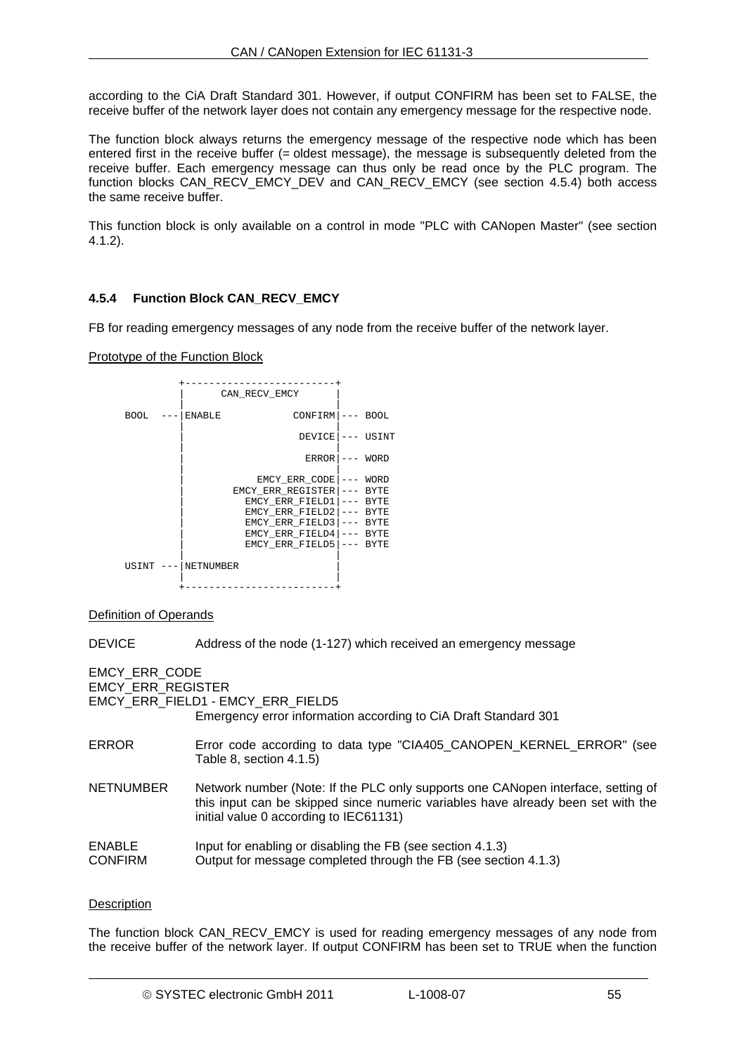according to the CiA Draft Standard 301. However, if output CONFIRM has been set to FALSE, the receive buffer of the network layer does not contain any emergency message for the respective node.

The function block always returns the emergency message of the respective node which has been entered first in the receive buffer (= oldest message), the message is subsequently deleted from the receive buffer. Each emergency message can thus only be read once by the PLC program. The function blocks CAN_RECV_EMCY_DEV and CAN_RECV_EMCY (see section 4.5.4) both access the same receive buffer.

This function block is only available on a control in mode "PLC with CANopen Master" (see section 4.1.2).

### 4.5.4 Function Block CAN_RECV_EMCY

FB for reading emergency messages of any node from the receive buffer of the network layer.

Prototype of the Function Block

```
          +-------------------------+
          |      CAN_RECV_EMCY      |
          |                         |
BOOL   ---|ENABLE            CONFIRM|--- BOOL
          |                         |
          |                   DEVICE|--- USINT
          |                         |
          |                    ERROR|--- WORD
          |                         |
          |            EMCY_ERR_CODE|--- WORD
          |        EMCY_ERR_REGISTER|--- BYTE
          |          EMCY_ERR_FIELD1|--- BYTE
          |          EMCY_ERR_FIELD2|--- BYTE
          |          EMCY_ERR_FIELD3|--- BYTE
          |          EMCY_ERR_FIELD4|--- BYTE
          |          EMCY_ERR_FIELD5|--- BYTE
          |                         |
USINT  ---|NETNUMBER                |
          |                         |
          +-------------------------+
```

Definition of Operands

DEVICE — Address of the node (1-127) which received an emergency message

EMCY_ERR_CODE
EMCY_ERR_REGISTER
EMCY_ERR_FIELD1 - EMCY_ERR_FIELD5
Emergency error information according to CiA Draft Standard 301

ERROR — Error code according to data type "CIA405_CANOPEN_KERNEL_ERROR" (see Table 8, section 4.1.5)

NETNUMBER — Network number (Note: If the PLC only supports one CANopen interface, setting of this input can be skipped since numeric variables have already been set with the initial value 0 according to IEC61131)

ENABLE — Input for enabling or disabling the FB (see section 4.1.3)
CONFIRM — Output for message completed through the FB (see section 4.1.3)

Description

The function block CAN_RECV_EMCY is used for reading emergency messages of any node from the receive buffer of the network layer. If output CONFIRM has been set to TRUE when the function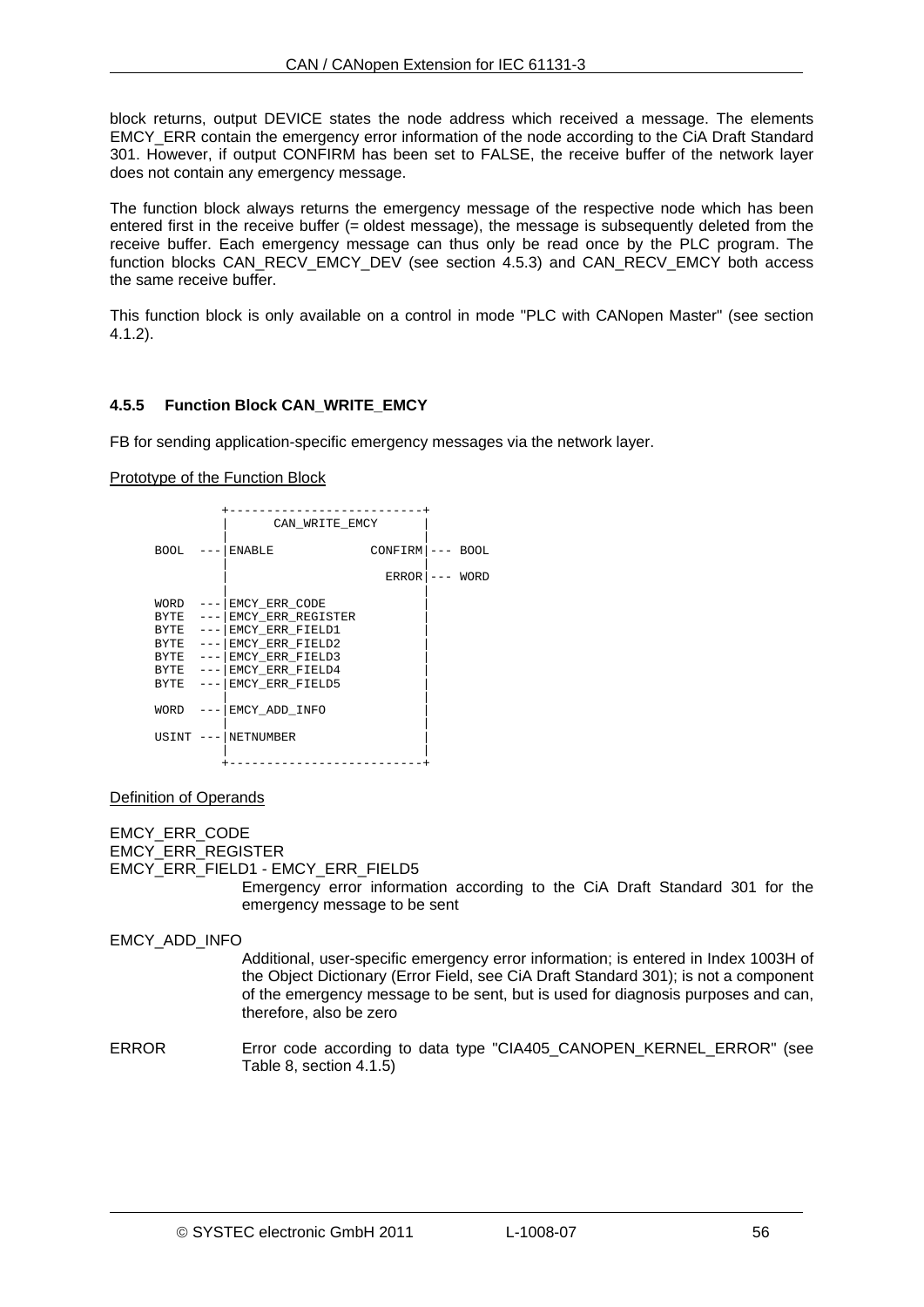block returns, output DEVICE states the node address which received a message. The elements EMCY_ERR contain the emergency error information of the node according to the CiA Draft Standard 301. However, if output CONFIRM has been set to FALSE, the receive buffer of the network layer does not contain any emergency message.

The function block always returns the emergency message of the respective node which has been entered first in the receive buffer (= oldest message), the message is subsequently deleted from the receive buffer. Each emergency message can thus only be read once by the PLC program. The function blocks CAN_RECV_EMCY_DEV (see section 4.5.3) and CAN_RECV_EMCY both access the same receive buffer.

This function block is only available on a control in mode "PLC with CANopen Master" (see section 4.1.2).

### 4.5.5 Function Block CAN_WRITE_EMCY

FB for sending application-specific emergency messages via the network layer.

Prototype of the Function Block

```
          +--------------------------+
          |      CAN_WRITE_EMCY      |
          |                          |
BOOL  ---|ENABLE             CONFIRM|--- BOOL
          |                          |
          |                     ERROR|--- WORD
          |                          |
WORD  ---|EMCY_ERR_CODE              |
BYTE  ---|EMCY_ERR_REGISTER          |
BYTE  ---|EMCY_ERR_FIELD1            |
BYTE  ---|EMCY_ERR_FIELD2            |
BYTE  ---|EMCY_ERR_FIELD3            |
BYTE  ---|EMCY_ERR_FIELD4            |
BYTE  ---|EMCY_ERR_FIELD5            |
          |                          |
WORD  ---|EMCY_ADD_INFO              |
          |                          |
USINT ---|NETNUMBER                  |
          |                          |
          +--------------------------+
```

Definition of Operands

EMCY_ERR_CODE
EMCY_ERR_REGISTER
EMCY_ERR_FIELD1 - EMCY_ERR_FIELD5
: Emergency error information according to the CiA Draft Standard 301 for the emergency message to be sent

EMCY_ADD_INFO
: Additional, user-specific emergency error information; is entered in Index 1003H of the Object Dictionary (Error Field, see CiA Draft Standard 301); is not a component of the emergency message to be sent, but is used for diagnosis purposes and can, therefore, also be zero

ERROR
: Error code according to data type "CIA405_CANOPEN_KERNEL_ERROR" (see Table 8, section 4.1.5)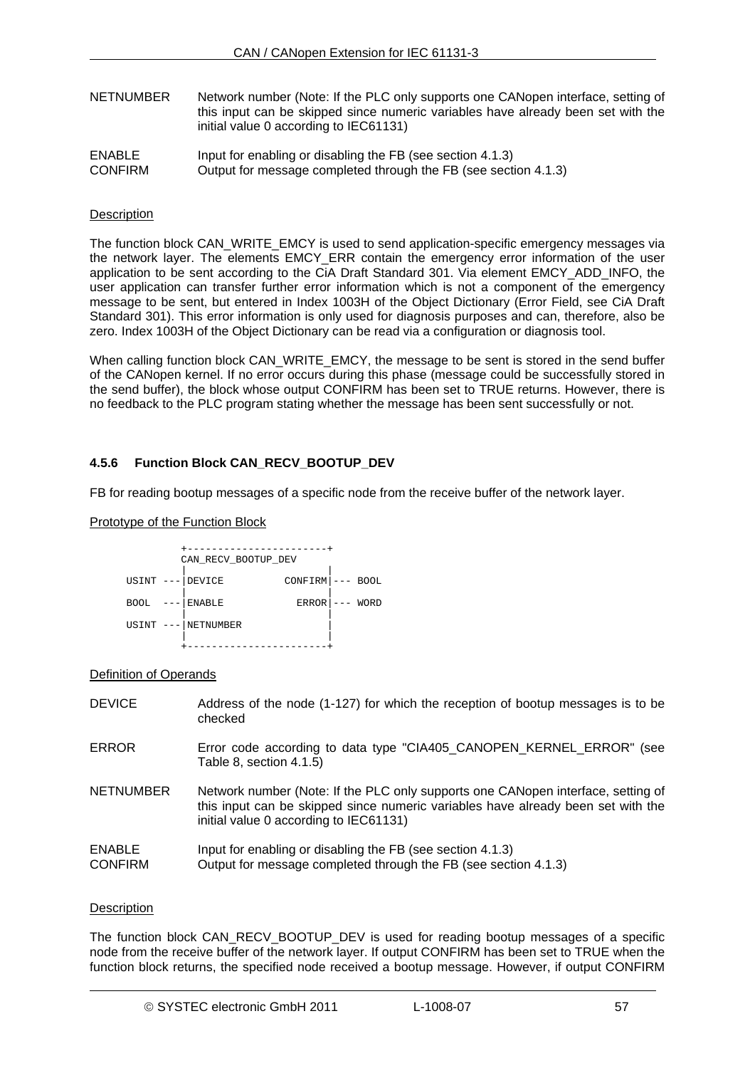NETNUMBER Network number (Note: If the PLC only supports one CANopen interface, setting of this input can be skipped since numeric variables have already been set with the initial value 0 according to IEC61131)

ENABLE Input for enabling or disabling the FB (see section 4.1.3)
CONFIRM Output for message completed through the FB (see section 4.1.3)

Description

The function block CAN_WRITE_EMCY is used to send application-specific emergency messages via the network layer. The elements EMCY_ERR contain the emergency error information of the user application to be sent according to the CiA Draft Standard 301. Via element EMCY_ADD_INFO, the user application can transfer further error information which is not a component of the emergency message to be sent, but entered in Index 1003H of the Object Dictionary (Error Field, see CiA Draft Standard 301). This error information is only used for diagnosis purposes and can, therefore, also be zero. Index 1003H of the Object Dictionary can be read via a configuration or diagnosis tool.

When calling function block CAN_WRITE_EMCY, the message to be sent is stored in the send buffer of the CANopen kernel. If no error occurs during this phase (message could be successfully stored in the send buffer), the block whose output CONFIRM has been set to TRUE returns. However, there is no feedback to the PLC program stating whether the message has been sent successfully or not.

### 4.5.6 Function Block CAN_RECV_BOOTUP_DEV

FB for reading bootup messages of a specific node from the receive buffer of the network layer.

Prototype of the Function Block

```
          +-----------------------+
          CAN_RECV_BOOTUP_DEV
          |                       |
USINT ---|DEVICE          CONFIRM|--- BOOL
          |                       |
BOOL  ---|ENABLE            ERROR|--- WORD
          |                       |
USINT ---|NETNUMBER               |
          |                       |
          +-----------------------+
```

Definition of Operands

DEVICE Address of the node (1-127) for which the reception of bootup messages is to be checked

ERROR Error code according to data type "CIA405_CANOPEN_KERNEL_ERROR" (see Table 8, section 4.1.5)

NETNUMBER Network number (Note: If the PLC only supports one CANopen interface, setting of this input can be skipped since numeric variables have already been set with the initial value 0 according to IEC61131)

ENABLE Input for enabling or disabling the FB (see section 4.1.3)
CONFIRM Output for message completed through the FB (see section 4.1.3)

Description

The function block CAN_RECV_BOOTUP_DEV is used for reading bootup messages of a specific node from the receive buffer of the network layer. If output CONFIRM has been set to TRUE when the function block returns, the specified node received a bootup message. However, if output CONFIRM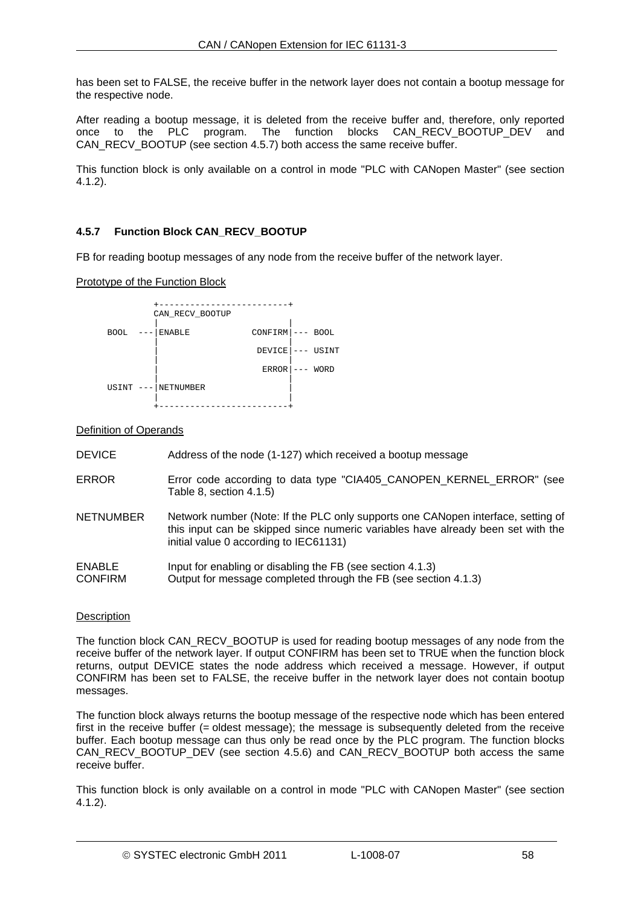has been set to FALSE, the receive buffer in the network layer does not contain a bootup message for the respective node.

After reading a bootup message, it is deleted from the receive buffer and, therefore, only reported once to the PLC program. The function blocks CAN_RECV_BOOTUP_DEV and CAN_RECV_BOOTUP (see section 4.5.7) both access the same receive buffer.

This function block is only available on a control in mode "PLC with CANopen Master" (see section 4.1.2).

### 4.5.7 Function Block CAN_RECV_BOOTUP

FB for reading bootup messages of any node from the receive buffer of the network layer.

Prototype of the Function Block

```
          +-------------------------+
          CAN_RECV_BOOTUP
          |                         |
BOOL  ---|ENABLE           CONFIRM|--- BOOL
          |                         |
          |                   DEVICE|--- USINT
          |                         |
          |                    ERROR|--- WORD
          |                         |
USINT ---|NETNUMBER                |
          |                         |
          +-------------------------+
```

Definition of Operands

| | |
|---|---|
| DEVICE | Address of the node (1-127) which received a bootup message |
| ERROR | Error code according to data type "CIA405_CANOPEN_KERNEL_ERROR" (see Table 8, section 4.1.5) |
| NETNUMBER | Network number (Note: If the PLC only supports one CANopen interface, setting of this input can be skipped since numeric variables have already been set with the initial value 0 according to IEC61131) |
| ENABLE | Input for enabling or disabling the FB (see section 4.1.3) |
| CONFIRM | Output for message completed through the FB (see section 4.1.3) |

Description

The function block CAN_RECV_BOOTUP is used for reading bootup messages of any node from the receive buffer of the network layer. If output CONFIRM has been set to TRUE when the function block returns, output DEVICE states the node address which received a message. However, if output CONFIRM has been set to FALSE, the receive buffer in the network layer does not contain bootup messages.

The function block always returns the bootup message of the respective node which has been entered first in the receive buffer (= oldest message); the message is subsequently deleted from the receive buffer. Each bootup message can thus only be read once by the PLC program. The function blocks CAN_RECV_BOOTUP_DEV (see section 4.5.6) and CAN_RECV_BOOTUP both access the same receive buffer.

This function block is only available on a control in mode "PLC with CANopen Master" (see section 4.1.2).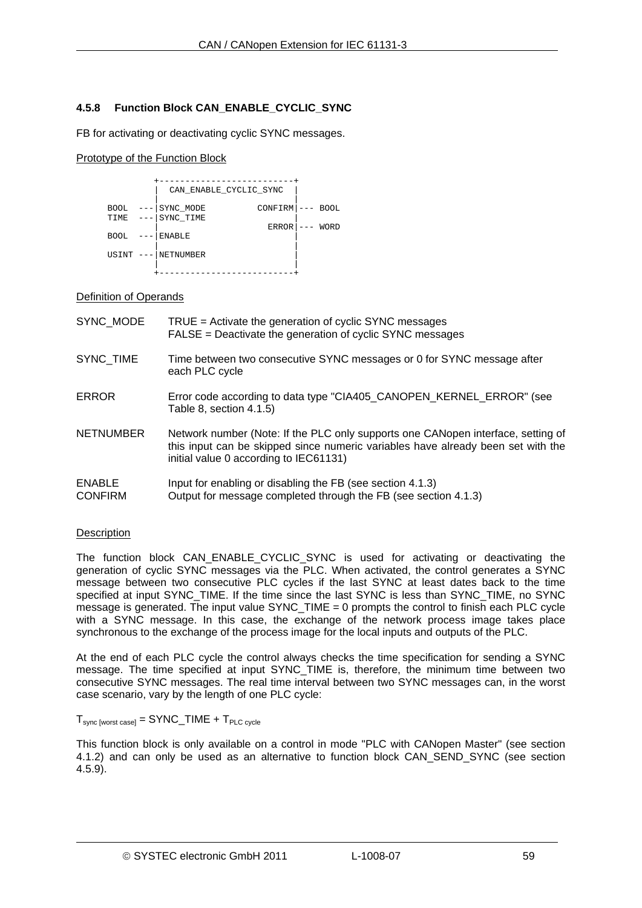#### 4.5.8 Function Block CAN_ENABLE_CYCLIC_SYNC

FB for activating or deactivating cyclic SYNC messages.

Prototype of the Function Block

```
          +--------------------------+
          |  CAN_ENABLE_CYCLIC_SYNC  |
          |                          |
BOOL  ---|SYNC_MODE          CONFIRM|--- BOOL
TIME  ---|SYNC_TIME                 |
          |                     ERROR|--- WORD
BOOL  ---|ENABLE                    |
          |                          |
USINT ---|NETNUMBER                 |
          |                          |
          +--------------------------+
```

Definition of Operands

| | |
|---|---|
| SYNC_MODE | TRUE = Activate the generation of cyclic SYNC messages<br>FALSE = Deactivate the generation of cyclic SYNC messages |
| SYNC_TIME | Time between two consecutive SYNC messages or 0 for SYNC message after each PLC cycle |
| ERROR | Error code according to data type "CIA405_CANOPEN_KERNEL_ERROR" (see Table 8, section 4.1.5) |
| NETNUMBER | Network number (Note: If the PLC only supports one CANopen interface, setting of this input can be skipped since numeric variables have already been set with the initial value 0 according to IEC61131) |
| ENABLE | Input for enabling or disabling the FB (see section 4.1.3) |
| CONFIRM | Output for message completed through the FB (see section 4.1.3) |

Description

The function block CAN_ENABLE_CYCLIC_SYNC is used for activating or deactivating the generation of cyclic SYNC messages via the PLC. When activated, the control generates a SYNC message between two consecutive PLC cycles if the last SYNC at least dates back to the time specified at input SYNC_TIME. If the time since the last SYNC is less than SYNC_TIME, no SYNC message is generated. The input value SYNC_TIME = 0 prompts the control to finish each PLC cycle with a SYNC message. In this case, the exchange of the network process image takes place synchronous to the exchange of the process image for the local inputs and outputs of the PLC.

At the end of each PLC cycle the control always checks the time specification for sending a SYNC message. The time specified at input SYNC_TIME is, therefore, the minimum time between two consecutive SYNC messages. The real time interval between two SYNC messages can, in the worst case scenario, vary by the length of one PLC cycle:

$T_{sync\ [worst\ case]} = SYNC\_TIME + T_{PLC\ cycle}$

This function block is only available on a control in mode "PLC with CANopen Master" (see section 4.1.2) and can only be used as an alternative to function block CAN_SEND_SYNC (see section 4.5.9).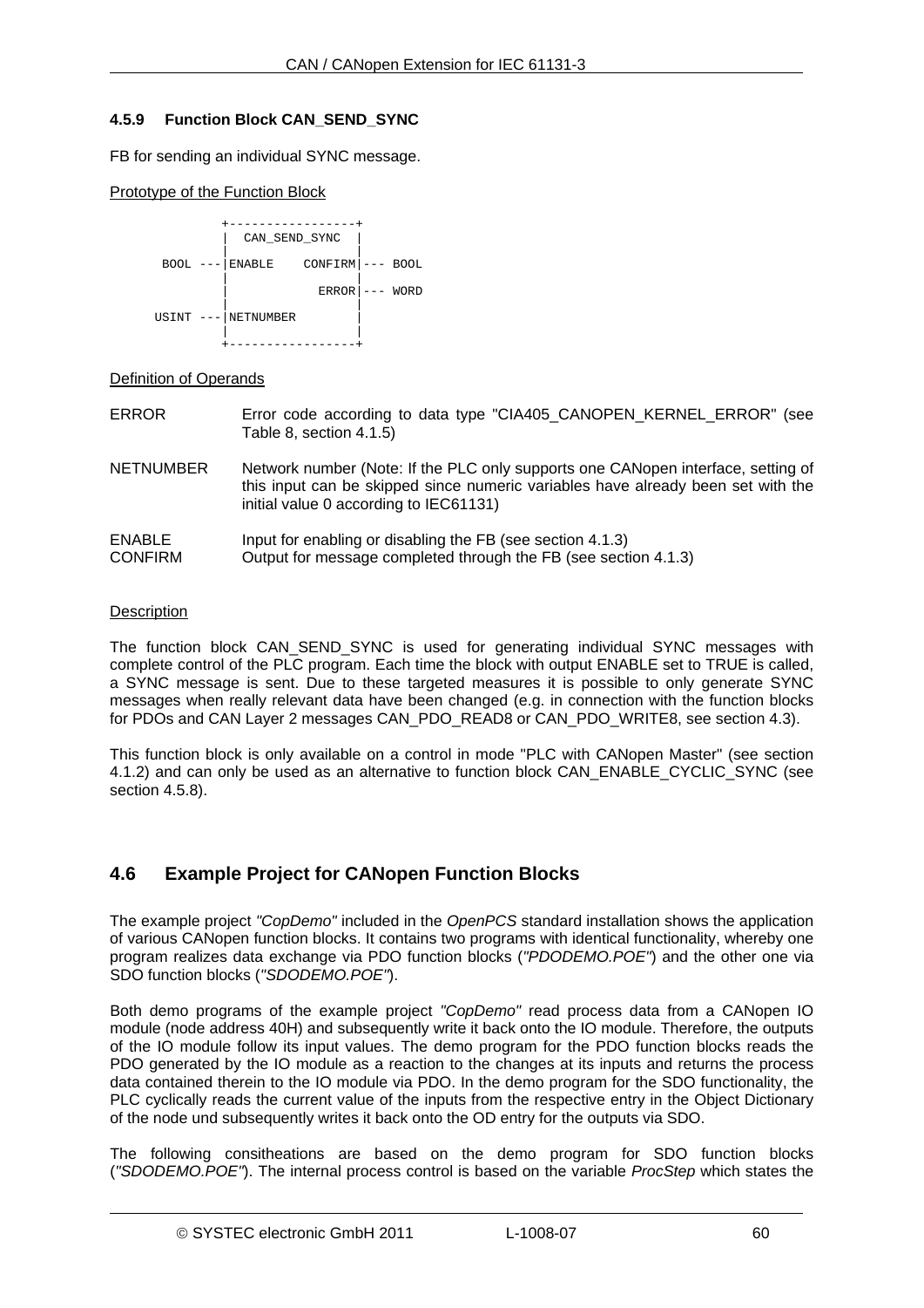### 4.5.9 Function Block CAN_SEND_SYNC

FB for sending an individual SYNC message.

Prototype of the Function Block

```
          +-----------------+
          |  CAN_SEND_SYNC  |
          |                 |
  BOOL ---|ENABLE    CONFIRM|--- BOOL
          |                 |
          |            ERROR|--- WORD
          |                 |
 USINT ---|NETNUMBER        |
          |                 |
          +-----------------+
```

Definition of Operands

| | |
|---|---|
| ERROR | Error code according to data type "CIA405_CANOPEN_KERNEL_ERROR" (see Table 8, section 4.1.5) |
| NETNUMBER | Network number (Note: If the PLC only supports one CANopen interface, setting of this input can be skipped since numeric variables have already been set with the initial value 0 according to IEC61131) |
| ENABLE | Input for enabling or disabling the FB (see section 4.1.3) |
| CONFIRM | Output for message completed through the FB (see section 4.1.3) |

Description

The function block CAN_SEND_SYNC is used for generating individual SYNC messages with complete control of the PLC program. Each time the block with output ENABLE set to TRUE is called, a SYNC message is sent. Due to these targeted measures it is possible to only generate SYNC messages when really relevant data have been changed (e.g. in connection with the function blocks for PDOs and CAN Layer 2 messages CAN_PDO_READ8 or CAN_PDO_WRITE8, see section 4.3).

This function block is only available on a control in mode "PLC with CANopen Master" (see section 4.1.2) and can only be used as an alternative to function block CAN_ENABLE_CYCLIC_SYNC (see section 4.5.8).

## 4.6 Example Project for CANopen Function Blocks

The example project *"CopDemo"* included in the *OpenPCS* standard installation shows the application of various CANopen function blocks. It contains two programs with identical functionality, whereby one program realizes data exchange via PDO function blocks (*"PDODEMO.POE"*) and the other one via SDO function blocks (*"SDODEMO.POE"*).

Both demo programs of the example project *"CopDemo"* read process data from a CANopen IO module (node address 40H) and subsequently write it back onto the IO module. Therefore, the outputs of the IO module follow its input values. The demo program for the PDO function blocks reads the PDO generated by the IO module as a reaction to the changes at its inputs and returns the process data contained therein to the IO module via PDO. In the demo program for the SDO functionality, the PLC cyclically reads the current value of the inputs from the respective entry in the Object Dictionary of the node und subsequently writes it back onto the OD entry for the outputs via SDO.

The following consitheations are based on the demo program for SDO function blocks (*"SDODEMO.POE"*). The internal process control is based on the variable *ProcStep* which states the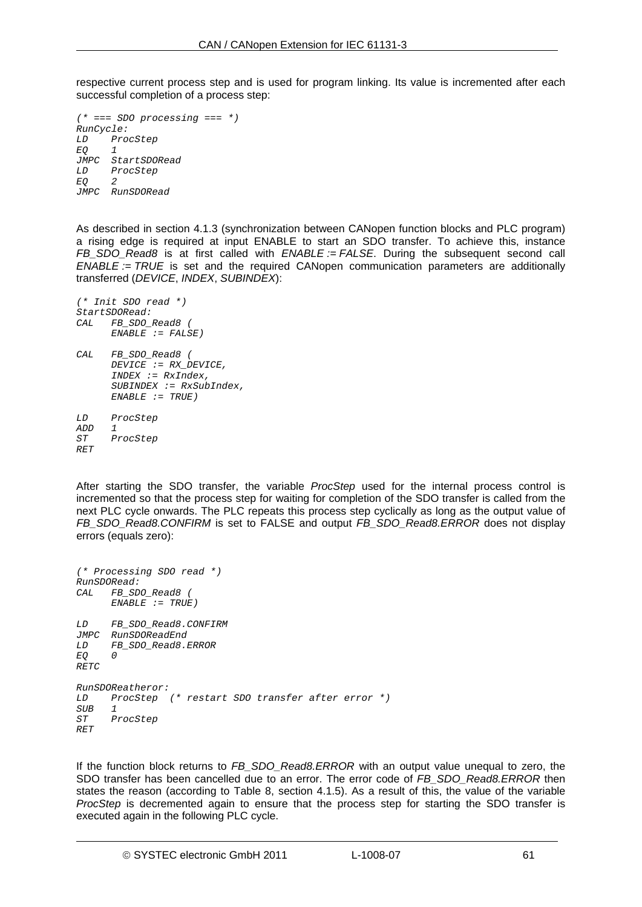respective current process step and is used for program linking. Its value is incremented after each successful completion of a process step:

```
(* === SDO processing === *)
RunCycle:
LD    ProcStep
EQ    1
JMPC  StartSDORead
LD    ProcStep
EQ    2
JMPC  RunSDORead
```

As described in section 4.1.3 (synchronization between CANopen function blocks and PLC program) a rising edge is required at input ENABLE to start an SDO transfer. To achieve this, instance *FB_SDO_Read8* is at first called with *ENABLE := FALSE*. During the subsequent second call *ENABLE := TRUE* is set and the required CANopen communication parameters are additionally transferred (*DEVICE*, *INDEX*, *SUBINDEX*):

```
(* Init SDO read *)
StartSDORead:
CAL   FB_SDO_Read8 (
      ENABLE := FALSE)

CAL   FB_SDO_Read8 (
      DEVICE := RX_DEVICE,
      INDEX := RxIndex,
      SUBINDEX := RxSubIndex,
      ENABLE := TRUE)

LD    ProcStep
ADD   1
ST    ProcStep
RET
```

After starting the SDO transfer, the variable *ProcStep* used for the internal process control is incremented so that the process step for waiting for completion of the SDO transfer is called from the next PLC cycle onwards. The PLC repeats this process step cyclically as long as the output value of *FB_SDO_Read8.CONFIRM* is set to FALSE and output *FB_SDO_Read8.ERROR* does not display errors (equals zero):

```
(* Processing SDO read *)
RunSDORead:
CAL   FB_SDO_Read8 (
      ENABLE := TRUE)

LD    FB_SDO_Read8.CONFIRM
JMPC  RunSDOReadEnd
LD    FB_SDO_Read8.ERROR
EQ    0
RETC

RunSDOReatheror:
LD    ProcStep  (* restart SDO transfer after error *)
SUB   1
ST    ProcStep
RET
```

If the function block returns to *FB_SDO_Read8.ERROR* with an output value unequal to zero, the SDO transfer has been cancelled due to an error. The error code of *FB_SDO_Read8.ERROR* then states the reason (according to Table 8, section 4.1.5). As a result of this, the value of the variable *ProcStep* is decremented again to ensure that the process step for starting the SDO transfer is executed again in the following PLC cycle.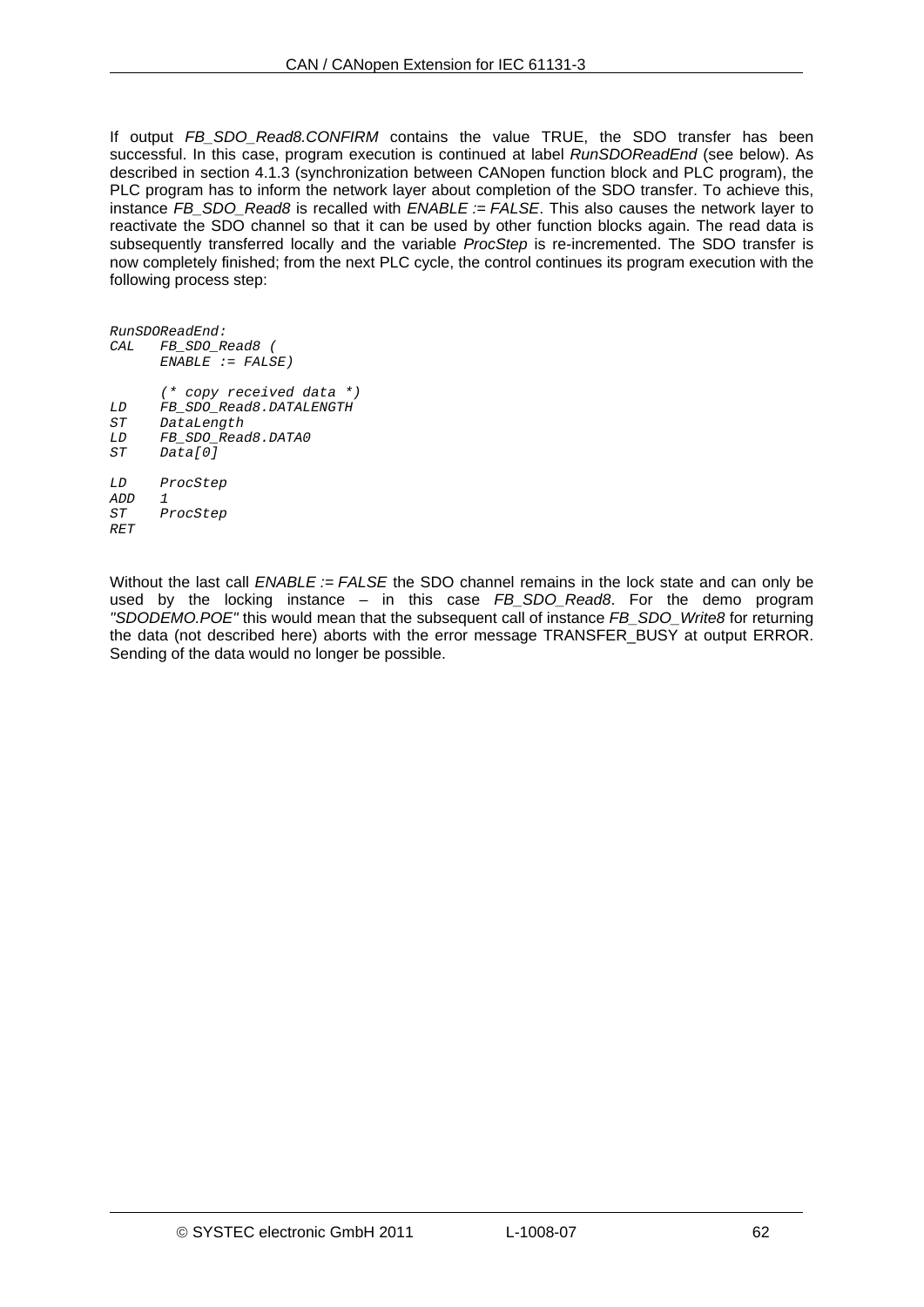If output *FB_SDO_Read8.CONFIRM* contains the value TRUE, the SDO transfer has been successful. In this case, program execution is continued at label *RunSDOReadEnd* (see below). As described in section 4.1.3 (synchronization between CANopen function block and PLC program), the PLC program has to inform the network layer about completion of the SDO transfer. To achieve this, instance *FB_SDO_Read8* is recalled with *ENABLE := FALSE*. This also causes the network layer to reactivate the SDO channel so that it can be used by other function blocks again. The read data is subsequently transferred locally and the variable *ProcStep* is re-incremented. The SDO transfer is now completely finished; from the next PLC cycle, the control continues its program execution with the following process step:

```
RunSDOReadEnd:
CAL   FB_SDO_Read8 (
      ENABLE := FALSE)

      (* copy received data *)
LD    FB_SDO_Read8.DATALENGTH
ST    DataLength
LD    FB_SDO_Read8.DATA0
ST    Data[0]

LD    ProcStep
ADD   1
ST    ProcStep
RET
```

Without the last call *ENABLE := FALSE* the SDO channel remains in the lock state and can only be used by the locking instance – in this case *FB_SDO_Read8*. For the demo program *"SDODEMO.POE"* this would mean that the subsequent call of instance *FB_SDO_Write8* for returning the data (not described here) aborts with the error message TRANSFER_BUSY at output ERROR. Sending of the data would no longer be possible.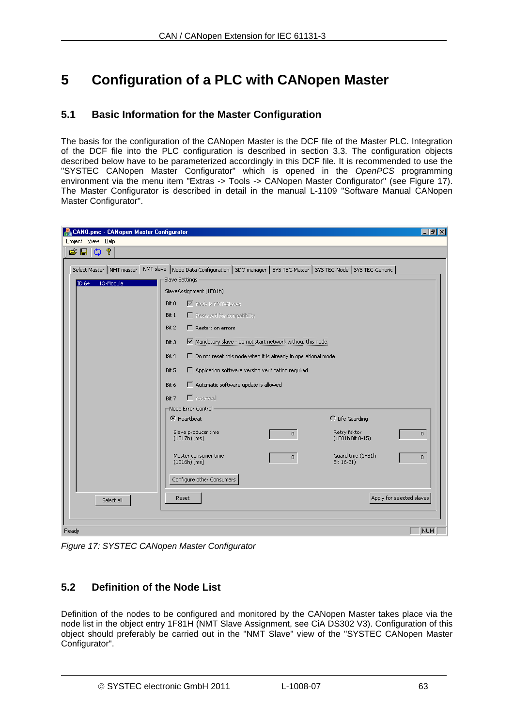# 5 Configuration of a PLC with CANopen Master

## 5.1 Basic Information for the Master Configuration

The basis for the configuration of the CANopen Master is the DCF file of the Master PLC. Integration of the DCF file into the PLC configuration is described in section 3.3. The configuration objects described below have to be parameterized accordingly in this DCF file. It is recommended to use the "SYSTEC CANopen Master Configurator" which is opened in the *OpenPCS* programming environment via the menu item "Extras -> Tools -> CANopen Master Configurator" (see Figure 17). The Master Configurator is described in detail in the manual L-1109 "Software Manual CANopen Master Configurator".

*Figure 17: SYSTEC CANopen Master Configurator*

## 5.2 Definition of the Node List

Definition of the nodes to be configured and monitored by the CANopen Master takes place via the node list in the object entry 1F81H (NMT Slave Assignment, see CiA DS302 V3). Configuration of this object should preferably be carried out in the "NMT Slave" view of the "SYSTEC CANopen Master Configurator".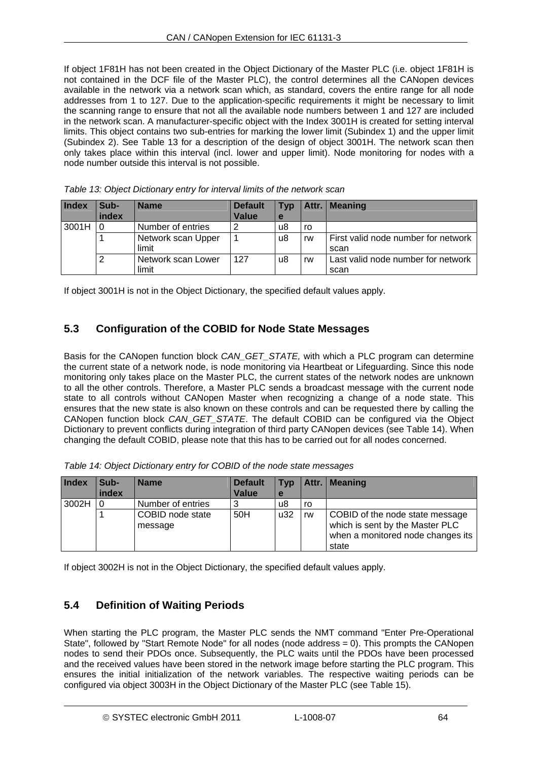If object 1F81H has not been created in the Object Dictionary of the Master PLC (i.e. object 1F81H is not contained in the DCF file of the Master PLC), the control determines all the CANopen devices available in the network via a network scan which, as standard, covers the entire range for all node addresses from 1 to 127. Due to the application-specific requirements it might be necessary to limit the scanning range to ensure that not all the available node numbers between 1 and 127 are included in the network scan. A manufacturer-specific object with the Index 3001H is created for setting interval limits. This object contains two sub-entries for marking the lower limit (Subindex 1) and the upper limit (Subindex 2). See Table 13 for a description of the design of object 3001H. The network scan then only takes place within this interval (incl. lower and upper limit). Node monitoring for nodes with a node number outside this interval is not possible.

*Table 13: Object Dictionary entry for interval limits of the network scan*

| Index | Sub-index | Name | Default Value | Type | Attr. | Meaning |
|---|---|---|---|---|---|---|
| 3001H | 0 | Number of entries | 2 | u8 | ro | |
| | 1 | Network scan Upper limit | 1 | u8 | rw | First valid node number for network scan |
| | 2 | Network scan Lower limit | 127 | u8 | rw | Last valid node number for network scan |

If object 3001H is not in the Object Dictionary, the specified default values apply.

## 5.3 Configuration of the COBID for Node State Messages

Basis for the CANopen function block *CAN_GET_STATE,* with which a PLC program can determine the current state of a network node, is node monitoring via Heartbeat or Lifeguarding. Since this node monitoring only takes place on the Master PLC, the current states of the network nodes are unknown to all the other controls. Therefore, a Master PLC sends a broadcast message with the current node state to all controls without CANopen Master when recognizing a change of a node state. This ensures that the new state is also known on these controls and can be requested there by calling the CANopen function block *CAN_GET_STATE*. The default COBID can be configured via the Object Dictionary to prevent conflicts during integration of third party CANopen devices (see Table 14). When changing the default COBID, please note that this has to be carried out for all nodes concerned.

*Table 14: Object Dictionary entry for COBID of the node state messages*

| Index | Sub-index | Name | Default Value | Type | Attr. | Meaning |
|---|---|---|---|---|---|---|
| 3002H | 0 | Number of entries | 3 | u8 | ro | |
| | 1 | COBID node state message | 50H | u32 | rw | COBID of the node state message which is sent by the Master PLC when a monitored node changes its state |

If object 3002H is not in the Object Dictionary, the specified default values apply.

## 5.4 Definition of Waiting Periods

When starting the PLC program, the Master PLC sends the NMT command "Enter Pre-Operational State", followed by "Start Remote Node" for all nodes (node address = 0). This prompts the CANopen nodes to send their PDOs once. Subsequently, the PLC waits until the PDOs have been processed and the received values have been stored in the network image before starting the PLC program. This ensures the initial initialization of the network variables. The respective waiting periods can be configured via object 3003H in the Object Dictionary of the Master PLC (see Table 15).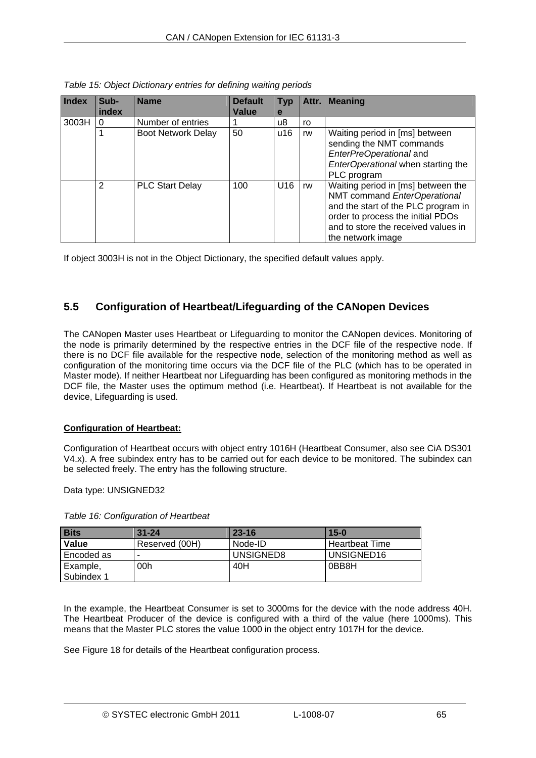*Table 15: Object Dictionary entries for defining waiting periods*

| Index | Sub-index | Name | Default Value | Type | Attr. | Meaning |
|---|---|---|---|---|---|---|
| 3003H | 0 | Number of entries | 1 | u8 | ro | |
| | 1 | Boot Network Delay | 50 | u16 | rw | Waiting period in [ms] between sending the NMT commands *EnterPreOperational* and *EnterOperational* when starting the PLC program |
| | 2 | PLC Start Delay | 100 | U16 | rw | Waiting period in [ms] between the NMT command *EnterOperational* and the start of the PLC program in order to process the initial PDOs and to store the received values in the network image |

If object 3003H is not in the Object Dictionary, the specified default values apply.

## 5.5 Configuration of Heartbeat/Lifeguarding of the CANopen Devices

The CANopen Master uses Heartbeat or Lifeguarding to monitor the CANopen devices. Monitoring of the node is primarily determined by the respective entries in the DCF file of the respective node. If there is no DCF file available for the respective node, selection of the monitoring method as well as configuration of the monitoring time occurs via the DCF file of the PLC (which has to be operated in Master mode). If neither Heartbeat nor Lifeguarding has been configured as monitoring methods in the DCF file, the Master uses the optimum method (i.e. Heartbeat). If Heartbeat is not available for the device, Lifeguarding is used.

**Configuration of Heartbeat:**

Configuration of Heartbeat occurs with object entry 1016H (Heartbeat Consumer, also see CiA DS301 V4.x). A free subindex entry has to be carried out for each device to be monitored. The subindex can be selected freely. The entry has the following structure.

Data type: UNSIGNED32

*Table 16: Configuration of Heartbeat*

| Bits | 31-24 | 23-16 | 15-0 |
|---|---|---|---|
| **Value** | Reserved (00H) | Node-ID | Heartbeat Time |
| Encoded as | - | UNSIGNED8 | UNSIGNED16 |
| Example, Subindex 1 | 00h | 40H | 0BB8H |

In the example, the Heartbeat Consumer is set to 3000ms for the device with the node address 40H. The Heartbeat Producer of the device is configured with a third of the value (here 1000ms). This means that the Master PLC stores the value 1000 in the object entry 1017H for the device.

See Figure 18 for details of the Heartbeat configuration process.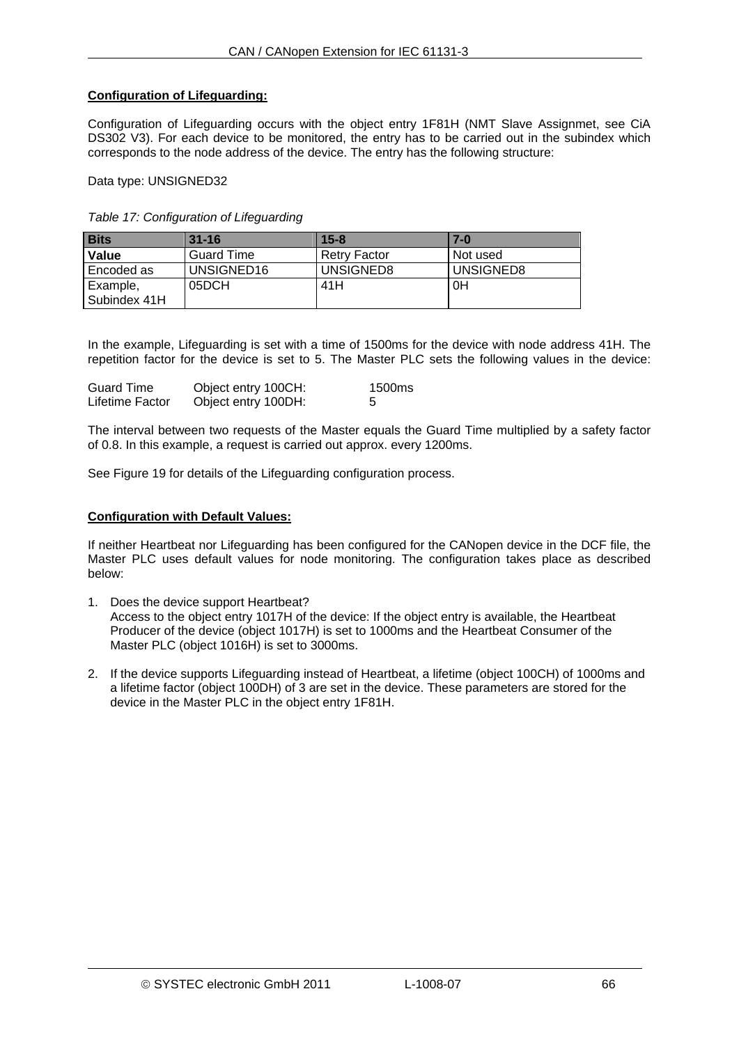**Configuration of Lifeguarding:**

Configuration of Lifeguarding occurs with the object entry 1F81H (NMT Slave Assignmet, see CiA DS302 V3). For each device to be monitored, the entry has to be carried out in the subindex which corresponds to the node address of the device. The entry has the following structure:

Data type: UNSIGNED32

*Table 17: Configuration of Lifeguarding*

| Bits | 31-16 | 15-8 | 7-0 |
|---|---|---|---|
| **Value** | Guard Time | Retry Factor | Not used |
| Encoded as | UNSIGNED16 | UNSIGNED8 | UNSIGNED8 |
| Example, Subindex 41H | 05DCH | 41H | 0H |

In the example, Lifeguarding is set with a time of 1500ms for the device with node address 41H. The repetition factor for the device is set to 5. The Master PLC sets the following values in the device:

| | | |
|---|---|---|
| Guard Time | Object entry 100CH: | 1500ms |
| Lifetime Factor | Object entry 100DH: | 5 |

The interval between two requests of the Master equals the Guard Time multiplied by a safety factor of 0.8. In this example, a request is carried out approx. every 1200ms.

See Figure 19 for details of the Lifeguarding configuration process.

**Configuration with Default Values:**

If neither Heartbeat nor Lifeguarding has been configured for the CANopen device in the DCF file, the Master PLC uses default values for node monitoring. The configuration takes place as described below:

1. Does the device support Heartbeat?
   Access to the object entry 1017H of the device: If the object entry is available, the Heartbeat Producer of the device (object 1017H) is set to 1000ms and the Heartbeat Consumer of the Master PLC (object 1016H) is set to 3000ms.

2. If the device supports Lifeguarding instead of Heartbeat, a lifetime (object 100CH) of 1000ms and a lifetime factor (object 100DH) of 3 are set in the device. These parameters are stored for the device in the Master PLC in the object entry 1F81H.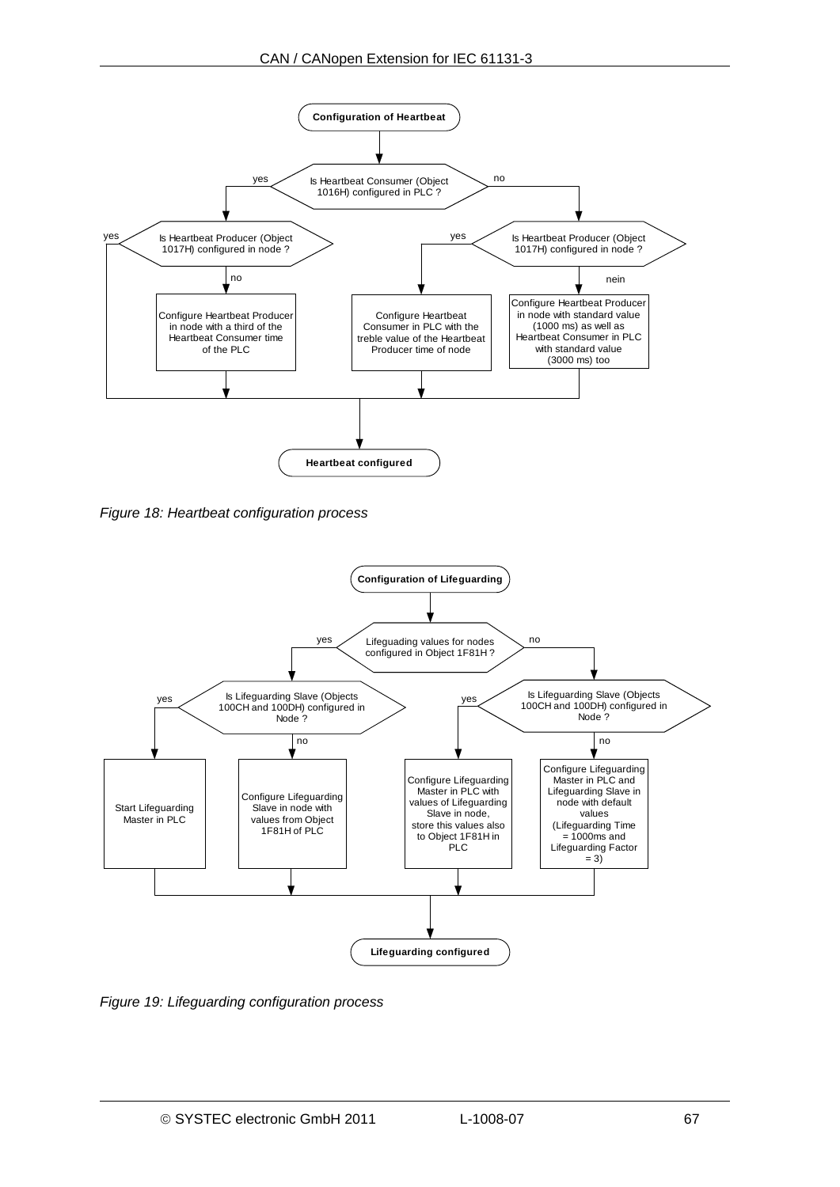Configuration of Heartbeat

Is Heartbeat Consumer (Object 1016H) configured in PLC ?

yes

no

Is Heartbeat Producer (Object 1017H) configured in node ?

yes

no

Configure Heartbeat Producer in node with a third of the Heartbeat Consumer time of the PLC

Is Heartbeat Producer (Object 1017H) configured in node ?

yes

nein

Configure Heartbeat Consumer in PLC with the treble value of the Heartbeat Producer time of node

Configure Heartbeat Producer in node with standard value (1000 ms) as well as Heartbeat Consumer in PLC with standard value (3000 ms) too

Heartbeat configured

*Figure 18: Heartbeat configuration process*

Configuration of Lifeguarding

Lifeguading values for nodes configured in Object 1F81H ?

yes

no

Is Lifeguarding Slave (Objects 100CH and 100DH) configured in Node ?

yes

no

Start Lifeguarding Master in PLC

Configure Lifeguarding Slave in node with values from Object 1F81H of PLC

Is Lifeguarding Slave (Objects 100CH and 100DH) configured in Node ?

yes

no

Configure Lifeguarding Master in PLC with values of Lifeguarding Slave in node, store this values also to Object 1F81H in PLC

Configure Lifeguarding Master in PLC and Lifeguarding Slave in node with default values (Lifeguarding Time = 1000ms and Lifeguarding Factor = 3)

Lifeguarding configured

*Figure 19: Lifeguarding configuration process*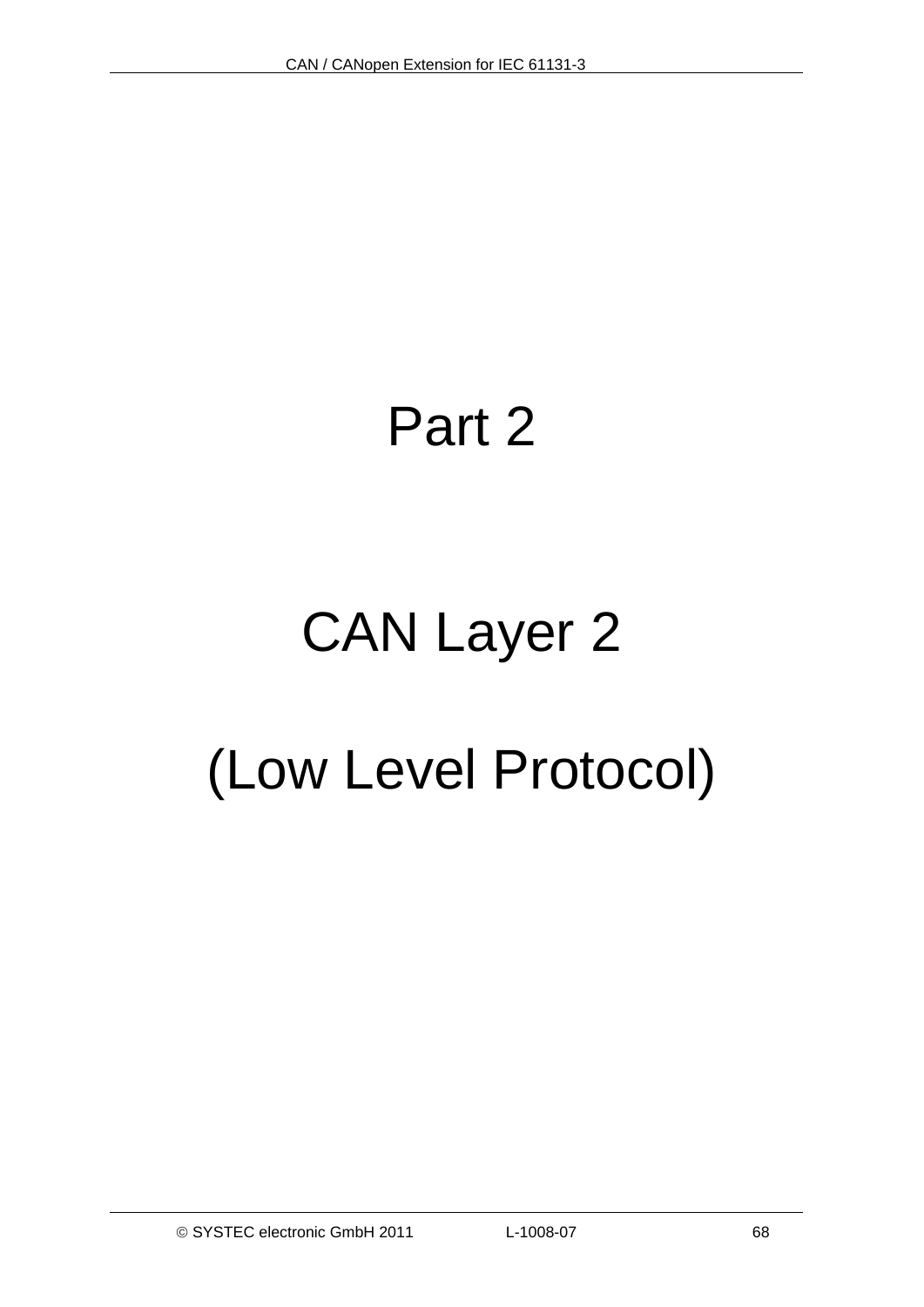# Part 2

# CAN Layer 2

# (Low Level Protocol)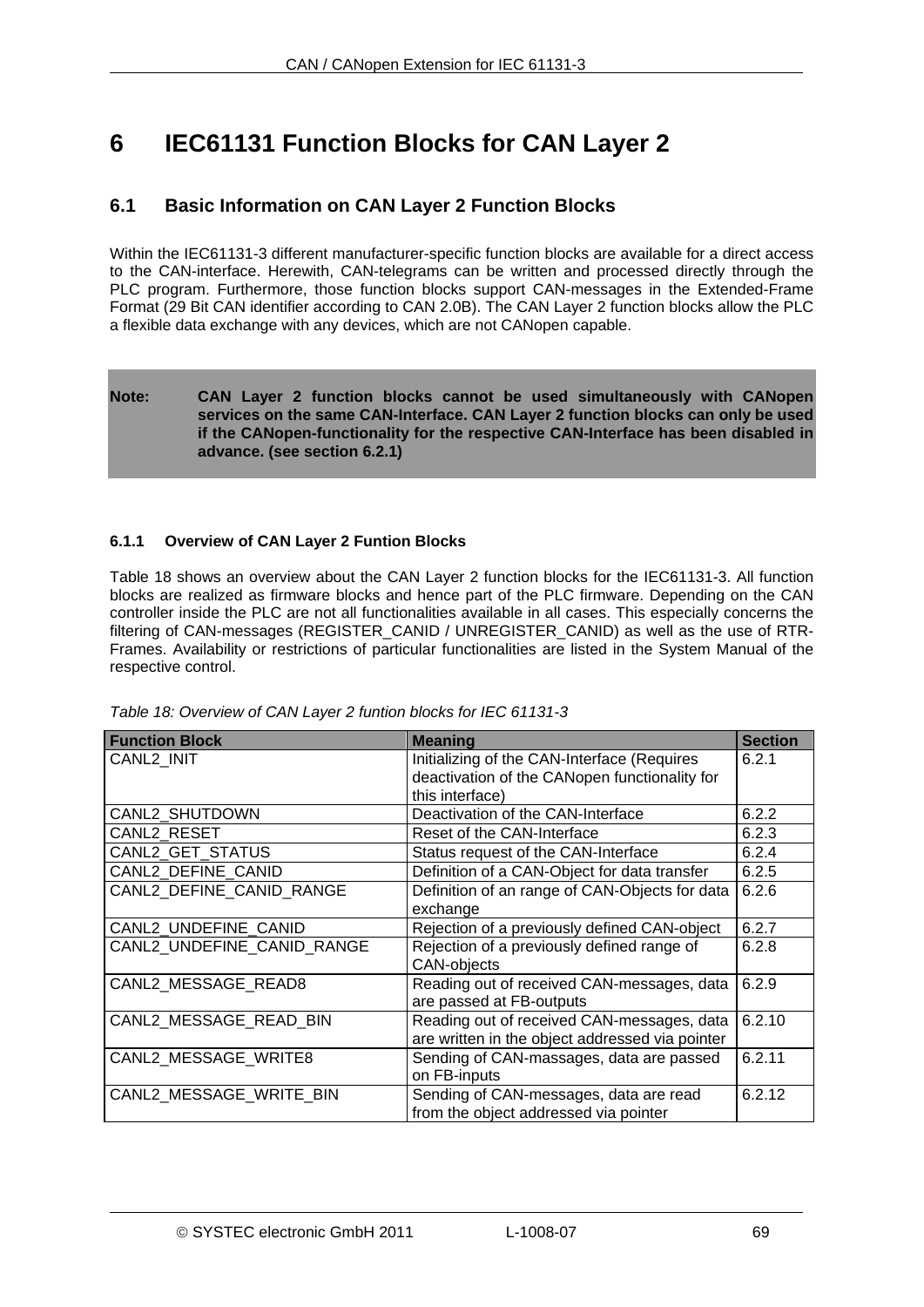# 6 IEC61131 Function Blocks for CAN Layer 2

## 6.1 Basic Information on CAN Layer 2 Function Blocks

Within the IEC61131-3 different manufacturer-specific function blocks are available for a direct access to the CAN-interface. Herewith, CAN-telegrams can be written and processed directly through the PLC program. Furthermore, those function blocks support CAN-messages in the Extended-Frame Format (29 Bit CAN identifier according to CAN 2.0B). The CAN Layer 2 function blocks allow the PLC a flexible data exchange with any devices, which are not CANopen capable.

**Note: CAN Layer 2 function blocks cannot be used simultaneously with CANopen services on the same CAN-Interface. CAN Layer 2 function blocks can only be used if the CANopen-functionality for the respective CAN-Interface has been disabled in advance. (see section 6.2.1)**

### 6.1.1 Overview of CAN Layer 2 Funtion Blocks

Table 18 shows an overview about the CAN Layer 2 function blocks for the IEC61131-3. All function blocks are realized as firmware blocks and hence part of the PLC firmware. Depending on the CAN controller inside the PLC are not all functionalities available in all cases. This especially concerns the filtering of CAN-messages (REGISTER_CANID / UNREGISTER_CANID) as well as the use of RTR-Frames. Availability or restrictions of particular functionalities are listed in the System Manual of the respective control.

*Table 18: Overview of CAN Layer 2 funtion blocks for IEC 61131-3*

| Function Block | Meaning | Section |
|---|---|---|
| CANL2_INIT | Initializing of the CAN-Interface (Requires deactivation of the CANopen functionality for this interface) | 6.2.1 |
| CANL2_SHUTDOWN | Deactivation of the CAN-Interface | 6.2.2 |
| CANL2_RESET | Reset of the CAN-Interface | 6.2.3 |
| CANL2_GET_STATUS | Status request of the CAN-Interface | 6.2.4 |
| CANL2_DEFINE_CANID | Definition of a CAN-Object for data transfer | 6.2.5 |
| CANL2_DEFINE_CANID_RANGE | Definition of an range of CAN-Objects for data exchange | 6.2.6 |
| CANL2_UNDEFINE_CANID | Rejection of a previously defined CAN-object | 6.2.7 |
| CANL2_UNDEFINE_CANID_RANGE | Rejection of a previously defined range of CAN-objects | 6.2.8 |
| CANL2_MESSAGE_READ8 | Reading out of received CAN-messages, data are passed at FB-outputs | 6.2.9 |
| CANL2_MESSAGE_READ_BIN | Reading out of received CAN-messages, data are written in the object addressed via pointer | 6.2.10 |
| CANL2_MESSAGE_WRITE8 | Sending of CAN-massages, data are passed on FB-inputs | 6.2.11 |
| CANL2_MESSAGE_WRITE_BIN | Sending of CAN-messages, data are read from the object addressed via pointer | 6.2.12 |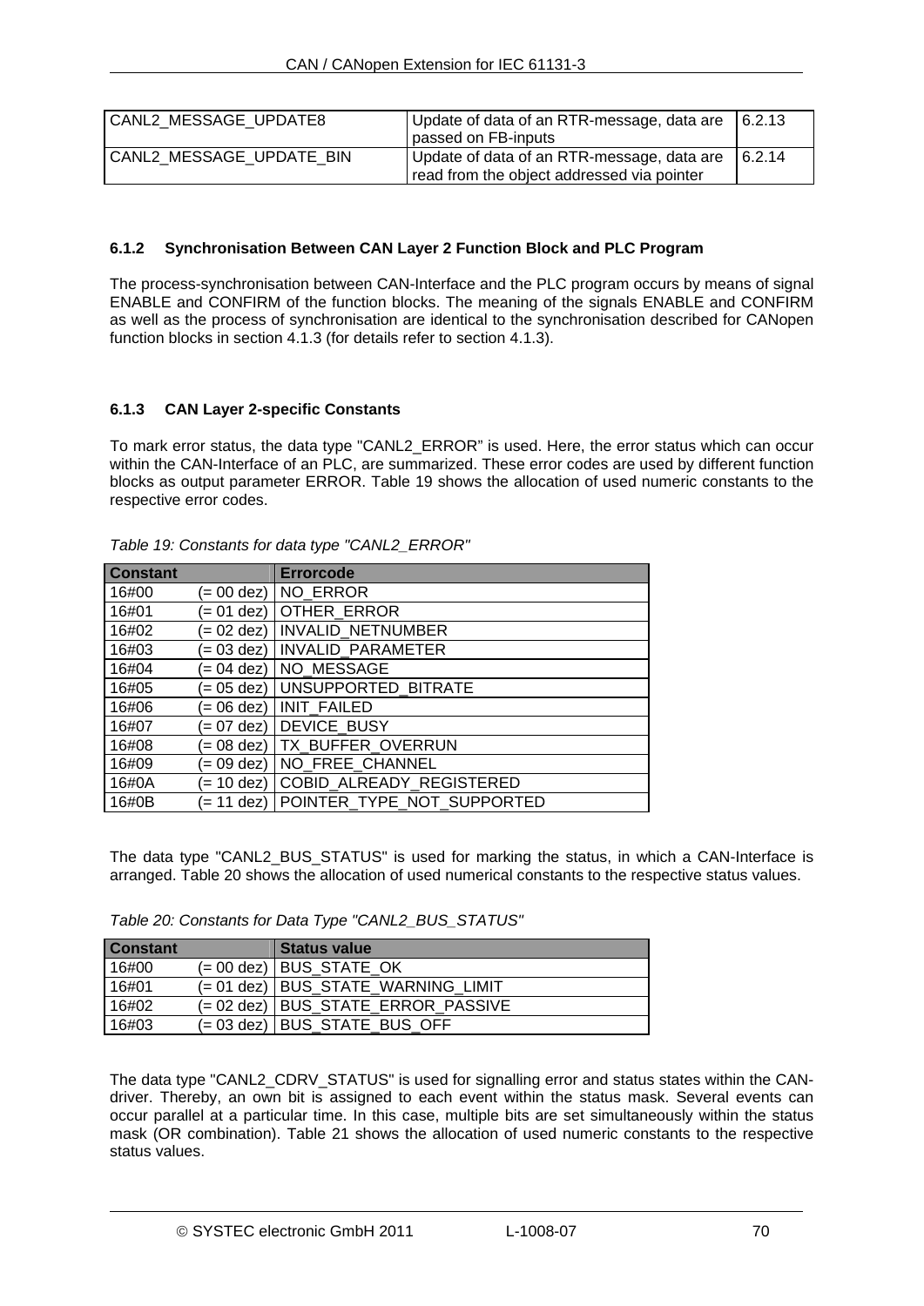| | | |
|---|---|---|
| CANL2_MESSAGE_UPDATE8 | Update of data of an RTR-message, data are passed on FB-inputs | 6.2.13 |
| CANL2_MESSAGE_UPDATE_BIN | Update of data of an RTR-message, data are read from the object addressed via pointer | 6.2.14 |

### 6.1.2 Synchronisation Between CAN Layer 2 Function Block and PLC Program

The process-synchronisation between CAN-Interface and the PLC program occurs by means of signal ENABLE and CONFIRM of the function blocks. The meaning of the signals ENABLE and CONFIRM as well as the process of synchronisation are identical to the synchronisation described for CANopen function blocks in section 4.1.3 (for details refer to section 4.1.3).

### 6.1.3 CAN Layer 2-specific Constants

To mark error status, the data type "CANL2_ERROR" is used. Here, the error status which can occur within the CAN-Interface of an PLC, are summarized. These error codes are used by different function blocks as output parameter ERROR. Table 19 shows the allocation of used numeric constants to the respective error codes.

*Table 19: Constants for data type "CANL2_ERROR"*

| Constant | | Errorcode |
|---|---|---|
| 16#00 | (= 00 dez) | NO_ERROR |
| 16#01 | (= 01 dez) | OTHER_ERROR |
| 16#02 | (= 02 dez) | INVALID_NETNUMBER |
| 16#03 | (= 03 dez) | INVALID_PARAMETER |
| 16#04 | (= 04 dez) | NO_MESSAGE |
| 16#05 | (= 05 dez) | UNSUPPORTED_BITRATE |
| 16#06 | (= 06 dez) | INIT_FAILED |
| 16#07 | (= 07 dez) | DEVICE_BUSY |
| 16#08 | (= 08 dez) | TX_BUFFER_OVERRUN |
| 16#09 | (= 09 dez) | NO_FREE_CHANNEL |
| 16#0A | (= 10 dez) | COBID_ALREADY_REGISTERED |
| 16#0B | (= 11 dez) | POINTER_TYPE_NOT_SUPPORTED |

The data type "CANL2_BUS_STATUS" is used for marking the status, in which a CAN-Interface is arranged. Table 20 shows the allocation of used numerical constants to the respective status values.

*Table 20: Constants for Data Type "CANL2_BUS_STATUS"*

| Constant | | Status value |
|---|---|---|
| 16#00 | (= 00 dez) | BUS_STATE_OK |
| 16#01 | (= 01 dez) | BUS_STATE_WARNING_LIMIT |
| 16#02 | (= 02 dez) | BUS_STATE_ERROR_PASSIVE |
| 16#03 | (= 03 dez) | BUS_STATE_BUS_OFF |

The data type "CANL2_CDRV_STATUS" is used for signalling error and status states within the CAN-driver. Thereby, an own bit is assigned to each event within the status mask. Several events can occur parallel at a particular time. In this case, multiple bits are set simultaneously within the status mask (OR combination). Table 21 shows the allocation of used numeric constants to the respective status values.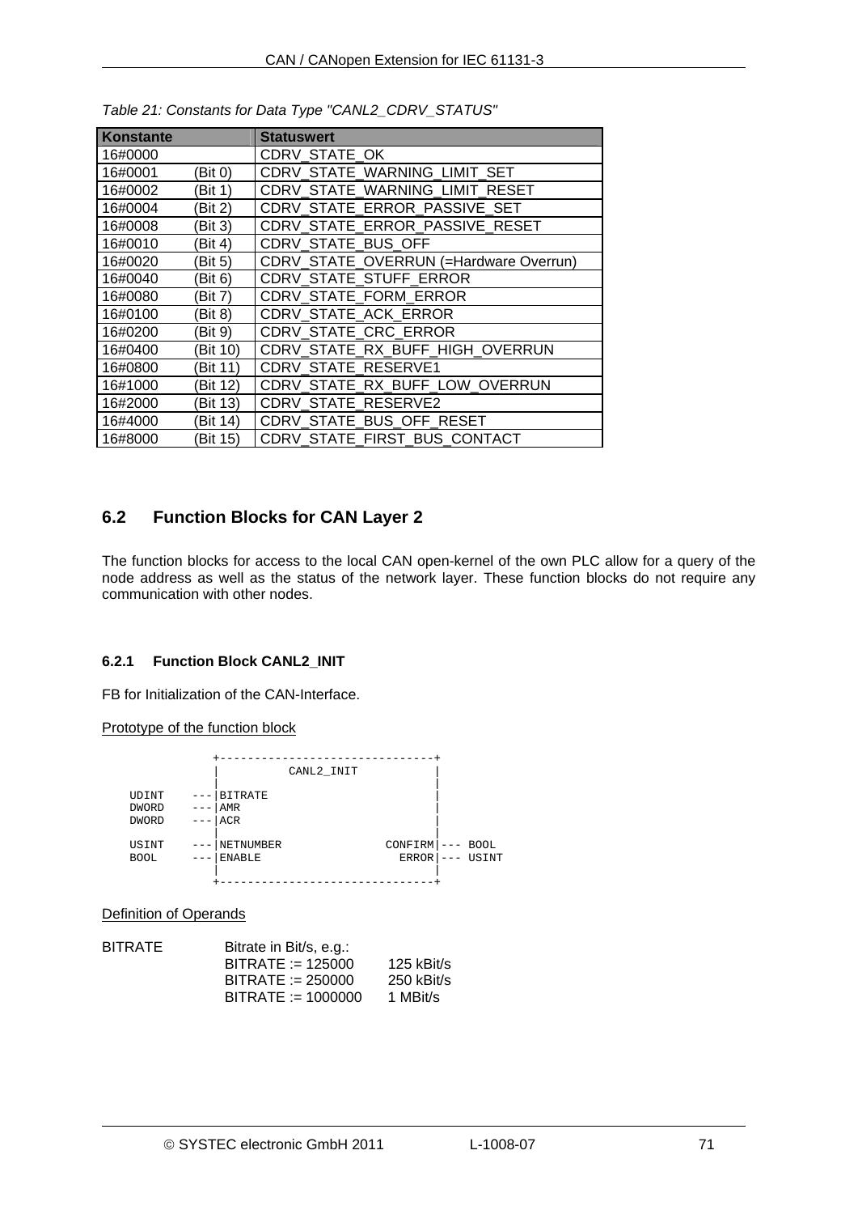*Table 21: Constants for Data Type "CANL2_CDRV_STATUS"*

| Konstante | | Statuswert |
|---|---|---|
| 16#0000 | | CDRV_STATE_OK |
| 16#0001 | (Bit 0) | CDRV_STATE_WARNING_LIMIT_SET |
| 16#0002 | (Bit 1) | CDRV_STATE_WARNING_LIMIT_RESET |
| 16#0004 | (Bit 2) | CDRV_STATE_ERROR_PASSIVE_SET |
| 16#0008 | (Bit 3) | CDRV_STATE_ERROR_PASSIVE_RESET |
| 16#0010 | (Bit 4) | CDRV_STATE_BUS_OFF |
| 16#0020 | (Bit 5) | CDRV_STATE_OVERRUN (=Hardware Overrun) |
| 16#0040 | (Bit 6) | CDRV_STATE_STUFF_ERROR |
| 16#0080 | (Bit 7) | CDRV_STATE_FORM_ERROR |
| 16#0100 | (Bit 8) | CDRV_STATE_ACK_ERROR |
| 16#0200 | (Bit 9) | CDRV_STATE_CRC_ERROR |
| 16#0400 | (Bit 10) | CDRV_STATE_RX_BUFF_HIGH_OVERRUN |
| 16#0800 | (Bit 11) | CDRV_STATE_RESERVE1 |
| 16#1000 | (Bit 12) | CDRV_STATE_RX_BUFF_LOW_OVERRUN |
| 16#2000 | (Bit 13) | CDRV_STATE_RESERVE2 |
| 16#4000 | (Bit 14) | CDRV_STATE_BUS_OFF_RESET |
| 16#8000 | (Bit 15) | CDRV_STATE_FIRST_BUS_CONTACT |

## 6.2 Function Blocks for CAN Layer 2

The function blocks for access to the local CAN open-kernel of the own PLC allow for a query of the node address as well as the status of the network layer. These function blocks do not require any communication with other nodes.

### 6.2.1 Function Block CANL2_INIT

FB for Initialization of the CAN-Interface.

Prototype of the function block

```
              +-------------------------------+
              |           CANL2_INIT          |
              |                               |
    UDINT  ---|BITRATE                        |
    DWORD  ---|AMR                            |
    DWORD  ---|ACR                            |
              |                               |
    USINT  ---|NETNUMBER               CONFIRM|--- BOOL
    BOOL   ---|ENABLE                    ERROR|--- USINT
              |                               |
              +-------------------------------+
```

Definition of Operands

BITRATE Bitrate in Bit/s, e.g.:

| | |
|---|---|
| BITRATE := 125000 | 125 kBit/s |
| BITRATE := 250000 | 250 kBit/s |
| BITRATE := 1000000 | 1 MBit/s |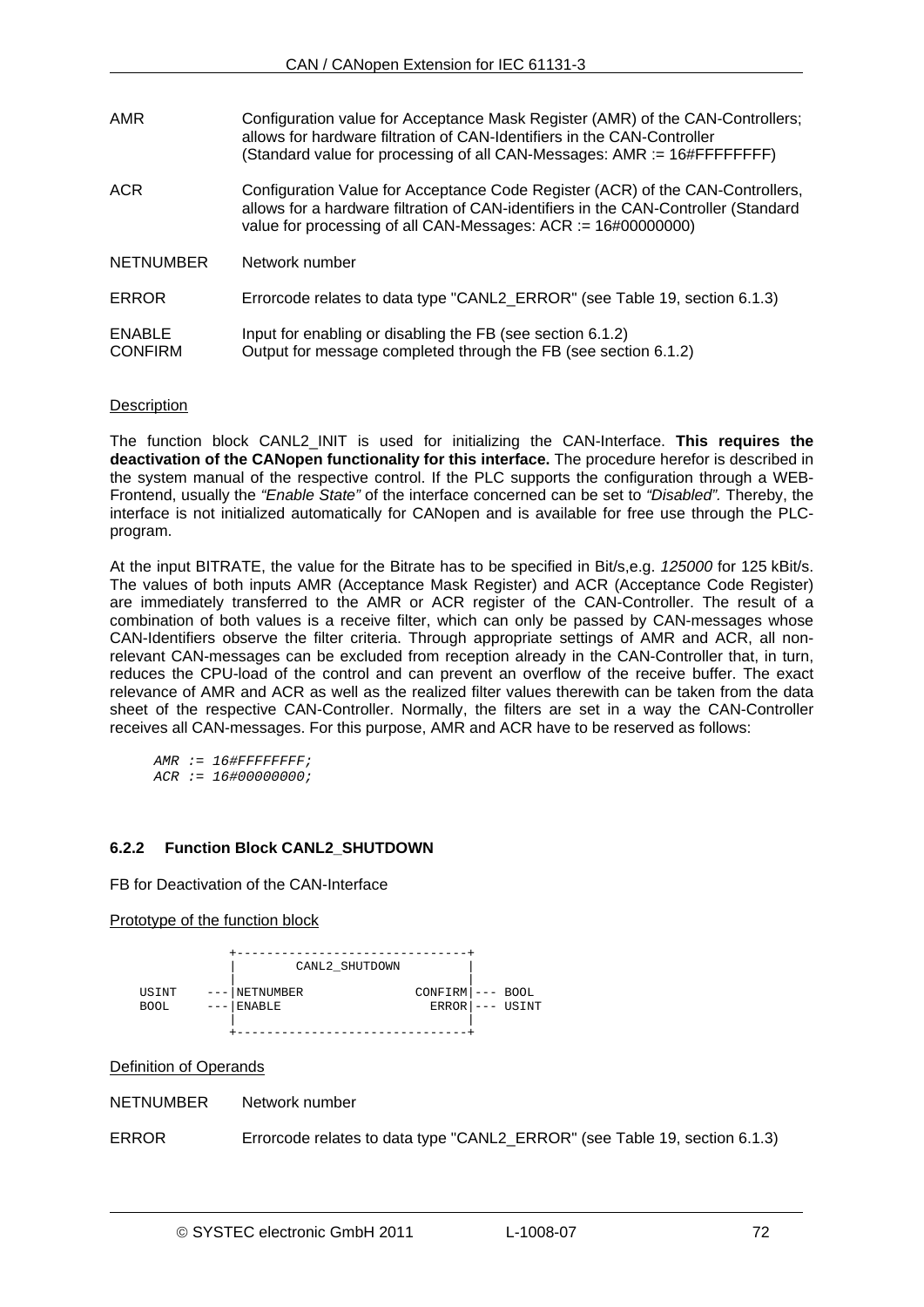| | |
|---|---|
| AMR | Configuration value for Acceptance Mask Register (AMR) of the CAN-Controllers; allows for hardware filtration of CAN-Identifiers in the CAN-Controller (Standard value for processing of all CAN-Messages: AMR := 16#FFFFFFFF) |
| ACR | Configuration Value for Acceptance Code Register (ACR) of the CAN-Controllers, allows for a hardware filtration of CAN-identifiers in the CAN-Controller (Standard value for processing of all CAN-Messages: ACR := 16#00000000) |
| NETNUMBER | Network number |
| ERROR | Errorcode relates to data type "CANL2_ERROR" (see Table 19, section 6.1.3) |
| ENABLE | Input for enabling or disabling the FB (see section 6.1.2) |
| CONFIRM | Output for message completed through the FB (see section 6.1.2) |

Description

The function block CANL2_INIT is used for initializing the CAN-Interface. **This requires the deactivation of the CANopen functionality for this interface.** The procedure herefor is described in the system manual of the respective control. If the PLC supports the configuration through a WEB-Frontend, usually the *"Enable State"* of the interface concerned can be set to *"Disabled".* Thereby, the interface is not initialized automatically for CANopen and is available for free use through the PLC-program.

At the input BITRATE, the value for the Bitrate has to be specified in Bit/s,e.g. *125000* for 125 kBit/s. The values of both inputs AMR (Acceptance Mask Register) and ACR (Acceptance Code Register) are immediately transferred to the AMR or ACR register of the CAN-Controller. The result of a combination of both values is a receive filter, which can only be passed by CAN-messages whose CAN-Identifiers observe the filter criteria. Through appropriate settings of AMR and ACR, all non-relevant CAN-messages can be excluded from reception already in the CAN-Controller that, in turn, reduces the CPU-load of the control and can prevent an overflow of the receive buffer. The exact relevance of AMR and ACR as well as the realized filter values therewith can be taken from the data sheet of the respective CAN-Controller. Normally, the filters are set in a way the CAN-Controller receives all CAN-messages. For this purpose, AMR and ACR have to be reserved as follows:

```
AMR := 16#FFFFFFFF;
ACR := 16#00000000;
```

#### 6.2.2 Function Block CANL2_SHUTDOWN

FB for Deactivation of the CAN-Interface

Prototype of the function block

```
              +-------------------------------+
              |        CANL2_SHUTDOWN         |
              |                               |
USINT     ---|NETNUMBER               CONFIRM|--- BOOL
BOOL      ---|ENABLE                    ERROR|--- USINT
              |                               |
              +-------------------------------+
```

Definition of Operands

| | |
|---|---|
| NETNUMBER | Network number |
| ERROR | Errorcode relates to data type "CANL2_ERROR" (see Table 19, section 6.1.3) |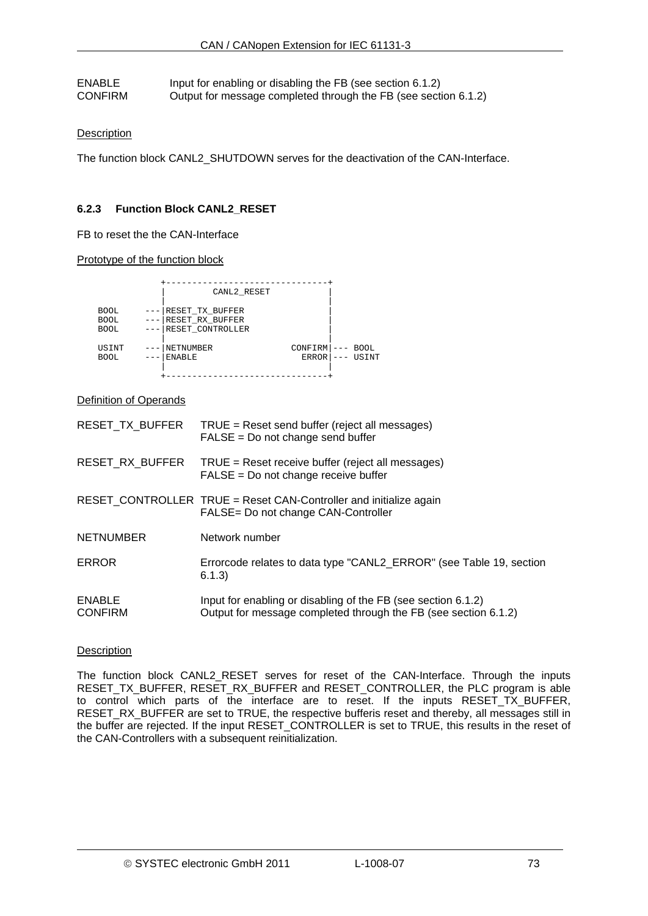ENABLE Input for enabling or disabling the FB (see section 6.1.2)
CONFIRM Output for message completed through the FB (see section 6.1.2)

Description

The function block CANL2_SHUTDOWN serves for the deactivation of the CAN-Interface.

### 6.2.3 Function Block CANL2_RESET

FB to reset the the CAN-Interface

Prototype of the function block

```
             +-------------------------------+
             |          CANL2_RESET          |
             |                               |
BOOL      ---|RESET_TX_BUFFER                |
BOOL      ---|RESET_RX_BUFFER                |
BOOL      ---|RESET_CONTROLLER               |
             |                               |
USINT     ---|NETNUMBER               CONFIRM|--- BOOL
BOOL      ---|ENABLE                    ERROR|--- USINT
             |                               |
             +-------------------------------+
```

Definition of Operands

| | |
|---|---|
| RESET_TX_BUFFER | TRUE = Reset send buffer (reject all messages)<br>FALSE = Do not change send buffer |
| RESET_RX_BUFFER | TRUE = Reset receive buffer (reject all messages)<br>FALSE = Do not change receive buffer |
| RESET_CONTROLLER | TRUE = Reset CAN-Controller and initialize again<br>FALSE= Do not change CAN-Controller |
| NETNUMBER | Network number |
| ERROR | Errorcode relates to data type "CANL2_ERROR" (see Table 19, section 6.1.3) |
| ENABLE<br>CONFIRM | Input for enabling or disabling of the FB (see section 6.1.2)<br>Output for message completed through the FB (see section 6.1.2) |

Description

The function block CANL2_RESET serves for reset of the CAN-Interface. Through the inputs RESET_TX_BUFFER, RESET_RX_BUFFER and RESET_CONTROLLER, the PLC program is able to control which parts of the interface are to reset. If the inputs RESET_TX_BUFFER, RESET_RX_BUFFER are set to TRUE, the respective bufferis reset and thereby, all messages still in the buffer are rejected. If the input RESET_CONTROLLER is set to TRUE, this results in the reset of the CAN-Controllers with a subsequent reinitialization.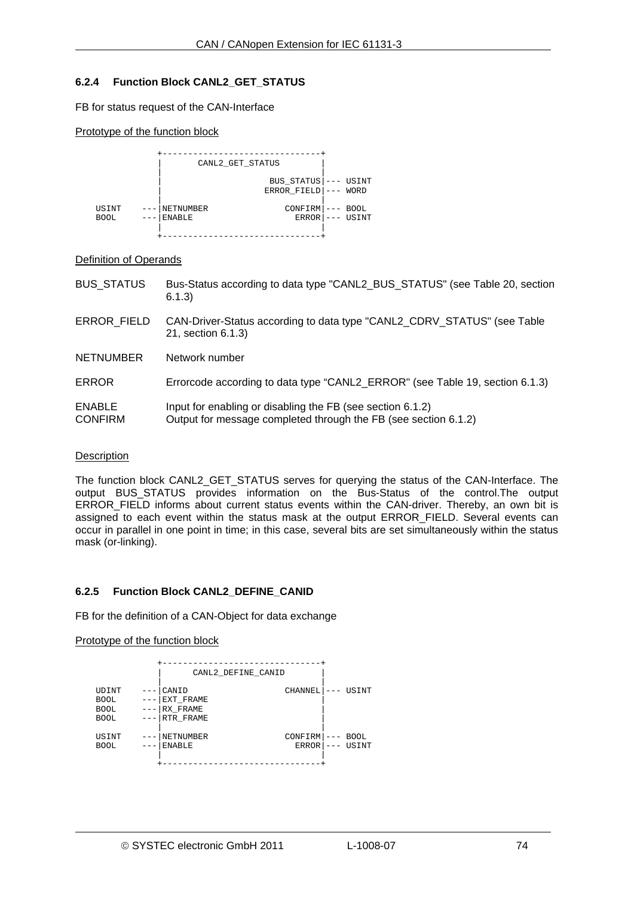#### 6.2.4 Function Block CANL2_GET_STATUS

FB for status request of the CAN-Interface

Prototype of the function block

```
              +-------------------------------+
              |       CANL2_GET_STATUS        |
              |                               |
              |                     BUS_STATUS|--- USINT
              |                    ERROR_FIELD|--- WORD
              |                               |
   USINT   ---|NETNUMBER               CONFIRM|--- BOOL
   BOOL    ---|ENABLE                    ERROR|--- USINT
              |                               |
              +-------------------------------+
```

Definition of Operands

| | |
|---|---|
| BUS_STATUS | Bus-Status according to data type "CANL2_BUS_STATUS" (see Table 20, section 6.1.3) |
| ERROR_FIELD | CAN-Driver-Status according to data type "CANL2_CDRV_STATUS" (see Table 21, section 6.1.3) |
| NETNUMBER | Network number |
| ERROR | Errorcode according to data type "CANL2_ERROR" (see Table 19, section 6.1.3) |
| ENABLE | Input for enabling or disabling the FB (see section 6.1.2) |
| CONFIRM | Output for message completed through the FB (see section 6.1.2) |

Description

The function block CANL2_GET_STATUS serves for querying the status of the CAN-Interface. The output BUS_STATUS provides information on the Bus-Status of the control.The output ERROR_FIELD informs about current status events within the CAN-driver. Thereby, an own bit is assigned to each event within the status mask at the output ERROR_FIELD. Several events can occur in parallel in one point in time; in this case, several bits are set simultaneously within the status mask (or-linking).

#### 6.2.5 Function Block CANL2_DEFINE_CANID

FB for the definition of a CAN-Object for data exchange

Prototype of the function block

```
              +-------------------------------+
              |      CANL2_DEFINE_CANID       |
              |                               |
   UDINT   ---|CANID                   CHANNEL|--- USINT
   BOOL    ---|EXT_FRAME                      |
   BOOL    ---|RX_FRAME                       |
   BOOL    ---|RTR_FRAME                      |
              |                               |
   USINT   ---|NETNUMBER               CONFIRM|--- BOOL
   BOOL    ---|ENABLE                    ERROR|--- USINT
              |                               |
              +-------------------------------+
```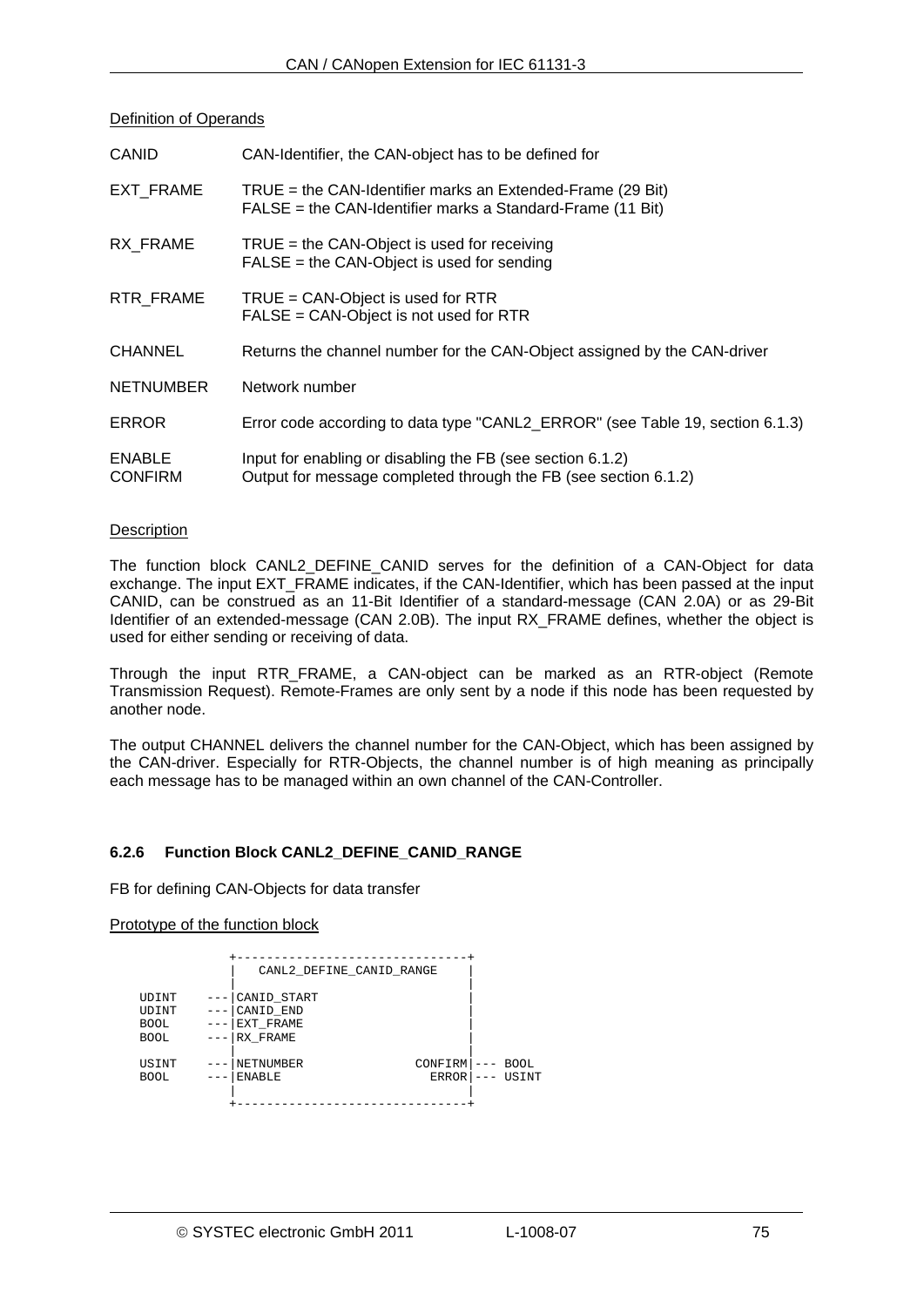Definition of Operands

| | |
|---|---|
| CANID | CAN-Identifier, the CAN-object has to be defined for |
| EXT_FRAME | TRUE = the CAN-Identifier marks an Extended-Frame (29 Bit)<br>FALSE = the CAN-Identifier marks a Standard-Frame (11 Bit) |
| RX_FRAME | TRUE = the CAN-Object is used for receiving<br>FALSE = the CAN-Object is used for sending |
| RTR_FRAME | TRUE = CAN-Object is used for RTR<br>FALSE = CAN-Object is not used for RTR |
| CHANNEL | Returns the channel number for the CAN-Object assigned by the CAN-driver |
| NETNUMBER | Network number |
| ERROR | Error code according to data type "CANL2_ERROR" (see Table 19, section 6.1.3) |
| ENABLE<br>CONFIRM | Input for enabling or disabling the FB (see section 6.1.2)<br>Output for message completed through the FB (see section 6.1.2) |

Description

The function block CANL2_DEFINE_CANID serves for the definition of a CAN-Object for data exchange. The input EXT_FRAME indicates, if the CAN-Identifier, which has been passed at the input CANID, can be construed as an 11-Bit Identifier of a standard-message (CAN 2.0A) or as 29-Bit Identifier of an extended-message (CAN 2.0B). The input RX_FRAME defines, whether the object is used for either sending or receiving of data.

Through the input RTR_FRAME, a CAN-object can be marked as an RTR-object (Remote Transmission Request). Remote-Frames are only sent by a node if this node has been requested by another node.

The output CHANNEL delivers the channel number for the CAN-Object, which has been assigned by the CAN-driver. Especially for RTR-Objects, the channel number is of high meaning as principally each message has to be managed within an own channel of the CAN-Controller.

### 6.2.6 Function Block CANL2_DEFINE_CANID_RANGE

FB for defining CAN-Objects for data transfer

Prototype of the function block

```
              +-------------------------------+
              |   CANL2_DEFINE_CANID_RANGE    |
              |                               |
UDINT     ---|CANID_START                     |
UDINT     ---|CANID_END                       |
BOOL      ---|EXT_FRAME                       |
BOOL      ---|RX_FRAME                        |
              |                               |
USINT     ---|NETNUMBER               CONFIRM|---  BOOL
BOOL      ---|ENABLE                    ERROR|---  USINT
              |                               |
              +-------------------------------+
```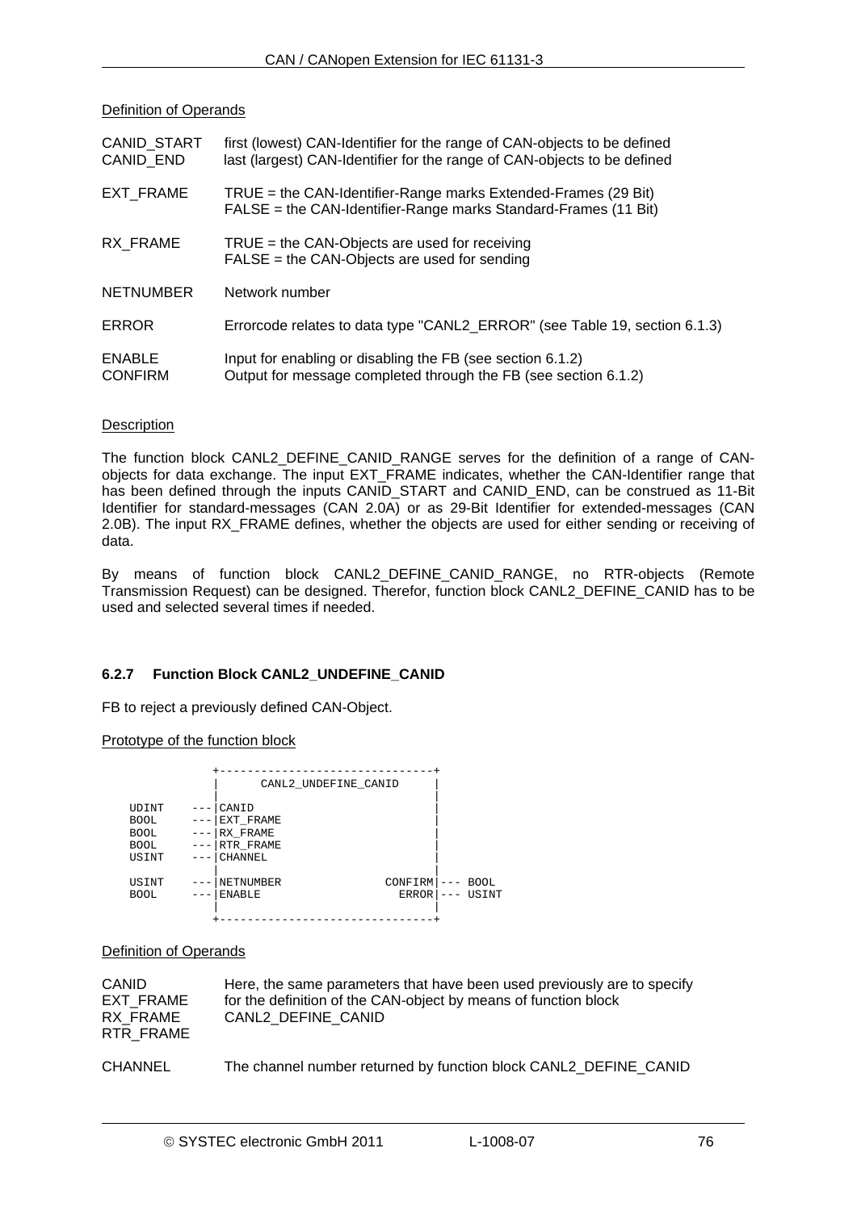Definition of Operands

| | |
|---|---|
| CANID_START<br>CANID_END | first (lowest) CAN-Identifier for the range of CAN-objects to be defined<br>last (largest) CAN-Identifier for the range of CAN-objects to be defined |
| EXT_FRAME | TRUE = the CAN-Identifier-Range marks Extended-Frames (29 Bit)<br>FALSE = the CAN-Identifier-Range marks Standard-Frames (11 Bit) |
| RX_FRAME | TRUE = the CAN-Objects are used for receiving<br>FALSE = the CAN-Objects are used for sending |
| NETNUMBER | Network number |
| ERROR | Errorcode relates to data type "CANL2_ERROR" (see Table 19, section 6.1.3) |
| ENABLE<br>CONFIRM | Input for enabling or disabling the FB (see section 6.1.2)<br>Output for message completed through the FB (see section 6.1.2) |

Description

The function block CANL2_DEFINE_CANID_RANGE serves for the definition of a range of CAN-objects for data exchange. The input EXT_FRAME indicates, whether the CAN-Identifier range that has been defined through the inputs CANID_START and CANID_END, can be construed as 11-Bit Identifier for standard-messages (CAN 2.0A) or as 29-Bit Identifier for extended-messages (CAN 2.0B). The input RX_FRAME defines, whether the objects are used for either sending or receiving of data.

By means of function block CANL2_DEFINE_CANID_RANGE, no RTR-objects (Remote Transmission Request) can be designed. Therefor, function block CANL2_DEFINE_CANID has to be used and selected several times if needed.

### 6.2.7 Function Block CANL2_UNDEFINE_CANID

FB to reject a previously defined CAN-Object.

Prototype of the function block

```
              +-------------------------------+
              |      CANL2_UNDEFINE_CANID     |
              |                               |
  UDINT    ---|CANID                          |
  BOOL     ---|EXT_FRAME                      |
  BOOL     ---|RX_FRAME                       |
  BOOL     ---|RTR_FRAME                      |
  USINT    ---|CHANNEL                        |
              |                               |
  USINT    ---|NETNUMBER               CONFIRM|--- BOOL
  BOOL     ---|ENABLE                    ERROR|--- USINT
              |                               |
              +-------------------------------+
```

Definition of Operands

| | |
|---|---|
| CANID<br>EXT_FRAME<br>RX_FRAME<br>RTR_FRAME | Here, the same parameters that have been used previously are to specify for the definition of the CAN-object by means of function block CANL2_DEFINE_CANID |
| CHANNEL | The channel number returned by function block CANL2_DEFINE_CANID |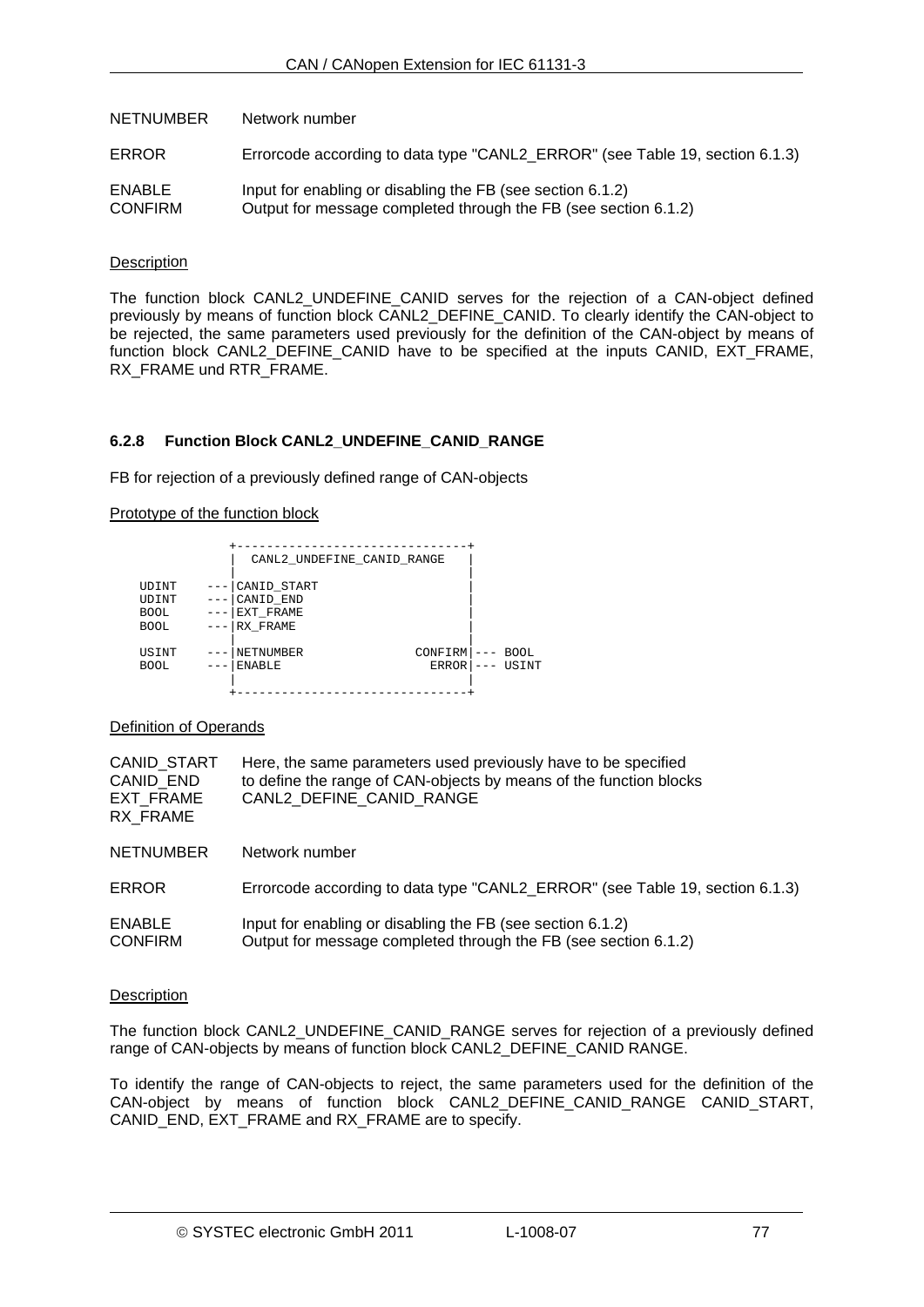| | |
|---|---|
| NETNUMBER | Network number |
| ERROR | Errorcode according to data type "CANL2_ERROR" (see Table 19, section 6.1.3) |
| ENABLE<br>CONFIRM | Input for enabling or disabling the FB (see section 6.1.2)<br>Output for message completed through the FB (see section 6.1.2) |

Description

The function block CANL2_UNDEFINE_CANID serves for the rejection of a CAN-object defined previously by means of function block CANL2_DEFINE_CANID. To clearly identify the CAN-object to be rejected, the same parameters used previously for the definition of the CAN-object by means of function block CANL2_DEFINE_CANID have to be specified at the inputs CANID, EXT_FRAME, RX_FRAME und RTR_FRAME.

### 6.2.8 Function Block CANL2_UNDEFINE_CANID_RANGE

FB for rejection of a previously defined range of CAN-objects

Prototype of the function block

```
              +-------------------------------+
              |  CANL2_UNDEFINE_CANID_RANGE   |
              |                               |
   UDINT   ---|CANID_START                    |
   UDINT   ---|CANID_END                      |
   BOOL    ---|EXT_FRAME                      |
   BOOL    ---|RX_FRAME                       |
              |                               |
   USINT   ---|NETNUMBER               CONFIRM|--- BOOL
   BOOL    ---|ENABLE                    ERROR|--- USINT
              |                               |
              +-------------------------------+
```

Definition of Operands

| | |
|---|---|
| CANID_START<br>CANID_END<br>EXT_FRAME<br>RX_FRAME | Here, the same parameters used previously have to be specified to define the range of CAN-objects by means of the function blocks CANL2_DEFINE_CANID_RANGE |
| NETNUMBER | Network number |
| ERROR | Errorcode according to data type "CANL2_ERROR" (see Table 19, section 6.1.3) |
| ENABLE<br>CONFIRM | Input for enabling or disabling the FB (see section 6.1.2)<br>Output for message completed through the FB (see section 6.1.2) |

Description

The function block CANL2_UNDEFINE_CANID_RANGE serves for rejection of a previously defined range of CAN-objects by means of function block CANL2_DEFINE_CANID RANGE.

To identify the range of CAN-objects to reject, the same parameters used for the definition of the CAN-object by means of function block CANL2_DEFINE_CANID_RANGE CANID_START, CANID_END, EXT_FRAME and RX_FRAME are to specify.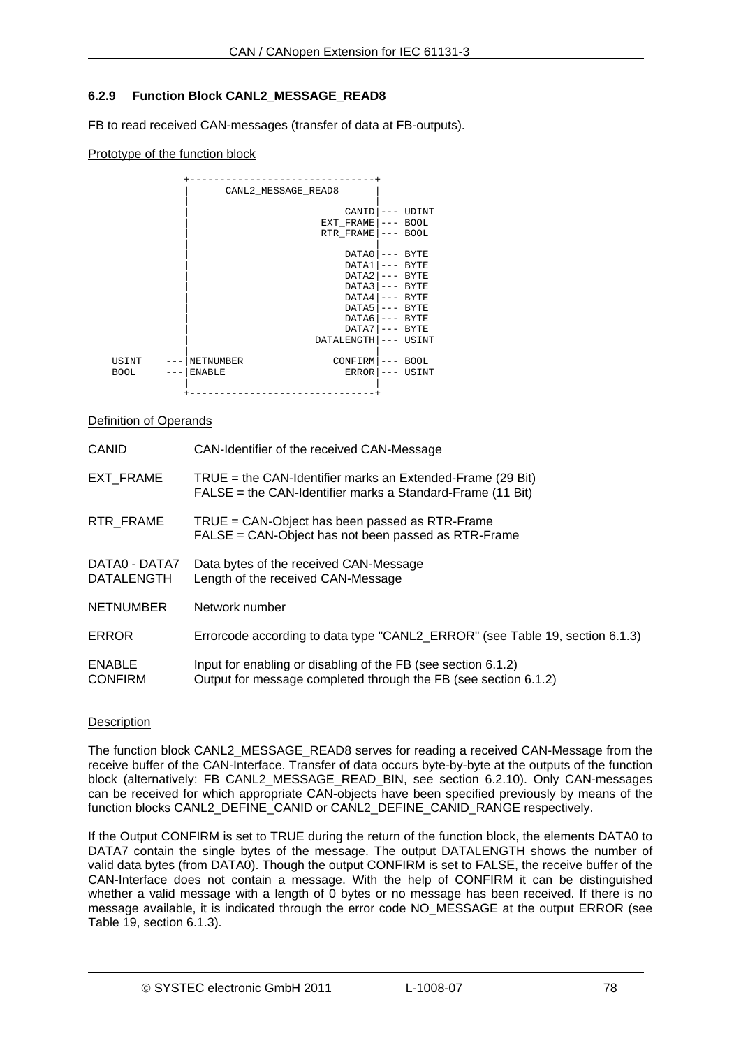### 6.2.9 Function Block CANL2_MESSAGE_READ8

FB to read received CAN-messages (transfer of data at FB-outputs).

Prototype of the function block

```
              +------------------------------+
              |      CANL2_MESSAGE_READ8     |
              |                              |
              |                         CANID|--- UDINT
              |                     EXT_FRAME|--- BOOL
              |                     RTR_FRAME|--- BOOL
              |                              |
              |                         DATA0|--- BYTE
              |                         DATA1|--- BYTE
              |                         DATA2|--- BYTE
              |                         DATA3|--- BYTE
              |                         DATA4|--- BYTE
              |                         DATA5|--- BYTE
              |                         DATA6|--- BYTE
              |                         DATA7|--- BYTE
              |                    DATALENGTH|--- USINT
              |                              |
  USINT    ---|NETNUMBER              CONFIRM|--- BOOL
  BOOL     ---|ENABLE                   ERROR|--- USINT
              |                              |
              +------------------------------+
```

Definition of Operands

| | |
|---|---|
| CANID | CAN-Identifier of the received CAN-Message |
| EXT_FRAME | TRUE = the CAN-Identifier marks an Extended-Frame (29 Bit)<br>FALSE = the CAN-Identifier marks a Standard-Frame (11 Bit) |
| RTR_FRAME | TRUE = CAN-Object has been passed as RTR-Frame<br>FALSE = CAN-Object has not been passed as RTR-Frame |
| DATA0 - DATA7 | Data bytes of the received CAN-Message |
| DATALENGTH | Length of the received CAN-Message |
| NETNUMBER | Network number |
| ERROR | Errorcode according to data type "CANL2_ERROR" (see Table 19, section 6.1.3) |
| ENABLE | Input for enabling or disabling of the FB (see section 6.1.2) |
| CONFIRM | Output for message completed through the FB (see section 6.1.2) |

Description

The function block CANL2_MESSAGE_READ8 serves for reading a received CAN-Message from the receive buffer of the CAN-Interface. Transfer of data occurs byte-by-byte at the outputs of the function block (alternatively: FB CANL2_MESSAGE_READ_BIN, see section 6.2.10). Only CAN-messages can be received for which appropriate CAN-objects have been specified previously by means of the function blocks CANL2_DEFINE_CANID or CANL2_DEFINE_CANID_RANGE respectively.

If the Output CONFIRM is set to TRUE during the return of the function block, the elements DATA0 to DATA7 contain the single bytes of the message. The output DATALENGTH shows the number of valid data bytes (from DATA0). Though the output CONFIRM is set to FALSE, the receive buffer of the CAN-Interface does not contain a message. With the help of CONFIRM it can be distinguished whether a valid message with a length of 0 bytes or no message has been received. If there is no message available, it is indicated through the error code NO_MESSAGE at the output ERROR (see Table 19, section 6.1.3).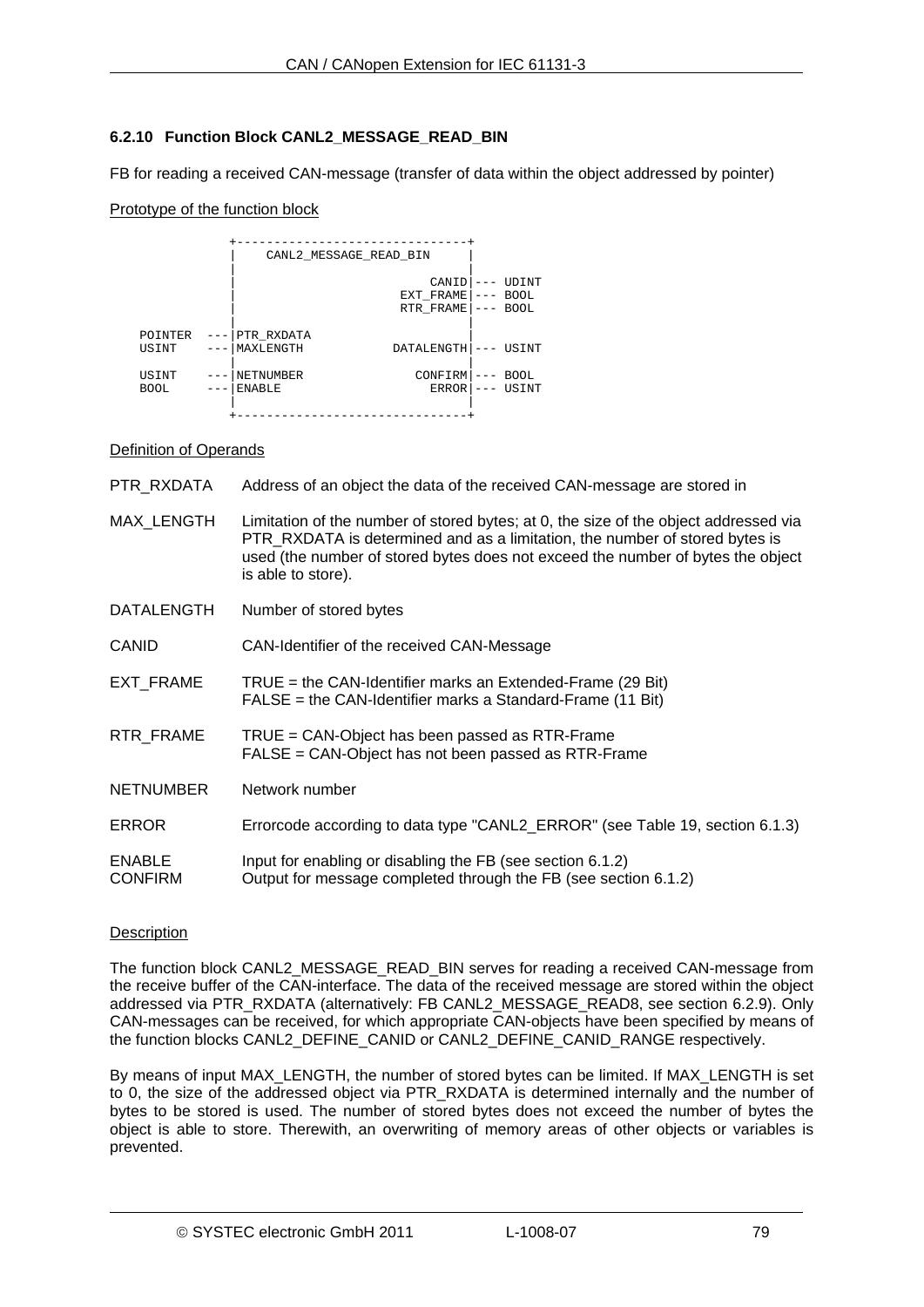### 6.2.10 Function Block CANL2_MESSAGE_READ_BIN

FB for reading a received CAN-message (transfer of data within the object addressed by pointer)

Prototype of the function block

```
              +-------------------------------+
              |    CANL2_MESSAGE_READ_BIN     |
              |                               |
              |                          CANID|--- UDINT
              |                      EXT_FRAME|--- BOOL
              |                      RTR_FRAME|--- BOOL
              |                               |
POINTER    ---|PTR_RXDATA                     |
USINT      ---|MAXLENGTH            DATALENGTH|--- USINT
              |                               |
USINT      ---|NETNUMBER               CONFIRM|--- BOOL
BOOL       ---|ENABLE                    ERROR|--- USINT
              |                               |
              +-------------------------------+
```

Definition of Operands

| | |
|---|---|
| PTR_RXDATA | Address of an object the data of the received CAN-message are stored in |
| MAX_LENGTH | Limitation of the number of stored bytes; at 0, the size of the object addressed via PTR_RXDATA is determined and as a limitation, the number of stored bytes is used (the number of stored bytes does not exceed the number of bytes the object is able to store). |
| DATALENGTH | Number of stored bytes |
| CANID | CAN-Identifier of the received CAN-Message |
| EXT_FRAME | TRUE = the CAN-Identifier marks an Extended-Frame (29 Bit)<br>FALSE = the CAN-Identifier marks a Standard-Frame (11 Bit) |
| RTR_FRAME | TRUE = CAN-Object has been passed as RTR-Frame<br>FALSE = CAN-Object has not been passed as RTR-Frame |
| NETNUMBER | Network number |
| ERROR | Errorcode according to data type "CANL2_ERROR" (see Table 19, section 6.1.3) |
| ENABLE | Input for enabling or disabling the FB (see section 6.1.2) |
| CONFIRM | Output for message completed through the FB (see section 6.1.2) |

Description

The function block CANL2_MESSAGE_READ_BIN serves for reading a received CAN-message from the receive buffer of the CAN-interface. The data of the received message are stored within the object addressed via PTR_RXDATA (alternatively: FB CANL2_MESSAGE_READ8, see section 6.2.9). Only CAN-messages can be received, for which appropriate CAN-objects have been specified by means of the function blocks CANL2_DEFINE_CANID or CANL2_DEFINE_CANID_RANGE respectively.

By means of input MAX_LENGTH, the number of stored bytes can be limited. If MAX_LENGTH is set to 0, the size of the addressed object via PTR_RXDATA is determined internally and the number of bytes to be stored is used. The number of stored bytes does not exceed the number of bytes the object is able to store. Therewith, an overwriting of memory areas of other objects or variables is prevented.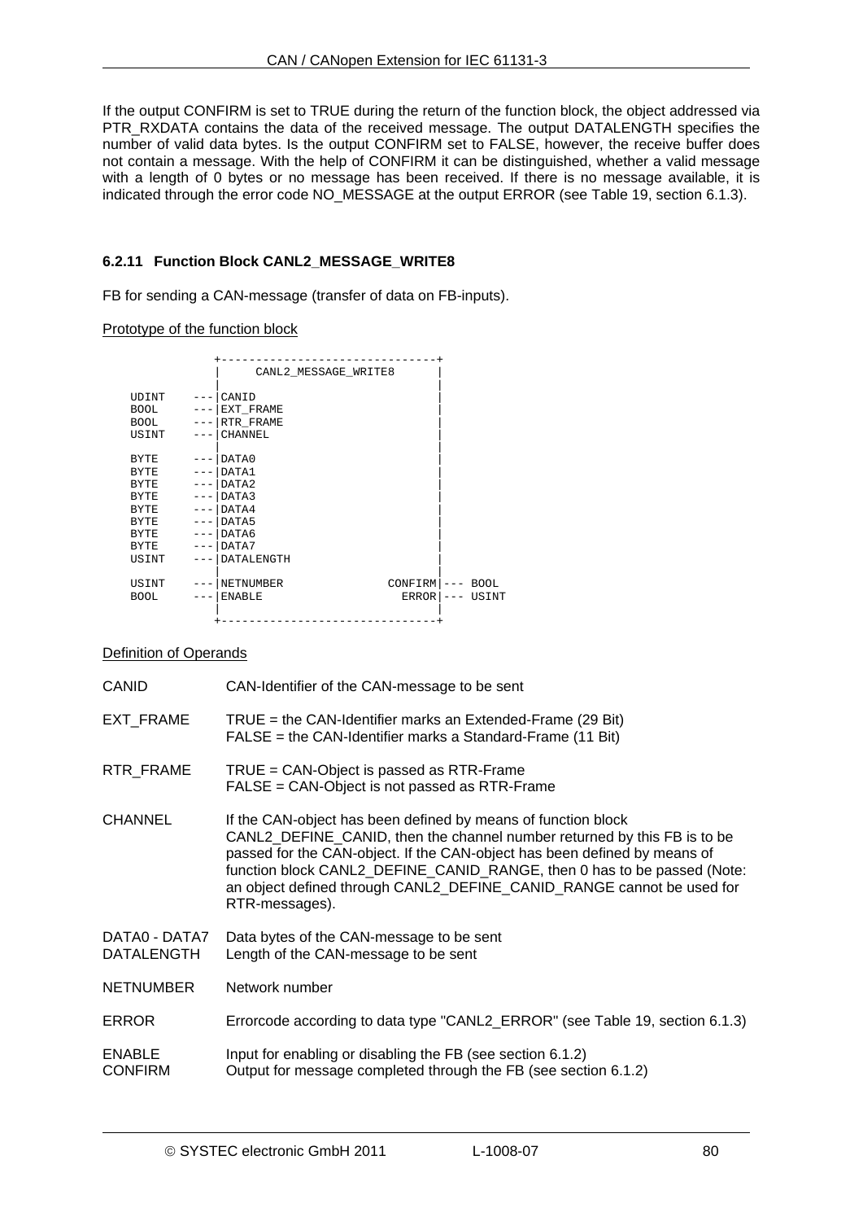If the output CONFIRM is set to TRUE during the return of the function block, the object addressed via PTR_RXDATA contains the data of the received message. The output DATALENGTH specifies the number of valid data bytes. Is the output CONFIRM set to FALSE, however, the receive buffer does not contain a message. With the help of CONFIRM it can be distinguished, whether a valid message with a length of 0 bytes or no message has been received. If there is no message available, it is indicated through the error code NO_MESSAGE at the output ERROR (see Table 19, section 6.1.3).

### 6.2.11 Function Block CANL2_MESSAGE_WRITE8

FB for sending a CAN-message (transfer of data on FB-inputs).

Prototype of the function block

```
              +-------------------------------+
              |     CANL2_MESSAGE_WRITE8      |
              |                               |
  UDINT    ---|CANID                          |
  BOOL     ---|EXT_FRAME                      |
  BOOL     ---|RTR_FRAME                      |
  USINT    ---|CHANNEL                        |
              |                               |
  BYTE     ---|DATA0                          |
  BYTE     ---|DATA1                          |
  BYTE     ---|DATA2                          |
  BYTE     ---|DATA3                          |
  BYTE     ---|DATA4                          |
  BYTE     ---|DATA5                          |
  BYTE     ---|DATA6                          |
  BYTE     ---|DATA7                          |
  USINT    ---|DATALENGTH                     |
              |                               |
  USINT    ---|NETNUMBER               CONFIRM|--- BOOL
  BOOL     ---|ENABLE                    ERROR|--- USINT
              |                               |
              +-------------------------------+
```

Definition of Operands

| | |
|---|---|
| CANID | CAN-Identifier of the CAN-message to be sent |
| EXT_FRAME | TRUE = the CAN-Identifier marks an Extended-Frame (29 Bit)<br>FALSE = the CAN-Identifier marks a Standard-Frame (11 Bit) |
| RTR_FRAME | TRUE = CAN-Object is passed as RTR-Frame<br>FALSE = CAN-Object is not passed as RTR-Frame |
| CHANNEL | If the CAN-object has been defined by means of function block CANL2_DEFINE_CANID, then the channel number returned by this FB is to be passed for the CAN-object. If the CAN-object has been defined by means of function block CANL2_DEFINE_CANID_RANGE, then 0 has to be passed (Note: an object defined through CANL2_DEFINE_CANID_RANGE cannot be used for RTR-messages). |
| DATA0 - DATA7 | Data bytes of the CAN-message to be sent |
| DATALENGTH | Length of the CAN-message to be sent |
| NETNUMBER | Network number |
| ERROR | Errorcode according to data type "CANL2_ERROR" (see Table 19, section 6.1.3) |
| ENABLE | Input for enabling or disabling the FB (see section 6.1.2) |
| CONFIRM | Output for message completed through the FB (see section 6.1.2) |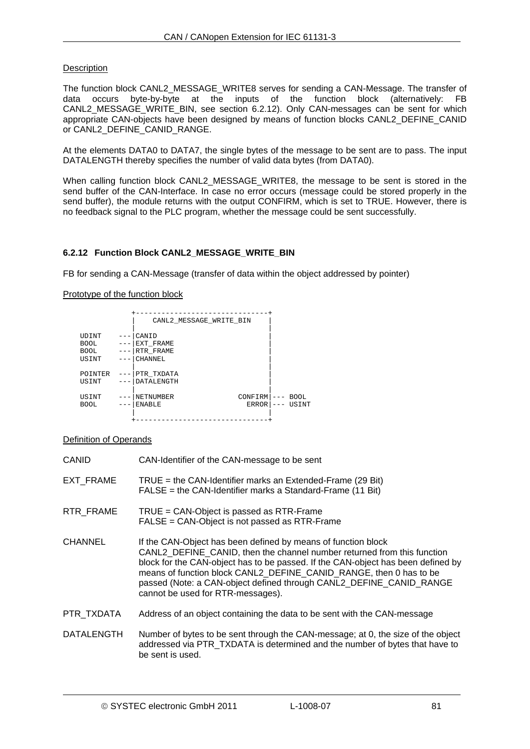Description

The function block CANL2_MESSAGE_WRITE8 serves for sending a CAN-Message. The transfer of data occurs byte-by-byte at the inputs of the function block (alternatively: FB CANL2_MESSAGE_WRITE_BIN, see section 6.2.12). Only CAN-messages can be sent for which appropriate CAN-objects have been designed by means of function blocks CANL2_DEFINE_CANID or CANL2_DEFINE_CANID_RANGE.

At the elements DATA0 to DATA7, the single bytes of the message to be sent are to pass. The input DATALENGTH thereby specifies the number of valid data bytes (from DATA0).

When calling function block CANL2_MESSAGE_WRITE8, the message to be sent is stored in the send buffer of the CAN-Interface. In case no error occurs (message could be stored properly in the send buffer), the module returns with the output CONFIRM, which is set to TRUE. However, there is no feedback signal to the PLC program, whether the message could be sent successfully.

### 6.2.12 Function Block CANL2_MESSAGE_WRITE_BIN

FB for sending a CAN-Message (transfer of data within the object addressed by pointer)

Prototype of the function block

```
            +-------------------------------+
            |    CANL2_MESSAGE_WRITE_BIN    |
            |                               |
UDINT    ---|CANID                          |
BOOL     ---|EXT_FRAME                      |
BOOL     ---|RTR_FRAME                      |
USINT    ---|CHANNEL                        |
            |                               |
POINTER  ---|PTR_TXDATA                     |
USINT    ---|DATALENGTH                     |
            |                               |
USINT    ---|NETNUMBER               CONFIRM|--- BOOL
BOOL     ---|ENABLE                    ERROR|--- USINT
            |                               |
            +-------------------------------+
```

Definition of Operands

| | |
|---|---|
| CANID | CAN-Identifier of the CAN-message to be sent |
| EXT_FRAME | TRUE = the CAN-Identifier marks an Extended-Frame (29 Bit)<br>FALSE = the CAN-Identifier marks a Standard-Frame (11 Bit) |
| RTR_FRAME | TRUE = CAN-Object is passed as RTR-Frame<br>FALSE = CAN-Object is not passed as RTR-Frame |
| CHANNEL | If the CAN-Object has been defined by means of function block CANL2_DEFINE_CANID, then the channel number returned from this function block for the CAN-object has to be passed. If the CAN-object has been defined by means of function block CANL2_DEFINE_CANID_RANGE, then 0 has to be passed (Note: a CAN-object defined through CANL2_DEFINE_CANID_RANGE cannot be used for RTR-messages). |
| PTR_TXDATA | Address of an object containing the data to be sent with the CAN-message |
| DATALENGTH | Number of bytes to be sent through the CAN-message; at 0, the size of the object addressed via PTR_TXDATA is determined and the number of bytes that have to be sent is used. |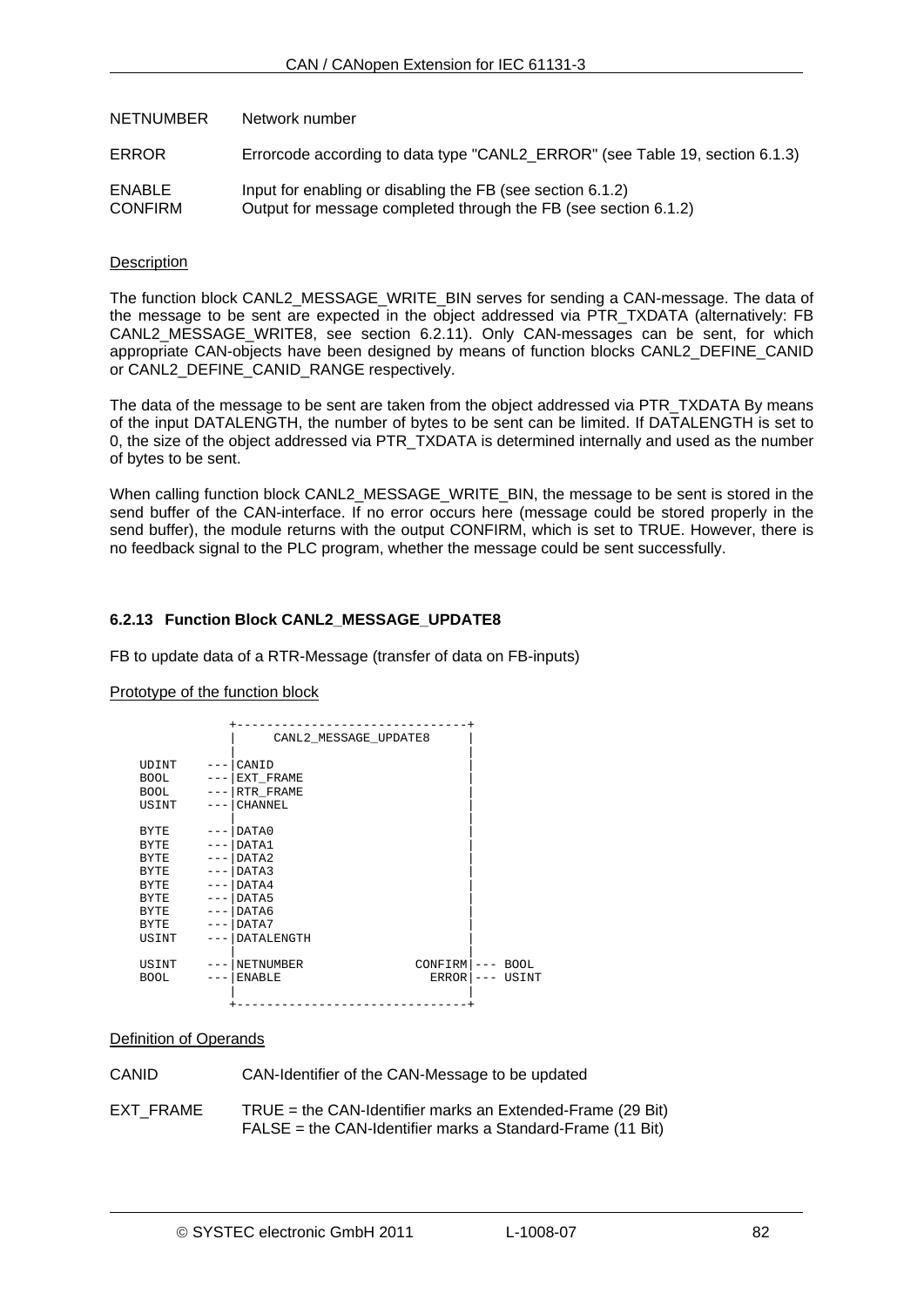| | |
|---|---|
| NETNUMBER | Network number |
| ERROR | Errorcode according to data type "CANL2_ERROR" (see Table 19, section 6.1.3) |
| ENABLE | Input for enabling or disabling the FB (see section 6.1.2) |
| CONFIRM | Output for message completed through the FB (see section 6.1.2) |

Description

The function block CANL2_MESSAGE_WRITE_BIN serves for sending a CAN-message. The data of the message to be sent are expected in the object addressed via PTR_TXDATA (alternatively: FB CANL2_MESSAGE_WRITE8, see section 6.2.11). Only CAN-messages can be sent, for which appropriate CAN-objects have been designed by means of function blocks CANL2_DEFINE_CANID or CANL2_DEFINE_CANID_RANGE respectively.

The data of the message to be sent are taken from the object addressed via PTR_TXDATA By means of the input DATALENGTH, the number of bytes to be sent can be limited. If DATALENGTH is set to 0, the size of the object addressed via PTR_TXDATA is determined internally and used as the number of bytes to be sent.

When calling function block CANL2_MESSAGE_WRITE_BIN, the message to be sent is stored in the send buffer of the CAN-interface. If no error occurs here (message could be stored properly in the send buffer), the module returns with the output CONFIRM, which is set to TRUE. However, there is no feedback signal to the PLC program, whether the message could be sent successfully.

### 6.2.13 Function Block CANL2_MESSAGE_UPDATE8

FB to update data of a RTR-Message (transfer of data on FB-inputs)

Prototype of the function block

```
           +-------------------------------+
           |      CANL2_MESSAGE_UPDATE8    |
           |                               |
UDINT   ---|CANID                          |
BOOL    ---|EXT_FRAME                      |
BOOL    ---|RTR_FRAME                      |
USINT   ---|CHANNEL                        |
           |                               |
BYTE    ---|DATA0                          |
BYTE    ---|DATA1                          |
BYTE    ---|DATA2                          |
BYTE    ---|DATA3                          |
BYTE    ---|DATA4                          |
BYTE    ---|DATA5                          |
BYTE    ---|DATA6                          |
BYTE    ---|DATA7                          |
USINT   ---|DATALENGTH                     |
           |                               |
USINT   ---|NETNUMBER               CONFIRM|--- BOOL
BOOL    ---|ENABLE                    ERROR|--- USINT
           |                               |
           +-------------------------------+
```

Definition of Operands

| | |
|---|---|
| CANID | CAN-Identifier of the CAN-Message to be updated |
| EXT_FRAME | TRUE = the CAN-Identifier marks an Extended-Frame (29 Bit)<br>FALSE = the CAN-Identifier marks a Standard-Frame (11 Bit) |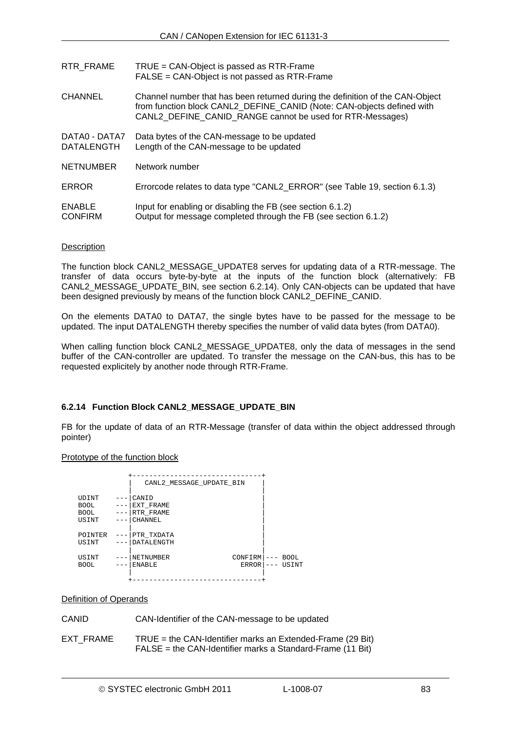| | |
|---|---|
| RTR_FRAME | TRUE = CAN-Object is passed as RTR-Frame<br>FALSE = CAN-Object is not passed as RTR-Frame |
| CHANNEL | Channel number that has been returned during the definition of the CAN-Object from function block CANL2_DEFINE_CANID (Note: CAN-objects defined with CANL2_DEFINE_CANID_RANGE cannot be used for RTR-Messages) |
| DATA0 - DATA7<br>DATALENGTH | Data bytes of the CAN-message to be updated<br>Length of the CAN-message to be updated |
| NETNUMBER | Network number |
| ERROR | Errorcode relates to data type "CANL2_ERROR" (see Table 19, section 6.1.3) |
| ENABLE<br>CONFIRM | Input for enabling or disabling the FB (see section 6.1.2)<br>Output for message completed through the FB (see section 6.1.2) |

Description

The function block CANL2_MESSAGE_UPDATE8 serves for updating data of a RTR-message. The transfer of data occurs byte-by-byte at the inputs of the function block (alternatively: FB CANL2_MESSAGE_UPDATE_BIN, see section 6.2.14). Only CAN-objects can be updated that have been designed previously by means of the function block CANL2_DEFINE_CANID.

On the elements DATA0 to DATA7, the single bytes have to be passed for the message to be updated. The input DATALENGTH thereby specifies the number of valid data bytes (from DATA0).

When calling function block CANL2_MESSAGE_UPDATE8, only the data of messages in the send buffer of the CAN-controller are updated. To transfer the message on the CAN-bus, this has to be requested explicitely by another node through RTR-Frame.

### 6.2.14 Function Block CANL2_MESSAGE_UPDATE_BIN

FB for the update of data of an RTR-Message (transfer of data within the object addressed through pointer)

Prototype of the function block

```
              +-------------------------------+
              |   CANL2_MESSAGE_UPDATE_BIN    |
              |                               |
UDINT     ---|CANID                          |
BOOL      ---|EXT_FRAME                      |
BOOL      ---|RTR_FRAME                      |
USINT     ---|CHANNEL                        |
              |                               |
POINTER   ---|PTR_TXDATA                     |
USINT     ---|DATALENGTH                     |
              |                               |
USINT     ---|NETNUMBER               CONFIRM|--- BOOL
BOOL      ---|ENABLE                    ERROR|--- USINT
              |                               |
              +-------------------------------+
```

Definition of Operands

| | |
|---|---|
| CANID | CAN-Identifier of the CAN-message to be updated |
| EXT_FRAME | TRUE = the CAN-Identifier marks an Extended-Frame (29 Bit)<br>FALSE = the CAN-Identifier marks a Standard-Frame (11 Bit) |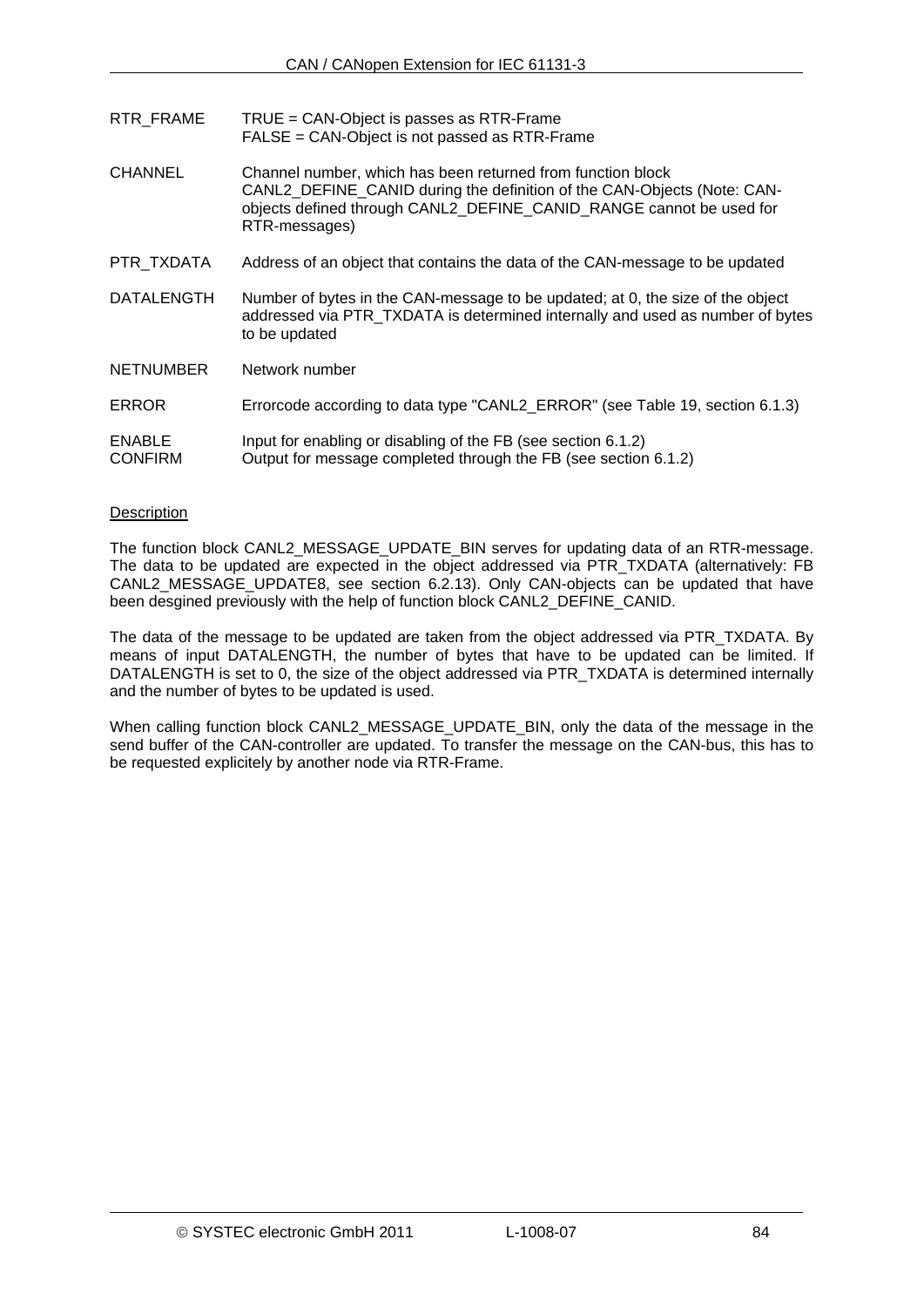| | |
|---|---|
| RTR_FRAME | TRUE = CAN-Object is passes as RTR-Frame<br>FALSE = CAN-Object is not passed as RTR-Frame |
| CHANNEL | Channel number, which has been returned from function block CANL2_DEFINE_CANID during the definition of the CAN-Objects (Note: CAN-objects defined through CANL2_DEFINE_CANID_RANGE cannot be used for RTR-messages) |
| PTR_TXDATA | Address of an object that contains the data of the CAN-message to be updated |
| DATALENGTH | Number of bytes in the CAN-message to be updated; at 0, the size of the object addressed via PTR_TXDATA is determined internally and used as number of bytes to be updated |
| NETNUMBER | Network number |
| ERROR | Errorcode according to data type "CANL2_ERROR" (see Table 19, section 6.1.3) |
| ENABLE | Input for enabling or disabling of the FB (see section 6.1.2) |
| CONFIRM | Output for message completed through the FB (see section 6.1.2) |

Description

The function block CANL2_MESSAGE_UPDATE_BIN serves for updating data of an RTR-message. The data to be updated are expected in the object addressed via PTR_TXDATA (alternatively: FB CANL2_MESSAGE_UPDATE8, see section 6.2.13). Only CAN-objects can be updated that have been desgined previously with the help of function block CANL2_DEFINE_CANID.

The data of the message to be updated are taken from the object addressed via PTR_TXDATA. By means of input DATALENGTH, the number of bytes that have to be updated can be limited. If DATALENGTH is set to 0, the size of the object addressed via PTR_TXDATA is determined internally and the number of bytes to be updated is used.

When calling function block CANL2_MESSAGE_UPDATE_BIN, only the data of the message in the send buffer of the CAN-controller are updated. To transfer the message on the CAN-bus, this has to be requested explicitely by another node via RTR-Frame.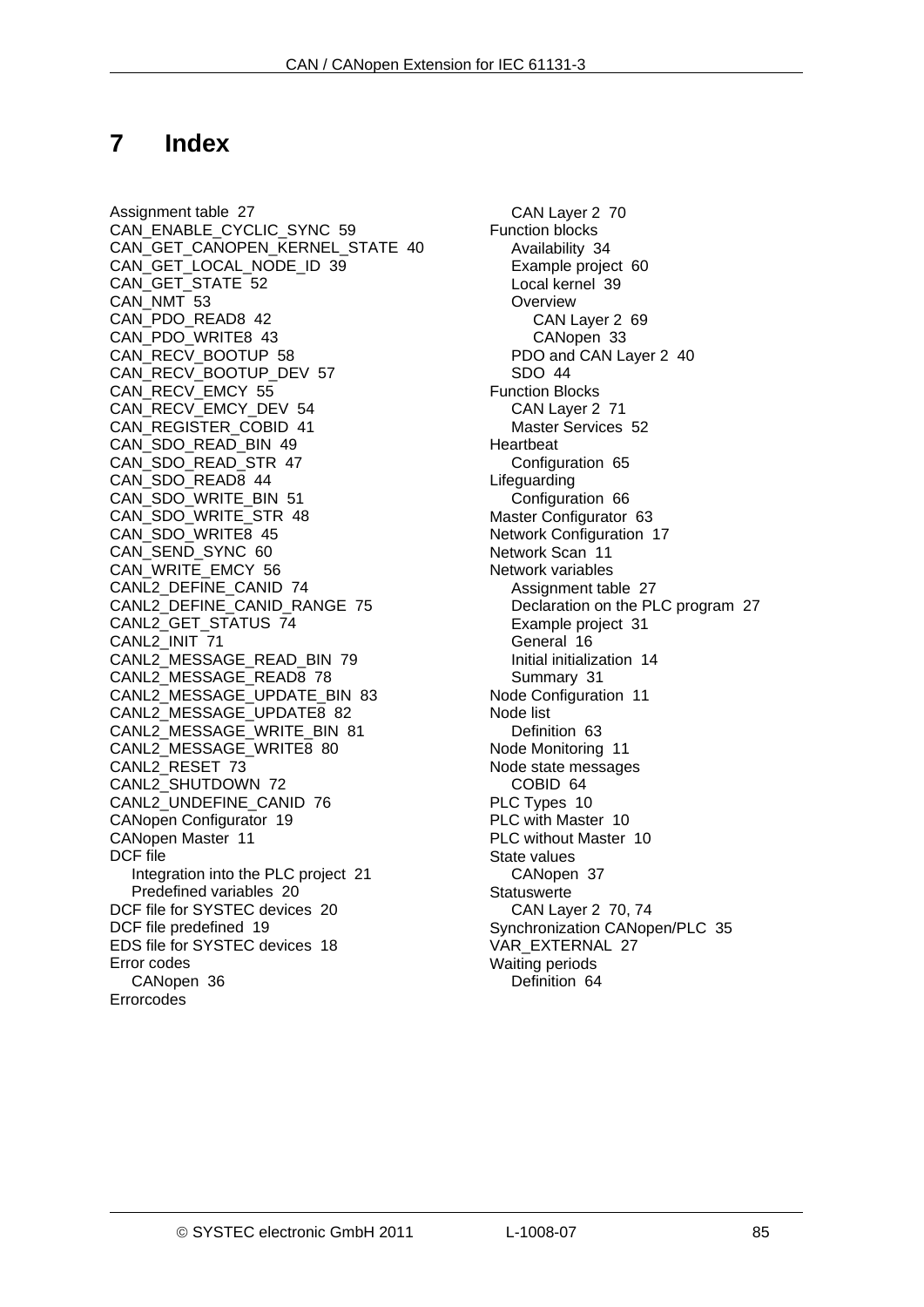# 7 Index

Assignment table 27
CAN_ENABLE_CYCLIC_SYNC 59
CAN_GET_CANOPEN_KERNEL_STATE 40
CAN_GET_LOCAL_NODE_ID 39
CAN_GET_STATE 52
CAN_NMT 53
CAN_PDO_READ8 42
CAN_PDO_WRITE8 43
CAN_RECV_BOOTUP 58
CAN_RECV_BOOTUP_DEV 57
CAN_RECV_EMCY 55
CAN_RECV_EMCY_DEV 54
CAN_REGISTER_COBID 41
CAN_SDO_READ_BIN 49
CAN_SDO_READ_STR 47
CAN_SDO_READ8 44
CAN_SDO_WRITE_BIN 51
CAN_SDO_WRITE_STR 48
CAN_SDO_WRITE8 45
CAN_SEND_SYNC 60
CAN_WRITE_EMCY 56
CANL2_DEFINE_CANID 74
CANL2_DEFINE_CANID_RANGE 75
CANL2_GET_STATUS 74
CANL2_INIT 71
CANL2_MESSAGE_READ_BIN 79
CANL2_MESSAGE_READ8 78
CANL2_MESSAGE_UPDATE_BIN 83
CANL2_MESSAGE_UPDATE8 82
CANL2_MESSAGE_WRITE_BIN 81
CANL2_MESSAGE_WRITE8 80
CANL2_RESET 73
CANL2_SHUTDOWN 72
CANL2_UNDEFINE_CANID 76
CANopen Configurator 19
CANopen Master 11
DCF file
- Integration into the PLC project 21
- Predefined variables 20

DCF file for SYSTEC devices 20
DCF file predefined 19
EDS file for SYSTEC devices 18
Error codes
- CANopen 36

Errorcodes
- CAN Layer 2 70

Function blocks
- Availability 34
- Example project 60
- Local kernel 39
- Overview
  - CAN Layer 2 69
  - CANopen 33
- PDO and CAN Layer 2 40
- SDO 44

Function Blocks
- CAN Layer 2 71
- Master Services 52

Heartbeat
- Configuration 65

Lifeguarding
- Configuration 66

Master Configurator 63
Network Configuration 17
Network Scan 11
Network variables
- Assignment table 27
- Declaration on the PLC program 27
- Example project 31
- General 16
- Initial initialization 14
- Summary 31

Node Configuration 11
Node list
- Definition 63

Node Monitoring 11
Node state messages
- COBID 64

PLC Types 10
PLC with Master 10
PLC without Master 10
State values
- CANopen 37

Statuswerte
- CAN Layer 2 70, 74

Synchronization CANopen/PLC 35
VAR_EXTERNAL 27
Waiting periods
- Definition 64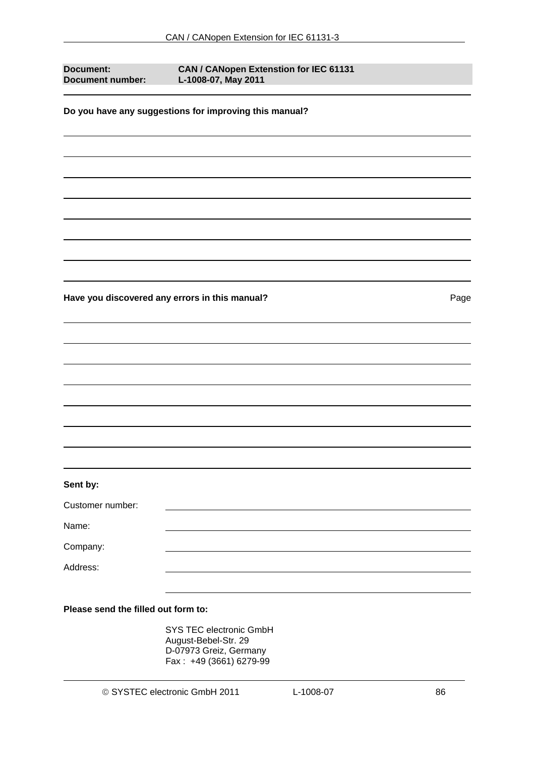**Document:** **CAN / CANopen Extenstion for IEC 61131**
**Document number:** **L-1008-07, May 2011**

**Do you have any suggestions for improving this manual?**

**Have you discovered any errors in this manual?** Page

**Sent by:**

Customer number:

Name:

Company:

Address:

**Please send the filled out form to:**

SYS TEC electronic GmbH
August-Bebel-Str. 29
D-07973 Greiz, Germany
Fax : +49 (3661) 6279-99